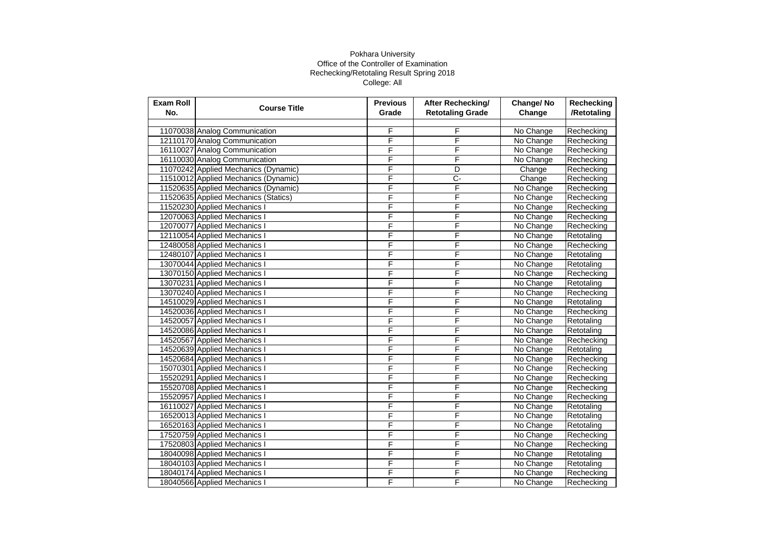Pokhara University

Office of the Controller of Examination

Rechecking/Retotaling Result Spring 2018

College: All

| Exam Roll No. | Course Title | Previous Grade | After Rechecking/ Retotaling Grade | Change/ No Change | Rechecking /Retotaling |
|---|---|---|---|---|---|
| 11070038 | Analog Communication | F | F | No Change | Rechecking |
| 12110170 | Analog Communication | F | F | No Change | Rechecking |
| 16110027 | Analog Communication | F | F | No Change | Rechecking |
| 16110030 | Analog Communication | F | F | No Change | Rechecking |
| 11070242 | Applied Mechanics (Dynamic) | F | D | Change | Rechecking |
| 11510012 | Applied Mechanics (Dynamic) | F | C- | Change | Rechecking |
| 11520635 | Applied Mechanics (Dynamic) | F | F | No Change | Rechecking |
| 11520635 | Applied Mechanics (Statics) | F | F | No Change | Rechecking |
| 11520230 | Applied Mechanics I | F | F | No Change | Rechecking |
| 12070063 | Applied Mechanics I | F | F | No Change | Rechecking |
| 12070077 | Applied Mechanics I | F | F | No Change | Rechecking |
| 12110054 | Applied Mechanics I | F | F | No Change | Retotaling |
| 12480058 | Applied Mechanics I | F | F | No Change | Rechecking |
| 12480107 | Applied Mechanics I | F | F | No Change | Retotaling |
| 13070044 | Applied Mechanics I | F | F | No Change | Retotaling |
| 13070150 | Applied Mechanics I | F | F | No Change | Rechecking |
| 13070231 | Applied Mechanics I | F | F | No Change | Retotaling |
| 13070240 | Applied Mechanics I | F | F | No Change | Rechecking |
| 14510029 | Applied Mechanics I | F | F | No Change | Retotaling |
| 14520036 | Applied Mechanics I | F | F | No Change | Rechecking |
| 14520057 | Applied Mechanics I | F | F | No Change | Retotaling |
| 14520086 | Applied Mechanics I | F | F | No Change | Retotaling |
| 14520567 | Applied Mechanics I | F | F | No Change | Rechecking |
| 14520639 | Applied Mechanics I | F | F | No Change | Retotaling |
| 14520684 | Applied Mechanics I | F | F | No Change | Rechecking |
| 15070301 | Applied Mechanics I | F | F | No Change | Rechecking |
| 15520291 | Applied Mechanics I | F | F | No Change | Rechecking |
| 15520708 | Applied Mechanics I | F | F | No Change | Rechecking |
| 15520957 | Applied Mechanics I | F | F | No Change | Rechecking |
| 16110027 | Applied Mechanics I | F | F | No Change | Retotaling |
| 16520013 | Applied Mechanics I | F | F | No Change | Retotaling |
| 16520163 | Applied Mechanics I | F | F | No Change | Retotaling |
| 17520759 | Applied Mechanics I | F | F | No Change | Rechecking |
| 17520803 | Applied Mechanics I | F | F | No Change | Rechecking |
| 18040098 | Applied Mechanics I | F | F | No Change | Retotaling |
| 18040103 | Applied Mechanics I | F | F | No Change | Retotaling |
| 18040174 | Applied Mechanics I | F | F | No Change | Rechecking |
| 18040566 | Applied Mechanics I | F | F | No Change | Rechecking |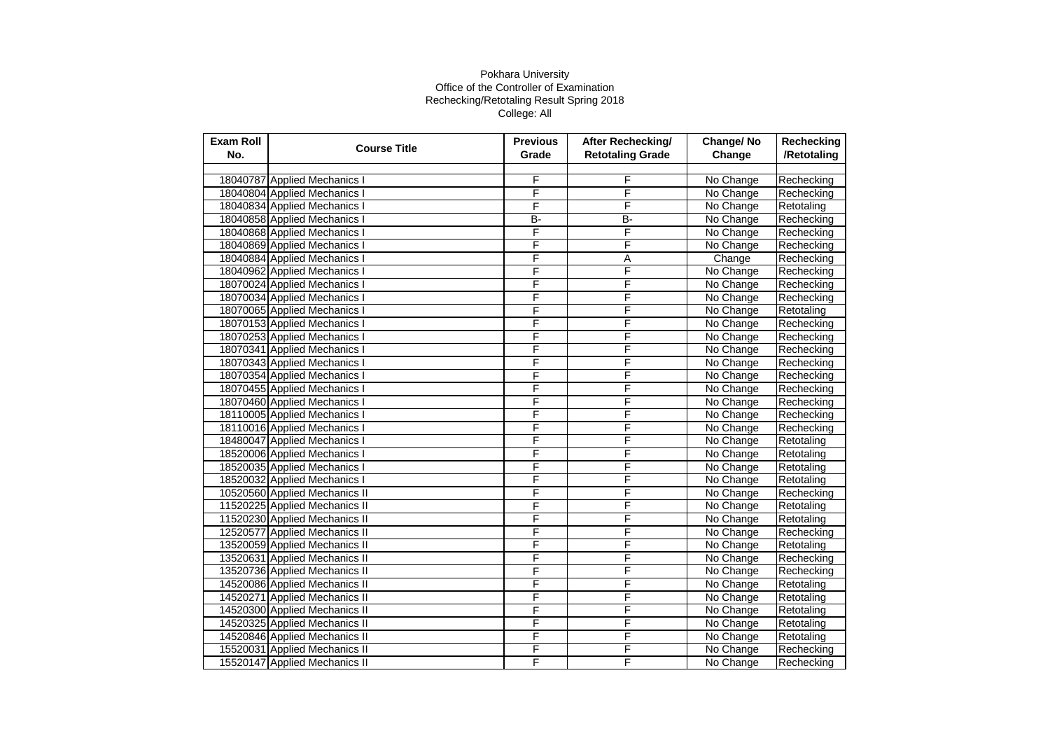Pokhara University
Office of the Controller of Examination
Rechecking/Retotaling Result Spring 2018
College: All

| Exam Roll No. | Course Title | Previous Grade | After Rechecking/ Retotaling Grade | Change/ No Change | Rechecking /Retotaling |
|---|---|---|---|---|---|
| | | | | | |
| 18040787 | Applied Mechanics I | F | F | No Change | Rechecking |
| 18040804 | Applied Mechanics I | F | F | No Change | Rechecking |
| 18040834 | Applied Mechanics I | F | F | No Change | Retotaling |
| 18040858 | Applied Mechanics I | B- | B- | No Change | Rechecking |
| 18040868 | Applied Mechanics I | F | F | No Change | Rechecking |
| 18040869 | Applied Mechanics I | F | F | No Change | Rechecking |
| 18040884 | Applied Mechanics I | F | A | Change | Rechecking |
| 18040962 | Applied Mechanics I | F | F | No Change | Rechecking |
| 18070024 | Applied Mechanics I | F | F | No Change | Rechecking |
| 18070034 | Applied Mechanics I | F | F | No Change | Rechecking |
| 18070065 | Applied Mechanics I | F | F | No Change | Retotaling |
| 18070153 | Applied Mechanics I | F | F | No Change | Rechecking |
| 18070253 | Applied Mechanics I | F | F | No Change | Rechecking |
| 18070341 | Applied Mechanics I | F | F | No Change | Rechecking |
| 18070343 | Applied Mechanics I | F | F | No Change | Rechecking |
| 18070354 | Applied Mechanics I | F | F | No Change | Rechecking |
| 18070455 | Applied Mechanics I | F | F | No Change | Rechecking |
| 18070460 | Applied Mechanics I | F | F | No Change | Rechecking |
| 18110005 | Applied Mechanics I | F | F | No Change | Rechecking |
| 18110016 | Applied Mechanics I | F | F | No Change | Rechecking |
| 18480047 | Applied Mechanics I | F | F | No Change | Retotaling |
| 18520006 | Applied Mechanics I | F | F | No Change | Retotaling |
| 18520035 | Applied Mechanics I | F | F | No Change | Retotaling |
| 18520032 | Applied Mechanics I | F | F | No Change | Retotaling |
| 10520560 | Applied Mechanics II | F | F | No Change | Rechecking |
| 11520225 | Applied Mechanics II | F | F | No Change | Retotaling |
| 11520230 | Applied Mechanics II | F | F | No Change | Retotaling |
| 12520577 | Applied Mechanics II | F | F | No Change | Rechecking |
| 13520059 | Applied Mechanics II | F | F | No Change | Retotaling |
| 13520631 | Applied Mechanics II | F | F | No Change | Rechecking |
| 13520736 | Applied Mechanics II | F | F | No Change | Rechecking |
| 14520086 | Applied Mechanics II | F | F | No Change | Retotaling |
| 14520271 | Applied Mechanics II | F | F | No Change | Retotaling |
| 14520300 | Applied Mechanics II | F | F | No Change | Retotaling |
| 14520325 | Applied Mechanics II | F | F | No Change | Retotaling |
| 14520846 | Applied Mechanics II | F | F | No Change | Retotaling |
| 15520031 | Applied Mechanics II | F | F | No Change | Rechecking |
| 15520147 | Applied Mechanics II | F | F | No Change | Rechecking |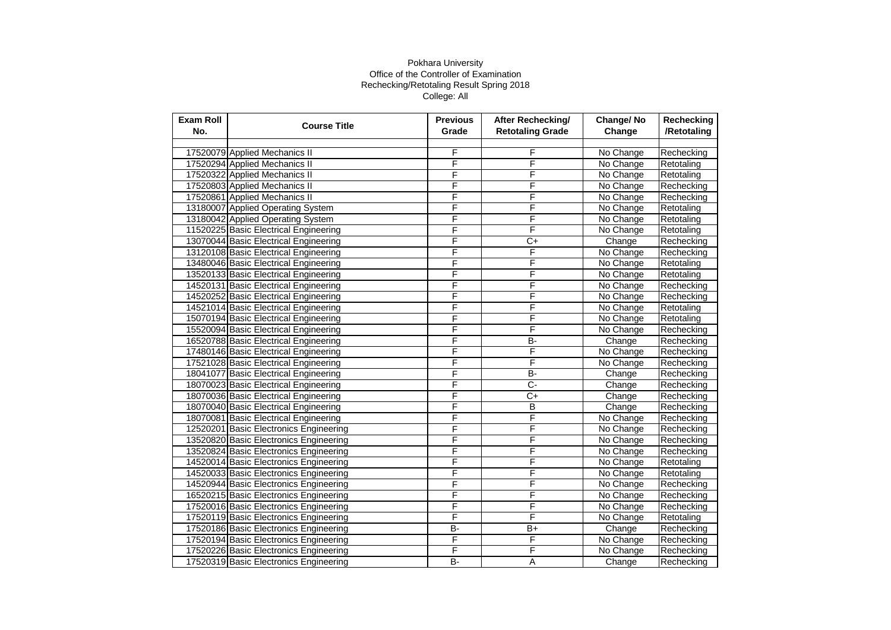Pokhara University

Office of the Controller of Examination

Rechecking/Retotaling Result Spring 2018

College: All

| Exam Roll No. | Course Title | Previous Grade | After Rechecking/ Retotaling Grade | Change/ No Change | Rechecking /Retotaling |
|---|---|---|---|---|---|
| | | | | | |
| 17520079 | Applied Mechanics II | F | F | No Change | Rechecking |
| 17520294 | Applied Mechanics II | F | F | No Change | Retotaling |
| 17520322 | Applied Mechanics II | F | F | No Change | Retotaling |
| 17520803 | Applied Mechanics II | F | F | No Change | Rechecking |
| 17520861 | Applied Mechanics II | F | F | No Change | Rechecking |
| 13180007 | Applied Operating System | F | F | No Change | Retotaling |
| 13180042 | Applied Operating System | F | F | No Change | Retotaling |
| 11520225 | Basic Electrical Engineering | F | F | No Change | Retotaling |
| 13070044 | Basic Electrical Engineering | F | C+ | Change | Rechecking |
| 13120108 | Basic Electrical Engineering | F | F | No Change | Rechecking |
| 13480046 | Basic Electrical Engineering | F | F | No Change | Retotaling |
| 13520133 | Basic Electrical Engineering | F | F | No Change | Retotaling |
| 14520131 | Basic Electrical Engineering | F | F | No Change | Rechecking |
| 14520252 | Basic Electrical Engineering | F | F | No Change | Rechecking |
| 14521014 | Basic Electrical Engineering | F | F | No Change | Retotaling |
| 15070194 | Basic Electrical Engineering | F | F | No Change | Retotaling |
| 15520094 | Basic Electrical Engineering | F | F | No Change | Rechecking |
| 16520788 | Basic Electrical Engineering | F | B- | Change | Rechecking |
| 17480146 | Basic Electrical Engineering | F | F | No Change | Rechecking |
| 17521028 | Basic Electrical Engineering | F | F | No Change | Rechecking |
| 18041077 | Basic Electrical Engineering | F | B- | Change | Rechecking |
| 18070023 | Basic Electrical Engineering | F | C- | Change | Rechecking |
| 18070036 | Basic Electrical Engineering | F | C+ | Change | Rechecking |
| 18070040 | Basic Electrical Engineering | F | B | Change | Rechecking |
| 18070081 | Basic Electrical Engineering | F | F | No Change | Rechecking |
| 12520201 | Basic Electronics Engineering | F | F | No Change | Rechecking |
| 13520820 | Basic Electronics Engineering | F | F | No Change | Rechecking |
| 13520824 | Basic Electronics Engineering | F | F | No Change | Rechecking |
| 14520014 | Basic Electronics Engineering | F | F | No Change | Retotaling |
| 14520033 | Basic Electronics Engineering | F | F | No Change | Retotaling |
| 14520944 | Basic Electronics Engineering | F | F | No Change | Rechecking |
| 16520215 | Basic Electronics Engineering | F | F | No Change | Rechecking |
| 17520016 | Basic Electronics Engineering | F | F | No Change | Rechecking |
| 17520119 | Basic Electronics Engineering | F | F | No Change | Retotaling |
| 17520186 | Basic Electronics Engineering | B- | B+ | Change | Rechecking |
| 17520194 | Basic Electronics Engineering | F | F | No Change | Rechecking |
| 17520226 | Basic Electronics Engineering | F | F | No Change | Rechecking |
| 17520319 | Basic Electronics Engineering | B- | A | Change | Rechecking |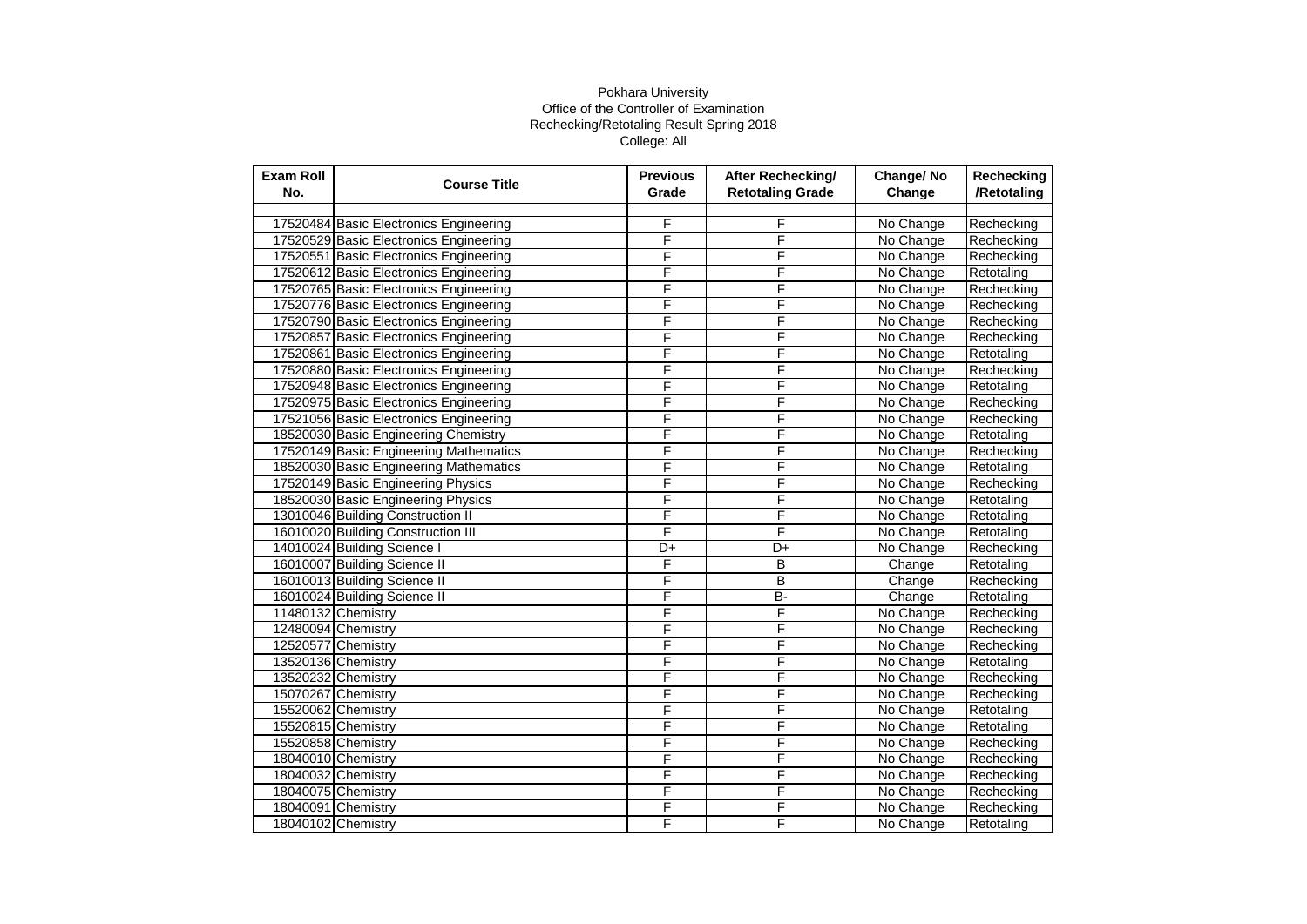Pokhara University
Office of the Controller of Examination
Rechecking/Retotaling Result Spring 2018
College: All

| Exam Roll No. | Course Title | Previous Grade | After Rechecking/ Retotaling Grade | Change/ No Change | Rechecking /Retotaling |
|---|---|---|---|---|---|
| 17520484 | Basic Electronics Engineering | F | F | No Change | Rechecking |
| 17520529 | Basic Electronics Engineering | F | F | No Change | Rechecking |
| 17520551 | Basic Electronics Engineering | F | F | No Change | Rechecking |
| 17520612 | Basic Electronics Engineering | F | F | No Change | Retotaling |
| 17520765 | Basic Electronics Engineering | F | F | No Change | Rechecking |
| 17520776 | Basic Electronics Engineering | F | F | No Change | Rechecking |
| 17520790 | Basic Electronics Engineering | F | F | No Change | Rechecking |
| 17520857 | Basic Electronics Engineering | F | F | No Change | Rechecking |
| 17520861 | Basic Electronics Engineering | F | F | No Change | Retotaling |
| 17520880 | Basic Electronics Engineering | F | F | No Change | Rechecking |
| 17520948 | Basic Electronics Engineering | F | F | No Change | Retotaling |
| 17520975 | Basic Electronics Engineering | F | F | No Change | Rechecking |
| 17521056 | Basic Electronics Engineering | F | F | No Change | Rechecking |
| 18520030 | Basic Engineering Chemistry | F | F | No Change | Retotaling |
| 17520149 | Basic Engineering Mathematics | F | F | No Change | Rechecking |
| 18520030 | Basic Engineering Mathematics | F | F | No Change | Retotaling |
| 17520149 | Basic Engineering Physics | F | F | No Change | Rechecking |
| 18520030 | Basic Engineering Physics | F | F | No Change | Retotaling |
| 13010046 | Building Construction II | F | F | No Change | Retotaling |
| 16010020 | Building Construction III | F | F | No Change | Retotaling |
| 14010024 | Building Science I | D+ | D+ | No Change | Rechecking |
| 16010007 | Building Science II | F | B | Change | Retotaling |
| 16010013 | Building Science II | F | B | Change | Rechecking |
| 16010024 | Building Science II | F | B- | Change | Retotaling |
| 11480132 | Chemistry | F | F | No Change | Rechecking |
| 12480094 | Chemistry | F | F | No Change | Rechecking |
| 12520577 | Chemistry | F | F | No Change | Rechecking |
| 13520136 | Chemistry | F | F | No Change | Retotaling |
| 13520232 | Chemistry | F | F | No Change | Rechecking |
| 15070267 | Chemistry | F | F | No Change | Rechecking |
| 15520062 | Chemistry | F | F | No Change | Retotaling |
| 15520815 | Chemistry | F | F | No Change | Retotaling |
| 15520858 | Chemistry | F | F | No Change | Rechecking |
| 18040010 | Chemistry | F | F | No Change | Rechecking |
| 18040032 | Chemistry | F | F | No Change | Rechecking |
| 18040075 | Chemistry | F | F | No Change | Rechecking |
| 18040091 | Chemistry | F | F | No Change | Rechecking |
| 18040102 | Chemistry | F | F | No Change | Retotaling |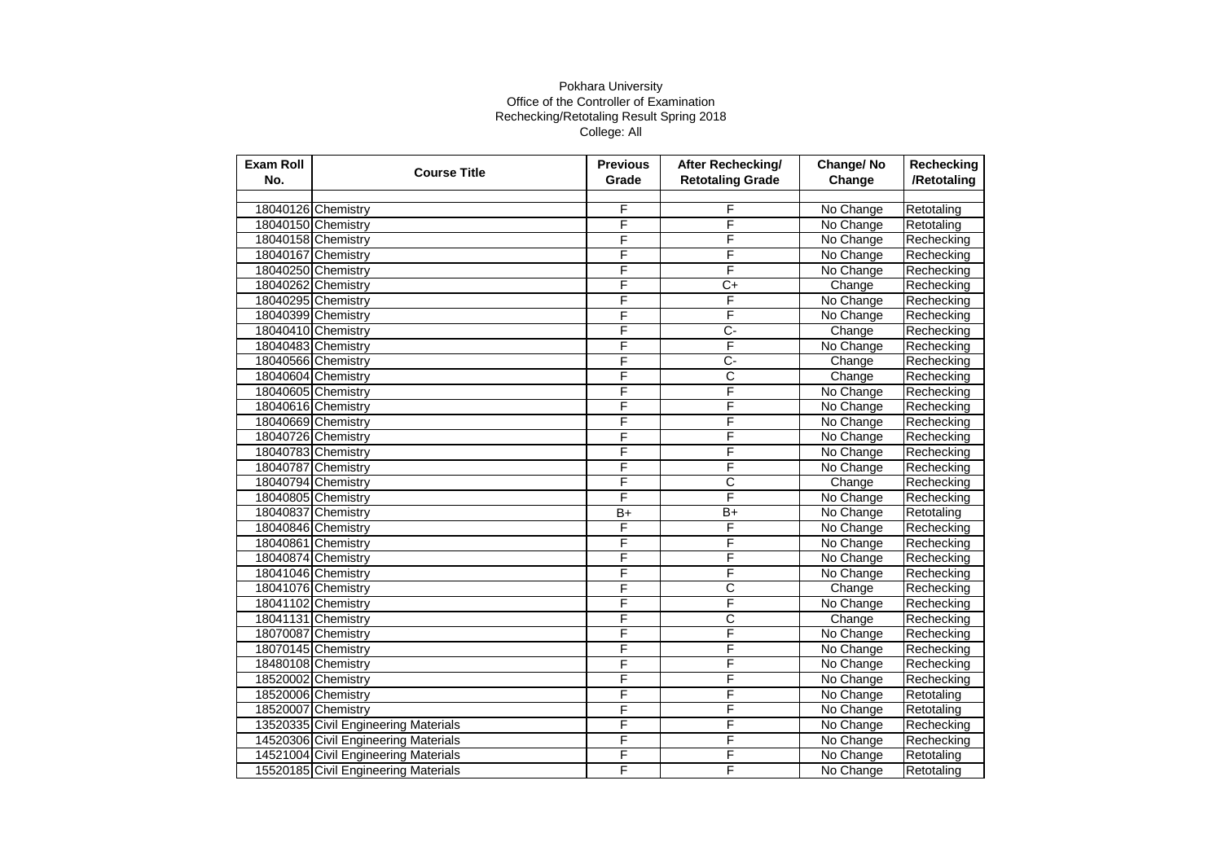Pokhara University
Office of the Controller of Examination
Rechecking/Retotaling Result Spring 2018
College: All

| Exam Roll No. | Course Title | Previous Grade | After Rechecking/ Retotaling Grade | Change/ No Change | Rechecking /Retotaling |
|---|---|---|---|---|---|
| | | | | | |
| 18040126 | Chemistry | F | F | No Change | Retotaling |
| 18040150 | Chemistry | F | F | No Change | Retotaling |
| 18040158 | Chemistry | F | F | No Change | Rechecking |
| 18040167 | Chemistry | F | F | No Change | Rechecking |
| 18040250 | Chemistry | F | F | No Change | Rechecking |
| 18040262 | Chemistry | F | C+ | Change | Rechecking |
| 18040295 | Chemistry | F | F | No Change | Rechecking |
| 18040399 | Chemistry | F | F | No Change | Rechecking |
| 18040410 | Chemistry | F | C- | Change | Rechecking |
| 18040483 | Chemistry | F | F | No Change | Rechecking |
| 18040566 | Chemistry | F | C- | Change | Rechecking |
| 18040604 | Chemistry | F | C | Change | Rechecking |
| 18040605 | Chemistry | F | F | No Change | Rechecking |
| 18040616 | Chemistry | F | F | No Change | Rechecking |
| 18040669 | Chemistry | F | F | No Change | Rechecking |
| 18040726 | Chemistry | F | F | No Change | Rechecking |
| 18040783 | Chemistry | F | F | No Change | Rechecking |
| 18040787 | Chemistry | F | F | No Change | Rechecking |
| 18040794 | Chemistry | F | C | Change | Rechecking |
| 18040805 | Chemistry | F | F | No Change | Rechecking |
| 18040837 | Chemistry | B+ | B+ | No Change | Retotaling |
| 18040846 | Chemistry | F | F | No Change | Rechecking |
| 18040861 | Chemistry | F | F | No Change | Rechecking |
| 18040874 | Chemistry | F | F | No Change | Rechecking |
| 18041046 | Chemistry | F | F | No Change | Rechecking |
| 18041076 | Chemistry | F | C | Change | Rechecking |
| 18041102 | Chemistry | F | F | No Change | Rechecking |
| 18041131 | Chemistry | F | C | Change | Rechecking |
| 18070087 | Chemistry | F | F | No Change | Rechecking |
| 18070145 | Chemistry | F | F | No Change | Rechecking |
| 18480108 | Chemistry | F | F | No Change | Rechecking |
| 18520002 | Chemistry | F | F | No Change | Rechecking |
| 18520006 | Chemistry | F | F | No Change | Retotaling |
| 18520007 | Chemistry | F | F | No Change | Retotaling |
| 13520335 | Civil Engineering Materials | F | F | No Change | Rechecking |
| 14520306 | Civil Engineering Materials | F | F | No Change | Rechecking |
| 14521004 | Civil Engineering Materials | F | F | No Change | Retotaling |
| 15520185 | Civil Engineering Materials | F | F | No Change | Retotaling |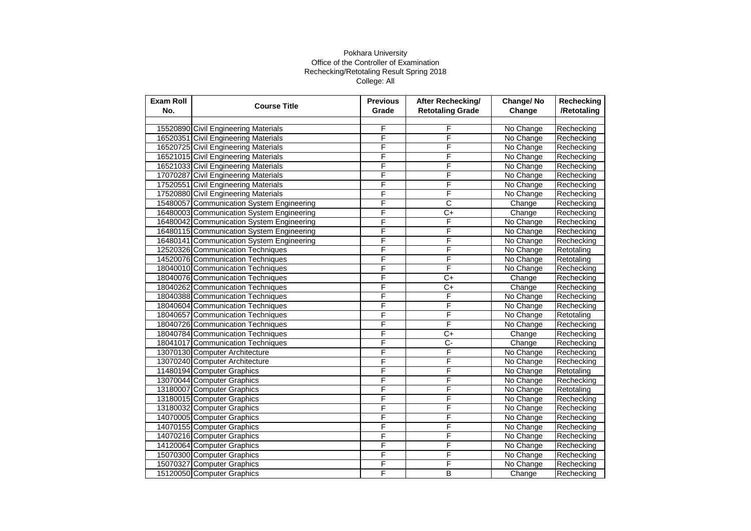Pokhara University

Office of the Controller of Examination

Rechecking/Retotaling Result Spring 2018

College: All

| Exam Roll No. | Course Title | Previous Grade | After Rechecking/ Retotaling Grade | Change/ No Change | Rechecking /Retotaling |
|---|---|---|---|---|---|
| 15520890 | Civil Engineering Materials | F | F | No Change | Rechecking |
| 16520351 | Civil Engineering Materials | F | F | No Change | Rechecking |
| 16520725 | Civil Engineering Materials | F | F | No Change | Rechecking |
| 16521015 | Civil Engineering Materials | F | F | No Change | Rechecking |
| 16521033 | Civil Engineering Materials | F | F | No Change | Rechecking |
| 17070287 | Civil Engineering Materials | F | F | No Change | Rechecking |
| 17520551 | Civil Engineering Materials | F | F | No Change | Rechecking |
| 17520880 | Civil Engineering Materials | F | F | No Change | Rechecking |
| 15480057 | Communication System Engineering | F | C | Change | Rechecking |
| 16480003 | Communication System Engineering | F | C+ | Change | Rechecking |
| 16480042 | Communication System Engineering | F | F | No Change | Rechecking |
| 16480115 | Communication System Engineering | F | F | No Change | Rechecking |
| 16480141 | Communication System Engineering | F | F | No Change | Rechecking |
| 12520326 | Communication Techniques | F | F | No Change | Retotaling |
| 14520076 | Communication Techniques | F | F | No Change | Retotaling |
| 18040010 | Communication Techniques | F | F | No Change | Rechecking |
| 18040076 | Communication Techniques | F | C+ | Change | Rechecking |
| 18040262 | Communication Techniques | F | C+ | Change | Rechecking |
| 18040388 | Communication Techniques | F | F | No Change | Rechecking |
| 18040604 | Communication Techniques | F | F | No Change | Rechecking |
| 18040657 | Communication Techniques | F | F | No Change | Retotaling |
| 18040726 | Communication Techniques | F | F | No Change | Rechecking |
| 18040784 | Communication Techniques | F | C+ | Change | Rechecking |
| 18041017 | Communication Techniques | F | C- | Change | Rechecking |
| 13070130 | Computer Architecture | F | F | No Change | Rechecking |
| 13070240 | Computer Architecture | F | F | No Change | Rechecking |
| 11480194 | Computer Graphics | F | F | No Change | Retotaling |
| 13070044 | Computer Graphics | F | F | No Change | Rechecking |
| 13180007 | Computer Graphics | F | F | No Change | Retotaling |
| 13180015 | Computer Graphics | F | F | No Change | Rechecking |
| 13180032 | Computer Graphics | F | F | No Change | Rechecking |
| 14070005 | Computer Graphics | F | F | No Change | Rechecking |
| 14070155 | Computer Graphics | F | F | No Change | Rechecking |
| 14070216 | Computer Graphics | F | F | No Change | Rechecking |
| 14120064 | Computer Graphics | F | F | No Change | Rechecking |
| 15070300 | Computer Graphics | F | F | No Change | Rechecking |
| 15070327 | Computer Graphics | F | F | No Change | Rechecking |
| 15120050 | Computer Graphics | F | B | Change | Rechecking |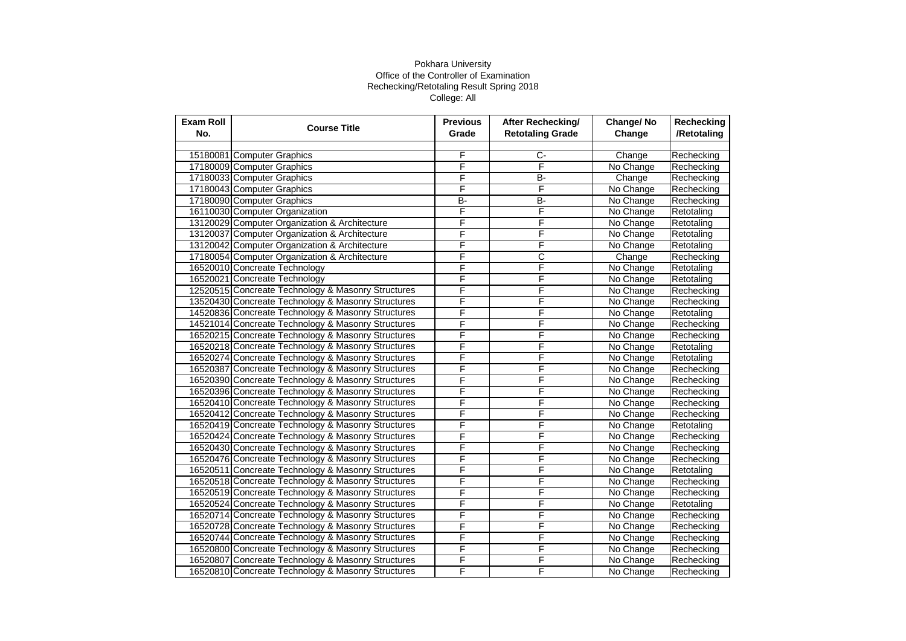Pokhara University
Office of the Controller of Examination
Rechecking/Retotaling Result Spring 2018
College: All

| Exam Roll No. | Course Title | Previous Grade | After Rechecking/ Retotaling Grade | Change/ No Change | Rechecking /Retotaling |
|---|---|---|---|---|---|
| | | | | | |
| 15180081 | Computer Graphics | F | C- | Change | Rechecking |
| 17180009 | Computer Graphics | F | F | No Change | Rechecking |
| 17180033 | Computer Graphics | F | B- | Change | Rechecking |
| 17180043 | Computer Graphics | F | F | No Change | Rechecking |
| 17180090 | Computer Graphics | B- | B- | No Change | Rechecking |
| 16110030 | Computer Organization | F | F | No Change | Retotaling |
| 13120029 | Computer Organization & Architecture | F | F | No Change | Retotaling |
| 13120037 | Computer Organization & Architecture | F | F | No Change | Retotaling |
| 13120042 | Computer Organization & Architecture | F | F | No Change | Retotaling |
| 17180054 | Computer Organization & Architecture | F | C | Change | Rechecking |
| 16520010 | Concreate Technology | F | F | No Change | Retotaling |
| 16520021 | Concreate Technology | F | F | No Change | Retotaling |
| 12520515 | Concreate Technology & Masonry Structures | F | F | No Change | Rechecking |
| 13520430 | Concreate Technology & Masonry Structures | F | F | No Change | Rechecking |
| 14520836 | Concreate Technology & Masonry Structures | F | F | No Change | Retotaling |
| 14521014 | Concreate Technology & Masonry Structures | F | F | No Change | Rechecking |
| 16520215 | Concreate Technology & Masonry Structures | F | F | No Change | Rechecking |
| 16520218 | Concreate Technology & Masonry Structures | F | F | No Change | Retotaling |
| 16520274 | Concreate Technology & Masonry Structures | F | F | No Change | Retotaling |
| 16520387 | Concreate Technology & Masonry Structures | F | F | No Change | Rechecking |
| 16520390 | Concreate Technology & Masonry Structures | F | F | No Change | Rechecking |
| 16520396 | Concreate Technology & Masonry Structures | F | F | No Change | Rechecking |
| 16520410 | Concreate Technology & Masonry Structures | F | F | No Change | Rechecking |
| 16520412 | Concreate Technology & Masonry Structures | F | F | No Change | Rechecking |
| 16520419 | Concreate Technology & Masonry Structures | F | F | No Change | Retotaling |
| 16520424 | Concreate Technology & Masonry Structures | F | F | No Change | Rechecking |
| 16520430 | Concreate Technology & Masonry Structures | F | F | No Change | Rechecking |
| 16520476 | Concreate Technology & Masonry Structures | F | F | No Change | Rechecking |
| 16520511 | Concreate Technology & Masonry Structures | F | F | No Change | Retotaling |
| 16520518 | Concreate Technology & Masonry Structures | F | F | No Change | Rechecking |
| 16520519 | Concreate Technology & Masonry Structures | F | F | No Change | Rechecking |
| 16520524 | Concreate Technology & Masonry Structures | F | F | No Change | Retotaling |
| 16520714 | Concreate Technology & Masonry Structures | F | F | No Change | Rechecking |
| 16520728 | Concreate Technology & Masonry Structures | F | F | No Change | Rechecking |
| 16520744 | Concreate Technology & Masonry Structures | F | F | No Change | Rechecking |
| 16520800 | Concreate Technology & Masonry Structures | F | F | No Change | Rechecking |
| 16520807 | Concreate Technology & Masonry Structures | F | F | No Change | Rechecking |
| 16520810 | Concreate Technology & Masonry Structures | F | F | No Change | Rechecking |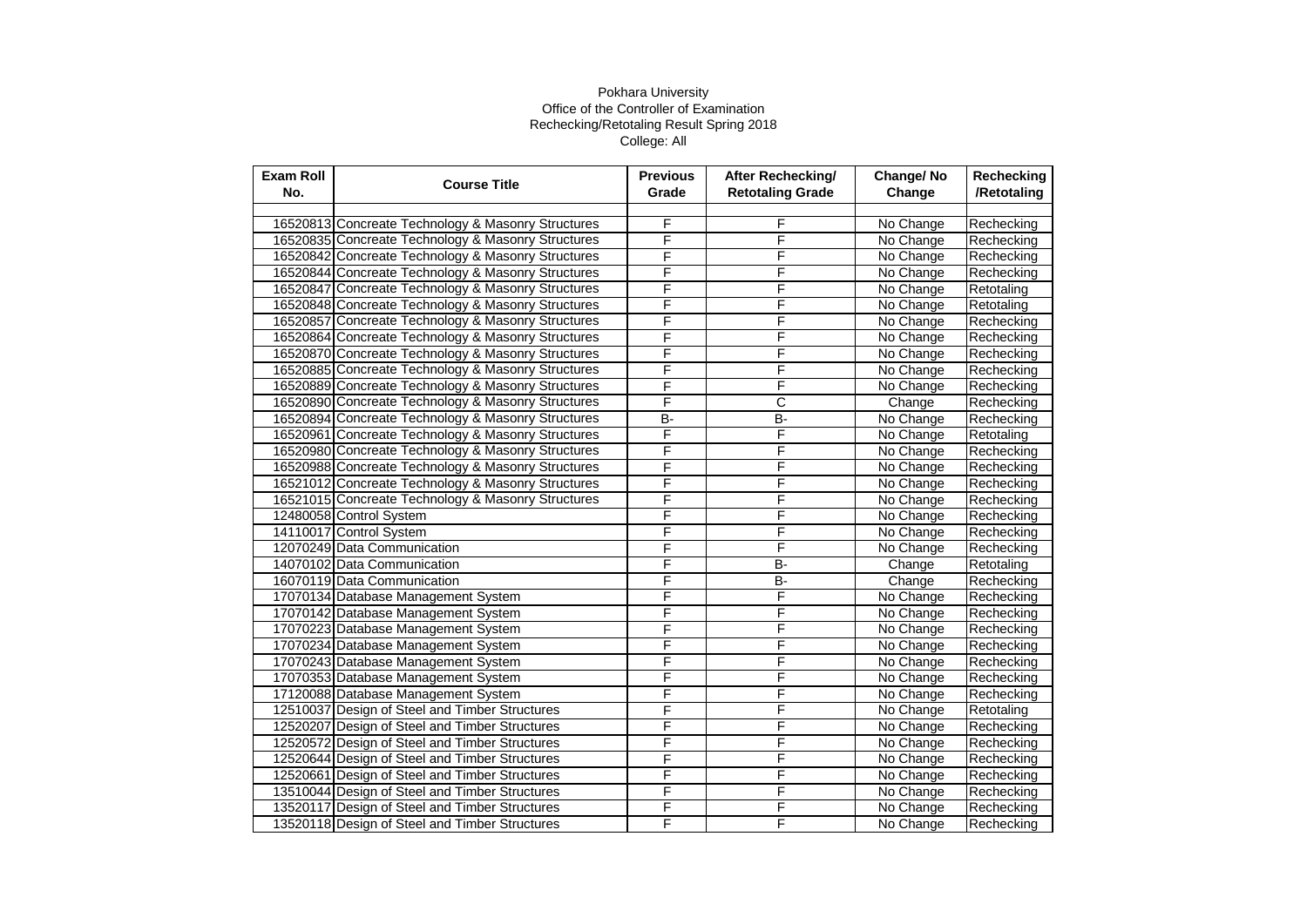Pokhara University
Office of the Controller of Examination
Rechecking/Retotaling Result Spring 2018
College: All

| Exam Roll No. | Course Title | Previous Grade | After Rechecking/ Retotaling Grade | Change/ No Change | Rechecking /Retotaling |
|---|---|---|---|---|---|
| | | | | | |
| 16520813 | Concrete Technology & Masonry Structures | F | F | No Change | Rechecking |
| 16520835 | Concrete Technology & Masonry Structures | F | F | No Change | Rechecking |
| 16520842 | Concrete Technology & Masonry Structures | F | F | No Change | Rechecking |
| 16520844 | Concrete Technology & Masonry Structures | F | F | No Change | Rechecking |
| 16520847 | Concrete Technology & Masonry Structures | F | F | No Change | Retotaling |
| 16520848 | Concrete Technology & Masonry Structures | F | F | No Change | Retotaling |
| 16520857 | Concrete Technology & Masonry Structures | F | F | No Change | Rechecking |
| 16520864 | Concrete Technology & Masonry Structures | F | F | No Change | Rechecking |
| 16520870 | Concrete Technology & Masonry Structures | F | F | No Change | Rechecking |
| 16520885 | Concrete Technology & Masonry Structures | F | F | No Change | Rechecking |
| 16520889 | Concrete Technology & Masonry Structures | F | F | No Change | Rechecking |
| 16520890 | Concrete Technology & Masonry Structures | F | C | Change | Rechecking |
| 16520894 | Concrete Technology & Masonry Structures | B- | B- | No Change | Rechecking |
| 16520961 | Concrete Technology & Masonry Structures | F | F | No Change | Retotaling |
| 16520980 | Concrete Technology & Masonry Structures | F | F | No Change | Rechecking |
| 16520988 | Concrete Technology & Masonry Structures | F | F | No Change | Rechecking |
| 16521012 | Concrete Technology & Masonry Structures | F | F | No Change | Rechecking |
| 16521015 | Concrete Technology & Masonry Structures | F | F | No Change | Rechecking |
| 12480058 | Control System | F | F | No Change | Rechecking |
| 14110017 | Control System | F | F | No Change | Rechecking |
| 12070249 | Data Communication | F | F | No Change | Rechecking |
| 14070102 | Data Communication | F | B- | Change | Retotaling |
| 16070119 | Data Communication | F | B- | Change | Rechecking |
| 17070134 | Database Management System | F | F | No Change | Rechecking |
| 17070142 | Database Management System | F | F | No Change | Rechecking |
| 17070223 | Database Management System | F | F | No Change | Rechecking |
| 17070234 | Database Management System | F | F | No Change | Rechecking |
| 17070243 | Database Management System | F | F | No Change | Rechecking |
| 17070353 | Database Management System | F | F | No Change | Rechecking |
| 17120088 | Database Management System | F | F | No Change | Rechecking |
| 12510037 | Design of Steel and Timber Structures | F | F | No Change | Retotaling |
| 12520207 | Design of Steel and Timber Structures | F | F | No Change | Rechecking |
| 12520572 | Design of Steel and Timber Structures | F | F | No Change | Rechecking |
| 12520644 | Design of Steel and Timber Structures | F | F | No Change | Rechecking |
| 12520661 | Design of Steel and Timber Structures | F | F | No Change | Rechecking |
| 13510044 | Design of Steel and Timber Structures | F | F | No Change | Rechecking |
| 13520117 | Design of Steel and Timber Structures | F | F | No Change | Rechecking |
| 13520118 | Design of Steel and Timber Structures | F | F | No Change | Rechecking |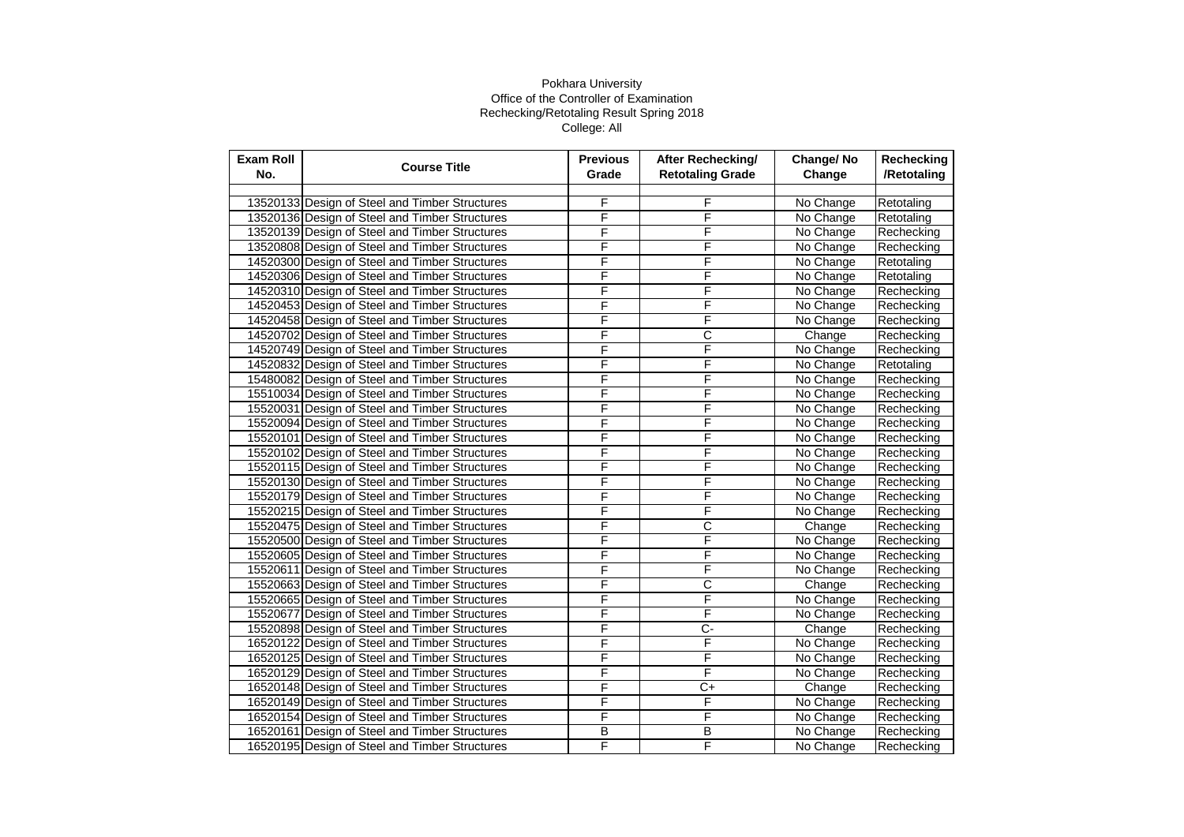Pokhara University
Office of the Controller of Examination
Rechecking/Retotaling Result Spring 2018
College: All

| Exam Roll No. | Course Title | Previous Grade | After Rechecking/ Retotaling Grade | Change/ No Change | Rechecking /Retotaling |
|---|---|---|---|---|---|
| 13520133 | Design of Steel and Timber Structures | F | F | No Change | Retotaling |
| 13520136 | Design of Steel and Timber Structures | F | F | No Change | Retotaling |
| 13520139 | Design of Steel and Timber Structures | F | F | No Change | Rechecking |
| 13520808 | Design of Steel and Timber Structures | F | F | No Change | Rechecking |
| 14520300 | Design of Steel and Timber Structures | F | F | No Change | Retotaling |
| 14520306 | Design of Steel and Timber Structures | F | F | No Change | Retotaling |
| 14520310 | Design of Steel and Timber Structures | F | F | No Change | Rechecking |
| 14520453 | Design of Steel and Timber Structures | F | F | No Change | Rechecking |
| 14520458 | Design of Steel and Timber Structures | F | F | No Change | Rechecking |
| 14520702 | Design of Steel and Timber Structures | F | C | Change | Rechecking |
| 14520749 | Design of Steel and Timber Structures | F | F | No Change | Rechecking |
| 14520832 | Design of Steel and Timber Structures | F | F | No Change | Retotaling |
| 15480082 | Design of Steel and Timber Structures | F | F | No Change | Rechecking |
| 15510034 | Design of Steel and Timber Structures | F | F | No Change | Rechecking |
| 15520031 | Design of Steel and Timber Structures | F | F | No Change | Rechecking |
| 15520094 | Design of Steel and Timber Structures | F | F | No Change | Rechecking |
| 15520101 | Design of Steel and Timber Structures | F | F | No Change | Rechecking |
| 15520102 | Design of Steel and Timber Structures | F | F | No Change | Rechecking |
| 15520115 | Design of Steel and Timber Structures | F | F | No Change | Rechecking |
| 15520130 | Design of Steel and Timber Structures | F | F | No Change | Rechecking |
| 15520179 | Design of Steel and Timber Structures | F | F | No Change | Rechecking |
| 15520215 | Design of Steel and Timber Structures | F | F | No Change | Rechecking |
| 15520475 | Design of Steel and Timber Structures | F | C | Change | Rechecking |
| 15520500 | Design of Steel and Timber Structures | F | F | No Change | Rechecking |
| 15520605 | Design of Steel and Timber Structures | F | F | No Change | Rechecking |
| 15520611 | Design of Steel and Timber Structures | F | F | No Change | Rechecking |
| 15520663 | Design of Steel and Timber Structures | F | C | Change | Rechecking |
| 15520665 | Design of Steel and Timber Structures | F | F | No Change | Rechecking |
| 15520677 | Design of Steel and Timber Structures | F | F | No Change | Rechecking |
| 15520898 | Design of Steel and Timber Structures | F | C- | Change | Rechecking |
| 16520122 | Design of Steel and Timber Structures | F | F | No Change | Rechecking |
| 16520125 | Design of Steel and Timber Structures | F | F | No Change | Rechecking |
| 16520129 | Design of Steel and Timber Structures | F | F | No Change | Rechecking |
| 16520148 | Design of Steel and Timber Structures | F | C+ | Change | Rechecking |
| 16520149 | Design of Steel and Timber Structures | F | F | No Change | Rechecking |
| 16520154 | Design of Steel and Timber Structures | F | F | No Change | Rechecking |
| 16520161 | Design of Steel and Timber Structures | B | B | No Change | Rechecking |
| 16520195 | Design of Steel and Timber Structures | F | F | No Change | Rechecking |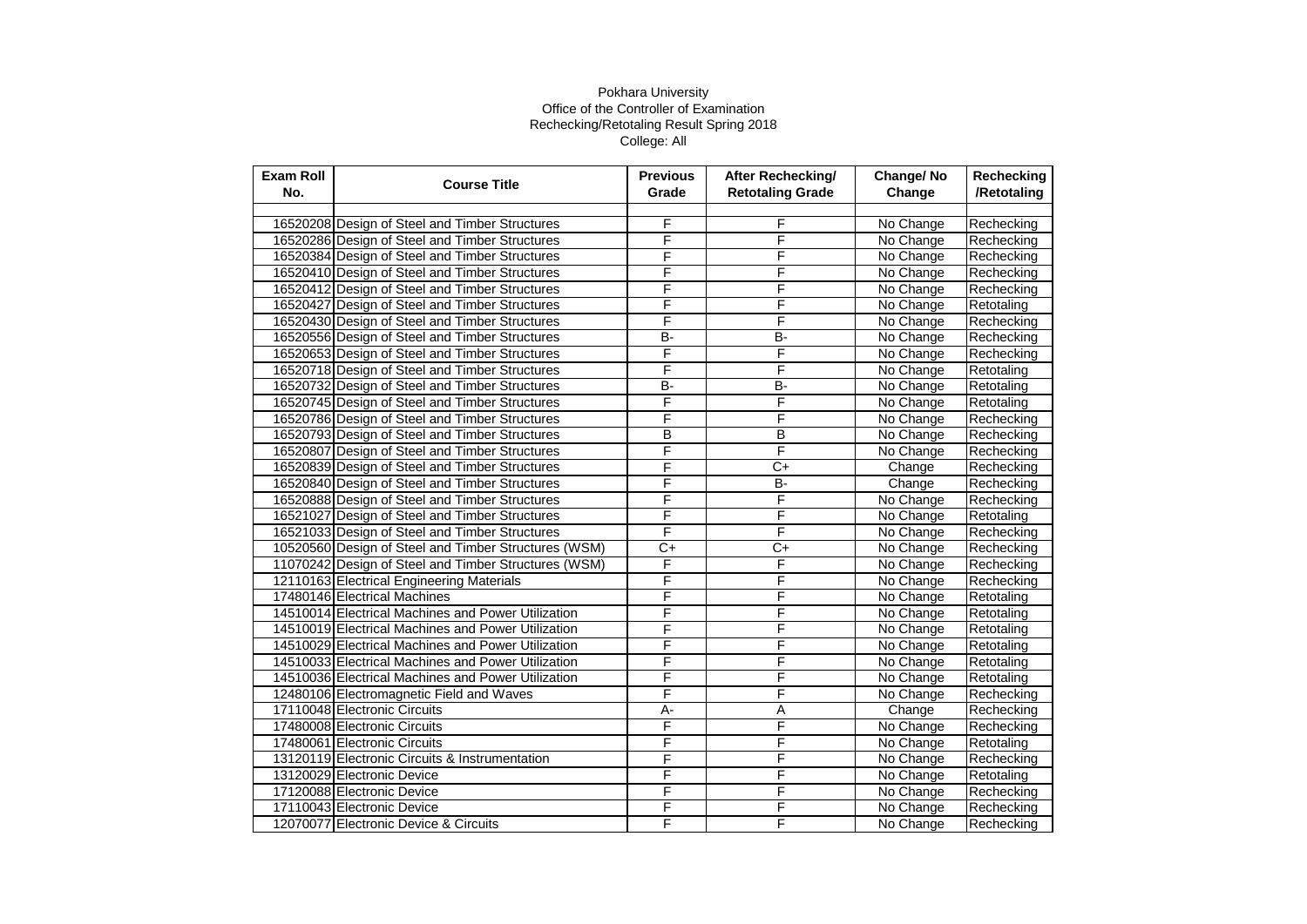Pokhara University
Office of the Controller of Examination
Rechecking/Retotaling Result Spring 2018
College: All

| Exam Roll No. | Course Title | Previous Grade | After Rechecking/ Retotaling Grade | Change/ No Change | Rechecking /Retotaling |
|---|---|---|---|---|---|
| 16520208 | Design of Steel and Timber Structures | F | F | No Change | Rechecking |
| 16520286 | Design of Steel and Timber Structures | F | F | No Change | Rechecking |
| 16520384 | Design of Steel and Timber Structures | F | F | No Change | Rechecking |
| 16520410 | Design of Steel and Timber Structures | F | F | No Change | Rechecking |
| 16520412 | Design of Steel and Timber Structures | F | F | No Change | Rechecking |
| 16520427 | Design of Steel and Timber Structures | F | F | No Change | Retotaling |
| 16520430 | Design of Steel and Timber Structures | F | F | No Change | Rechecking |
| 16520556 | Design of Steel and Timber Structures | B- | B- | No Change | Rechecking |
| 16520653 | Design of Steel and Timber Structures | F | F | No Change | Rechecking |
| 16520718 | Design of Steel and Timber Structures | F | F | No Change | Retotaling |
| 16520732 | Design of Steel and Timber Structures | B- | B- | No Change | Retotaling |
| 16520745 | Design of Steel and Timber Structures | F | F | No Change | Retotaling |
| 16520786 | Design of Steel and Timber Structures | F | F | No Change | Rechecking |
| 16520793 | Design of Steel and Timber Structures | B | B | No Change | Rechecking |
| 16520807 | Design of Steel and Timber Structures | F | F | No Change | Rechecking |
| 16520839 | Design of Steel and Timber Structures | F | C+ | Change | Rechecking |
| 16520840 | Design of Steel and Timber Structures | F | B- | Change | Rechecking |
| 16520888 | Design of Steel and Timber Structures | F | F | No Change | Rechecking |
| 16521027 | Design of Steel and Timber Structures | F | F | No Change | Retotaling |
| 16521033 | Design of Steel and Timber Structures | F | F | No Change | Rechecking |
| 10520560 | Design of Steel and Timber Structures (WSM) | C+ | C+ | No Change | Rechecking |
| 11070242 | Design of Steel and Timber Structures (WSM) | F | F | No Change | Rechecking |
| 12110163 | Electrical Engineering Materials | F | F | No Change | Rechecking |
| 17480146 | Electrical Machines | F | F | No Change | Retotaling |
| 14510014 | Electrical Machines and Power Utilization | F | F | No Change | Retotaling |
| 14510019 | Electrical Machines and Power Utilization | F | F | No Change | Retotaling |
| 14510029 | Electrical Machines and Power Utilization | F | F | No Change | Retotaling |
| 14510033 | Electrical Machines and Power Utilization | F | F | No Change | Retotaling |
| 14510036 | Electrical Machines and Power Utilization | F | F | No Change | Retotaling |
| 12480106 | Electromagnetic Field and Waves | F | F | No Change | Rechecking |
| 17110048 | Electronic Circuits | A- | A | Change | Rechecking |
| 17480008 | Electronic Circuits | F | F | No Change | Rechecking |
| 17480061 | Electronic Circuits | F | F | No Change | Retotaling |
| 13120119 | Electronic Circuits & Instrumentation | F | F | No Change | Rechecking |
| 13120029 | Electronic Device | F | F | No Change | Retotaling |
| 17120088 | Electronic Device | F | F | No Change | Rechecking |
| 17110043 | Electronic Device | F | F | No Change | Rechecking |
| 12070077 | Electronic Device & Circuits | F | F | No Change | Rechecking |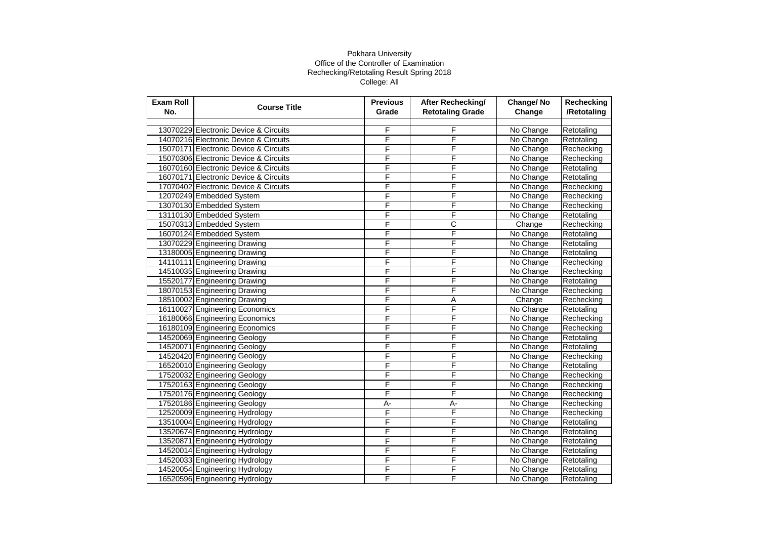Pokhara University
Office of the Controller of Examination
Rechecking/Retotaling Result Spring 2018
College: All

| Exam Roll No. | Course Title | Previous Grade | After Rechecking/ Retotaling Grade | Change/ No Change | Rechecking /Retotaling |
|---|---|---|---|---|---|
| 13070229 | Electronic Device & Circuits | F | F | No Change | Retotaling |
| 14070216 | Electronic Device & Circuits | F | F | No Change | Retotaling |
| 15070171 | Electronic Device & Circuits | F | F | No Change | Rechecking |
| 15070306 | Electronic Device & Circuits | F | F | No Change | Rechecking |
| 16070160 | Electronic Device & Circuits | F | F | No Change | Retotaling |
| 16070171 | Electronic Device & Circuits | F | F | No Change | Retotaling |
| 17070402 | Electronic Device & Circuits | F | F | No Change | Rechecking |
| 12070249 | Embedded System | F | F | No Change | Rechecking |
| 13070130 | Embedded System | F | F | No Change | Rechecking |
| 13110130 | Embedded System | F | F | No Change | Retotaling |
| 15070313 | Embedded System | F | C | Change | Rechecking |
| 16070124 | Embedded System | F | F | No Change | Retotaling |
| 13070229 | Engineering Drawing | F | F | No Change | Retotaling |
| 13180005 | Engineering Drawing | F | F | No Change | Retotaling |
| 14110111 | Engineering Drawing | F | F | No Change | Rechecking |
| 14510035 | Engineering Drawing | F | F | No Change | Rechecking |
| 15520177 | Engineering Drawing | F | F | No Change | Retotaling |
| 18070153 | Engineering Drawing | F | F | No Change | Rechecking |
| 18510002 | Engineering Drawing | F | A | Change | Rechecking |
| 16110027 | Engineering Economics | F | F | No Change | Retotaling |
| 16180066 | Engineering Economics | F | F | No Change | Rechecking |
| 16180109 | Engineering Economics | F | F | No Change | Rechecking |
| 14520069 | Engineering Geology | F | F | No Change | Retotaling |
| 14520071 | Engineering Geology | F | F | No Change | Retotaling |
| 14520420 | Engineering Geology | F | F | No Change | Rechecking |
| 16520010 | Engineering Geology | F | F | No Change | Retotaling |
| 17520032 | Engineering Geology | F | F | No Change | Rechecking |
| 17520163 | Engineering Geology | F | F | No Change | Rechecking |
| 17520176 | Engineering Geology | F | F | No Change | Rechecking |
| 17520186 | Engineering Geology | A- | A- | No Change | Rechecking |
| 12520009 | Engineering Hydrology | F | F | No Change | Rechecking |
| 13510004 | Engineering Hydrology | F | F | No Change | Retotaling |
| 13520674 | Engineering Hydrology | F | F | No Change | Retotaling |
| 13520871 | Engineering Hydrology | F | F | No Change | Retotaling |
| 14520014 | Engineering Hydrology | F | F | No Change | Retotaling |
| 14520033 | Engineering Hydrology | F | F | No Change | Retotaling |
| 14520054 | Engineering Hydrology | F | F | No Change | Retotaling |
| 16520596 | Engineering Hydrology | F | F | No Change | Retotaling |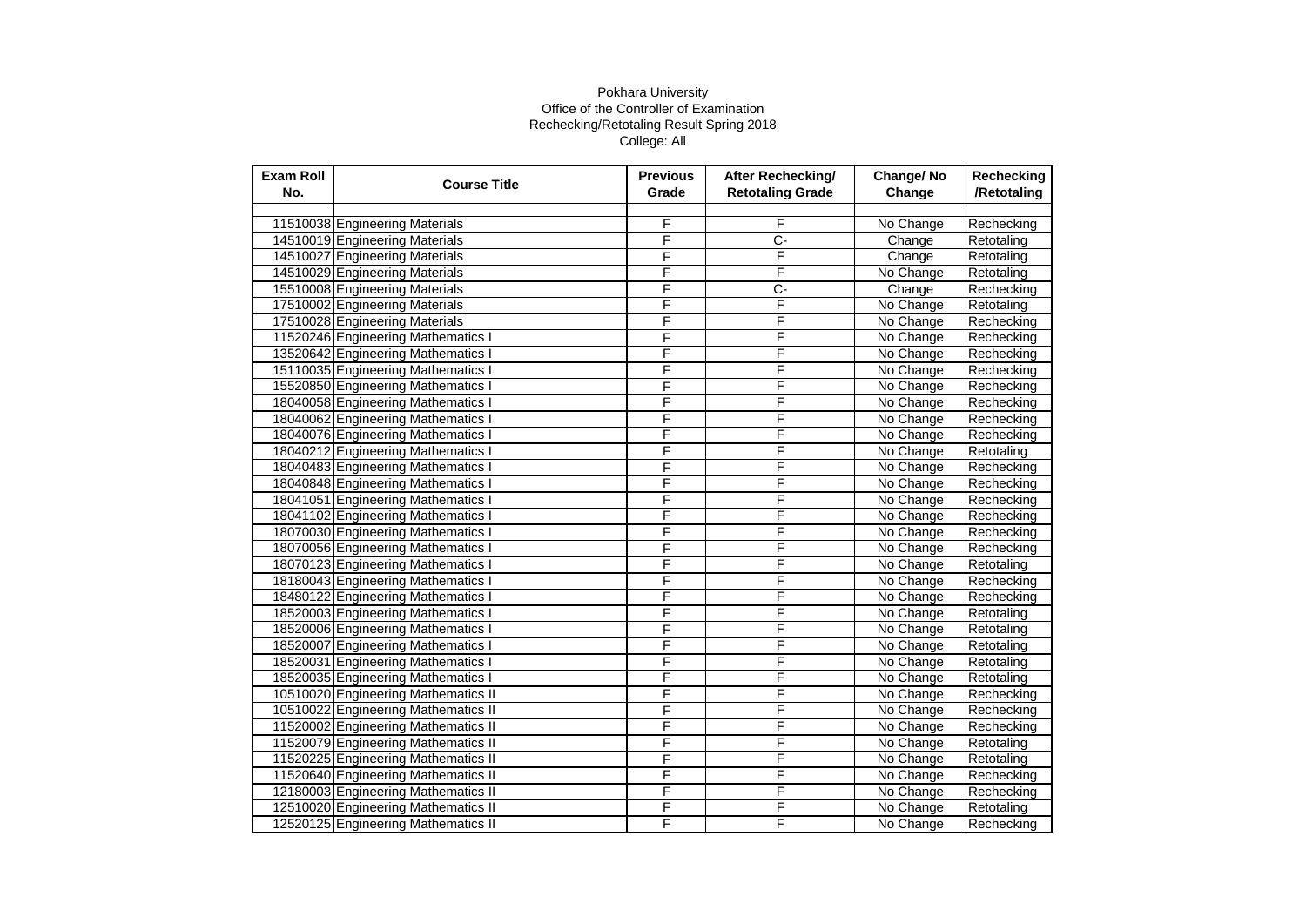Pokhara University
Office of the Controller of Examination
Rechecking/Retotaling Result Spring 2018
College: All

| Exam Roll No. | Course Title | Previous Grade | After Rechecking/ Retotaling Grade | Change/ No Change | Rechecking /Retotaling |
|---|---|---|---|---|---|
| | | | | | |
| 11510038 | Engineering Materials | F | F | No Change | Rechecking |
| 14510019 | Engineering Materials | F | C- | Change | Retotaling |
| 14510027 | Engineering Materials | F | F | Change | Retotaling |
| 14510029 | Engineering Materials | F | F | No Change | Retotaling |
| 15510008 | Engineering Materials | F | C- | Change | Rechecking |
| 17510002 | Engineering Materials | F | F | No Change | Retotaling |
| 17510028 | Engineering Materials | F | F | No Change | Rechecking |
| 11520246 | Engineering Mathematics I | F | F | No Change | Rechecking |
| 13520642 | Engineering Mathematics I | F | F | No Change | Rechecking |
| 15110035 | Engineering Mathematics I | F | F | No Change | Rechecking |
| 15520850 | Engineering Mathematics I | F | F | No Change | Rechecking |
| 18040058 | Engineering Mathematics I | F | F | No Change | Rechecking |
| 18040062 | Engineering Mathematics I | F | F | No Change | Rechecking |
| 18040076 | Engineering Mathematics I | F | F | No Change | Rechecking |
| 18040212 | Engineering Mathematics I | F | F | No Change | Retotaling |
| 18040483 | Engineering Mathematics I | F | F | No Change | Rechecking |
| 18040848 | Engineering Mathematics I | F | F | No Change | Rechecking |
| 18041051 | Engineering Mathematics I | F | F | No Change | Rechecking |
| 18041102 | Engineering Mathematics I | F | F | No Change | Rechecking |
| 18070030 | Engineering Mathematics I | F | F | No Change | Rechecking |
| 18070056 | Engineering Mathematics I | F | F | No Change | Rechecking |
| 18070123 | Engineering Mathematics I | F | F | No Change | Retotaling |
| 18180043 | Engineering Mathematics I | F | F | No Change | Rechecking |
| 18480122 | Engineering Mathematics I | F | F | No Change | Rechecking |
| 18520003 | Engineering Mathematics I | F | F | No Change | Retotaling |
| 18520006 | Engineering Mathematics I | F | F | No Change | Retotaling |
| 18520007 | Engineering Mathematics I | F | F | No Change | Retotaling |
| 18520031 | Engineering Mathematics I | F | F | No Change | Retotaling |
| 18520035 | Engineering Mathematics I | F | F | No Change | Retotaling |
| 10510020 | Engineering Mathematics II | F | F | No Change | Rechecking |
| 10510022 | Engineering Mathematics II | F | F | No Change | Rechecking |
| 11520002 | Engineering Mathematics II | F | F | No Change | Rechecking |
| 11520079 | Engineering Mathematics II | F | F | No Change | Retotaling |
| 11520225 | Engineering Mathematics II | F | F | No Change | Retotaling |
| 11520640 | Engineering Mathematics II | F | F | No Change | Rechecking |
| 12180003 | Engineering Mathematics II | F | F | No Change | Rechecking |
| 12510020 | Engineering Mathematics II | F | F | No Change | Retotaling |
| 12520125 | Engineering Mathematics II | F | F | No Change | Rechecking |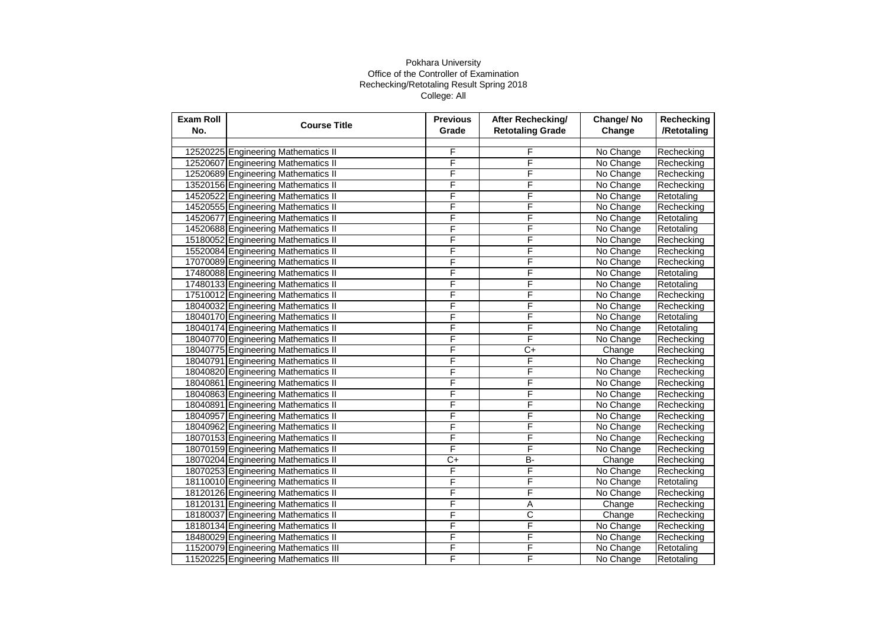Pokhara University
Office of the Controller of Examination
Rechecking/Retotaling Result Spring 2018
College: All

| Exam Roll No. | Course Title | Previous Grade | After Rechecking/ Retotaling Grade | Change/ No Change | Rechecking /Retotaling |
|---|---|---|---|---|---|
| 12520225 | Engineering Mathematics II | F | F | No Change | Rechecking |
| 12520607 | Engineering Mathematics II | F | F | No Change | Rechecking |
| 12520689 | Engineering Mathematics II | F | F | No Change | Rechecking |
| 13520156 | Engineering Mathematics II | F | F | No Change | Rechecking |
| 14520522 | Engineering Mathematics II | F | F | No Change | Retotaling |
| 14520555 | Engineering Mathematics II | F | F | No Change | Rechecking |
| 14520677 | Engineering Mathematics II | F | F | No Change | Retotaling |
| 14520688 | Engineering Mathematics II | F | F | No Change | Retotaling |
| 15180052 | Engineering Mathematics II | F | F | No Change | Rechecking |
| 15520084 | Engineering Mathematics II | F | F | No Change | Rechecking |
| 17070089 | Engineering Mathematics II | F | F | No Change | Rechecking |
| 17480088 | Engineering Mathematics II | F | F | No Change | Retotaling |
| 17480133 | Engineering Mathematics II | F | F | No Change | Retotaling |
| 17510012 | Engineering Mathematics II | F | F | No Change | Rechecking |
| 18040032 | Engineering Mathematics II | F | F | No Change | Rechecking |
| 18040170 | Engineering Mathematics II | F | F | No Change | Retotaling |
| 18040174 | Engineering Mathematics II | F | F | No Change | Retotaling |
| 18040770 | Engineering Mathematics II | F | F | No Change | Rechecking |
| 18040775 | Engineering Mathematics II | F | C+ | Change | Rechecking |
| 18040791 | Engineering Mathematics II | F | F | No Change | Rechecking |
| 18040820 | Engineering Mathematics II | F | F | No Change | Rechecking |
| 18040861 | Engineering Mathematics II | F | F | No Change | Rechecking |
| 18040863 | Engineering Mathematics II | F | F | No Change | Rechecking |
| 18040891 | Engineering Mathematics II | F | F | No Change | Rechecking |
| 18040957 | Engineering Mathematics II | F | F | No Change | Rechecking |
| 18040962 | Engineering Mathematics II | F | F | No Change | Rechecking |
| 18070153 | Engineering Mathematics II | F | F | No Change | Rechecking |
| 18070159 | Engineering Mathematics II | F | F | No Change | Rechecking |
| 18070204 | Engineering Mathematics II | C+ | B- | Change | Rechecking |
| 18070253 | Engineering Mathematics II | F | F | No Change | Rechecking |
| 18110010 | Engineering Mathematics II | F | F | No Change | Retotaling |
| 18120126 | Engineering Mathematics II | F | F | No Change | Rechecking |
| 18120131 | Engineering Mathematics II | F | A | Change | Rechecking |
| 18180037 | Engineering Mathematics II | F | C | Change | Rechecking |
| 18180134 | Engineering Mathematics II | F | F | No Change | Rechecking |
| 18480029 | Engineering Mathematics II | F | F | No Change | Rechecking |
| 11520079 | Engineering Mathematics III | F | F | No Change | Retotaling |
| 11520225 | Engineering Mathematics III | F | F | No Change | Retotaling |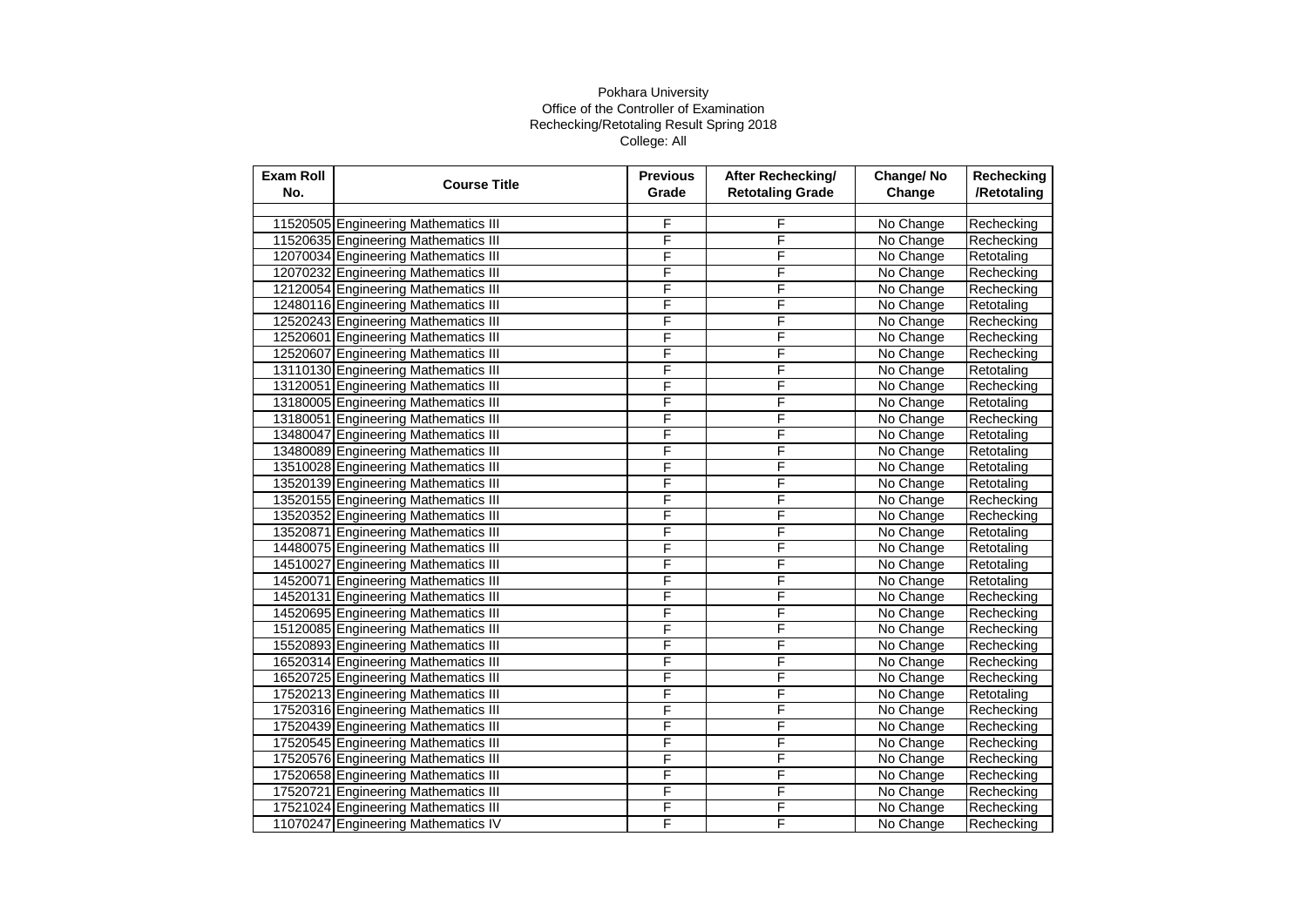Pokhara University

Office of the Controller of Examination

Rechecking/Retotaling Result Spring 2018

College: All

| Exam Roll No. | Course Title | Previous Grade | After Rechecking/ Retotaling Grade | Change/ No Change | Rechecking /Retotaling |
|---|---|---|---|---|---|
| | | | | | |
| 11520505 | Engineering Mathematics III | F | F | No Change | Rechecking |
| 11520635 | Engineering Mathematics III | F | F | No Change | Rechecking |
| 12070034 | Engineering Mathematics III | F | F | No Change | Retotaling |
| 12070232 | Engineering Mathematics III | F | F | No Change | Rechecking |
| 12120054 | Engineering Mathematics III | F | F | No Change | Rechecking |
| 12480116 | Engineering Mathematics III | F | F | No Change | Retotaling |
| 12520243 | Engineering Mathematics III | F | F | No Change | Rechecking |
| 12520601 | Engineering Mathematics III | F | F | No Change | Rechecking |
| 12520607 | Engineering Mathematics III | F | F | No Change | Rechecking |
| 13110130 | Engineering Mathematics III | F | F | No Change | Retotaling |
| 13120051 | Engineering Mathematics III | F | F | No Change | Rechecking |
| 13180005 | Engineering Mathematics III | F | F | No Change | Retotaling |
| 13180051 | Engineering Mathematics III | F | F | No Change | Rechecking |
| 13480047 | Engineering Mathematics III | F | F | No Change | Retotaling |
| 13480089 | Engineering Mathematics III | F | F | No Change | Retotaling |
| 13510028 | Engineering Mathematics III | F | F | No Change | Retotaling |
| 13520139 | Engineering Mathematics III | F | F | No Change | Retotaling |
| 13520155 | Engineering Mathematics III | F | F | No Change | Rechecking |
| 13520352 | Engineering Mathematics III | F | F | No Change | Rechecking |
| 13520871 | Engineering Mathematics III | F | F | No Change | Retotaling |
| 14480075 | Engineering Mathematics III | F | F | No Change | Retotaling |
| 14510027 | Engineering Mathematics III | F | F | No Change | Retotaling |
| 14520071 | Engineering Mathematics III | F | F | No Change | Retotaling |
| 14520131 | Engineering Mathematics III | F | F | No Change | Rechecking |
| 14520695 | Engineering Mathematics III | F | F | No Change | Rechecking |
| 15120085 | Engineering Mathematics III | F | F | No Change | Rechecking |
| 15520893 | Engineering Mathematics III | F | F | No Change | Rechecking |
| 16520314 | Engineering Mathematics III | F | F | No Change | Rechecking |
| 16520725 | Engineering Mathematics III | F | F | No Change | Rechecking |
| 17520213 | Engineering Mathematics III | F | F | No Change | Retotaling |
| 17520316 | Engineering Mathematics III | F | F | No Change | Rechecking |
| 17520439 | Engineering Mathematics III | F | F | No Change | Rechecking |
| 17520545 | Engineering Mathematics III | F | F | No Change | Rechecking |
| 17520576 | Engineering Mathematics III | F | F | No Change | Rechecking |
| 17520658 | Engineering Mathematics III | F | F | No Change | Rechecking |
| 17520721 | Engineering Mathematics III | F | F | No Change | Rechecking |
| 17521024 | Engineering Mathematics III | F | F | No Change | Rechecking |
| 11070247 | Engineering Mathematics IV | F | F | No Change | Rechecking |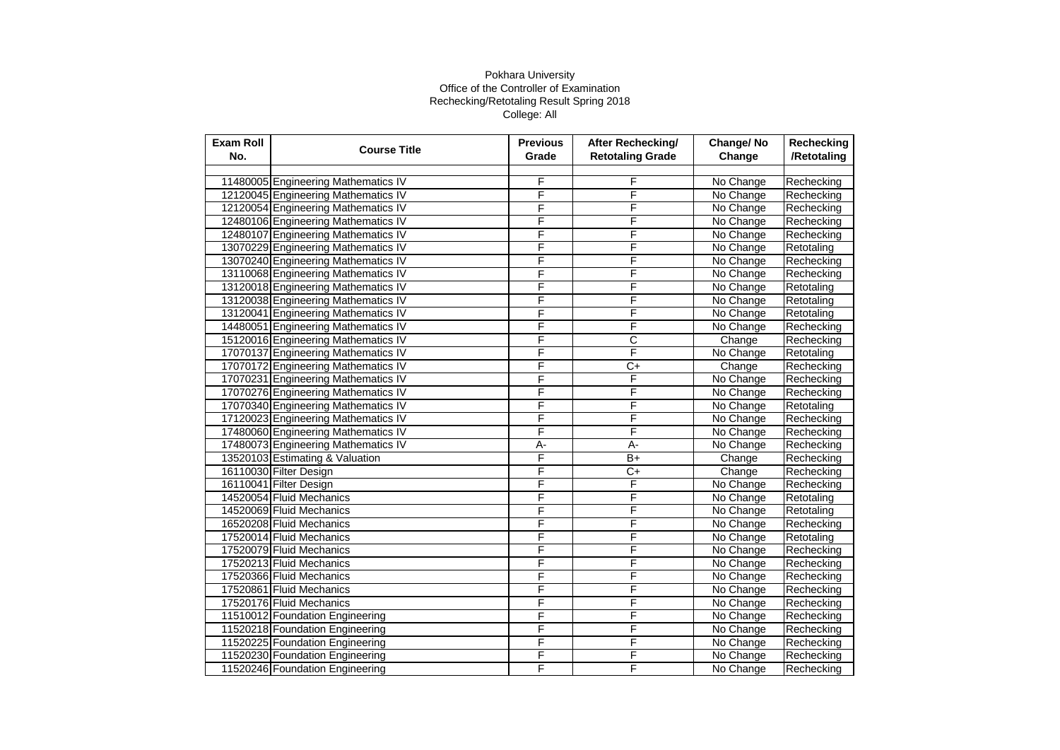Pokhara University
Office of the Controller of Examination
Rechecking/Retotaling Result Spring 2018
College: All

| Exam Roll No. | Course Title | Previous Grade | After Rechecking/ Retotaling Grade | Change/ No Change | Rechecking /Retotaling |
|---|---|---|---|---|---|
| | | | | | |
| 11480005 | Engineering Mathematics IV | F | F | No Change | Rechecking |
| 12120045 | Engineering Mathematics IV | F | F | No Change | Rechecking |
| 12120054 | Engineering Mathematics IV | F | F | No Change | Rechecking |
| 12480106 | Engineering Mathematics IV | F | F | No Change | Rechecking |
| 12480107 | Engineering Mathematics IV | F | F | No Change | Rechecking |
| 13070229 | Engineering Mathematics IV | F | F | No Change | Retotaling |
| 13070240 | Engineering Mathematics IV | F | F | No Change | Rechecking |
| 13110068 | Engineering Mathematics IV | F | F | No Change | Rechecking |
| 13120018 | Engineering Mathematics IV | F | F | No Change | Retotaling |
| 13120038 | Engineering Mathematics IV | F | F | No Change | Retotaling |
| 13120041 | Engineering Mathematics IV | F | F | No Change | Retotaling |
| 14480051 | Engineering Mathematics IV | F | F | No Change | Rechecking |
| 15120016 | Engineering Mathematics IV | F | C | Change | Rechecking |
| 17070137 | Engineering Mathematics IV | F | F | No Change | Retotaling |
| 17070172 | Engineering Mathematics IV | F | C+ | Change | Rechecking |
| 17070231 | Engineering Mathematics IV | F | F | No Change | Rechecking |
| 17070276 | Engineering Mathematics IV | F | F | No Change | Rechecking |
| 17070340 | Engineering Mathematics IV | F | F | No Change | Retotaling |
| 17120023 | Engineering Mathematics IV | F | F | No Change | Rechecking |
| 17480060 | Engineering Mathematics IV | F | F | No Change | Rechecking |
| 17480073 | Engineering Mathematics IV | A- | A- | No Change | Rechecking |
| 13520103 | Estimating & Valuation | F | B+ | Change | Rechecking |
| 16110030 | Filter Design | F | C+ | Change | Rechecking |
| 16110041 | Filter Design | F | F | No Change | Rechecking |
| 14520054 | Fluid Mechanics | F | F | No Change | Retotaling |
| 14520069 | Fluid Mechanics | F | F | No Change | Retotaling |
| 16520208 | Fluid Mechanics | F | F | No Change | Rechecking |
| 17520014 | Fluid Mechanics | F | F | No Change | Retotaling |
| 17520079 | Fluid Mechanics | F | F | No Change | Rechecking |
| 17520213 | Fluid Mechanics | F | F | No Change | Rechecking |
| 17520366 | Fluid Mechanics | F | F | No Change | Rechecking |
| 17520861 | Fluid Mechanics | F | F | No Change | Rechecking |
| 17520176 | Fluid Mechanics | F | F | No Change | Rechecking |
| 11510012 | Foundation Engineering | F | F | No Change | Rechecking |
| 11520218 | Foundation Engineering | F | F | No Change | Rechecking |
| 11520225 | Foundation Engineering | F | F | No Change | Rechecking |
| 11520230 | Foundation Engineering | F | F | No Change | Rechecking |
| 11520246 | Foundation Engineering | F | F | No Change | Rechecking |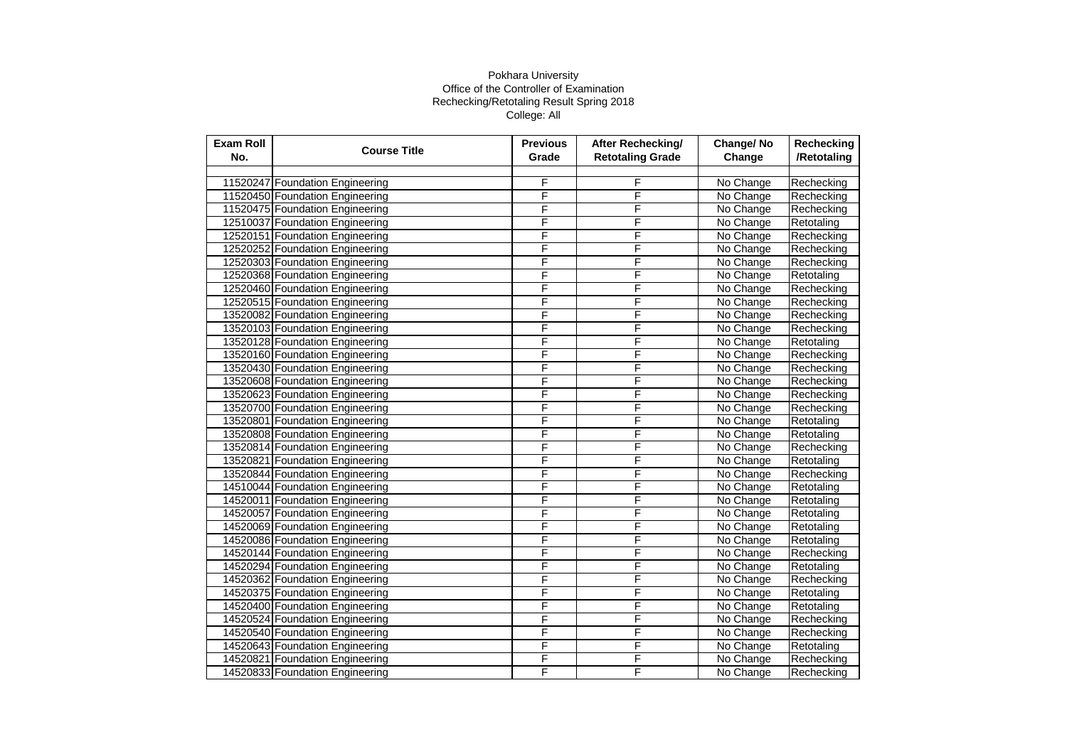Pokhara University
Office of the Controller of Examination
Rechecking/Retotaling Result Spring 2018
College: All

| Exam Roll No. | Course Title | Previous Grade | After Rechecking/ Retotaling Grade | Change/ No Change | Rechecking /Retotaling |
|---|---|---|---|---|---|
| | | | | | |
| 11520247 | Foundation Engineering | F | F | No Change | Rechecking |
| 11520450 | Foundation Engineering | F | F | No Change | Rechecking |
| 11520475 | Foundation Engineering | F | F | No Change | Rechecking |
| 12510037 | Foundation Engineering | F | F | No Change | Retotaling |
| 12520151 | Foundation Engineering | F | F | No Change | Rechecking |
| 12520252 | Foundation Engineering | F | F | No Change | Rechecking |
| 12520303 | Foundation Engineering | F | F | No Change | Rechecking |
| 12520368 | Foundation Engineering | F | F | No Change | Retotaling |
| 12520460 | Foundation Engineering | F | F | No Change | Rechecking |
| 12520515 | Foundation Engineering | F | F | No Change | Rechecking |
| 13520082 | Foundation Engineering | F | F | No Change | Rechecking |
| 13520103 | Foundation Engineering | F | F | No Change | Rechecking |
| 13520128 | Foundation Engineering | F | F | No Change | Retotaling |
| 13520160 | Foundation Engineering | F | F | No Change | Rechecking |
| 13520430 | Foundation Engineering | F | F | No Change | Rechecking |
| 13520608 | Foundation Engineering | F | F | No Change | Rechecking |
| 13520623 | Foundation Engineering | F | F | No Change | Rechecking |
| 13520700 | Foundation Engineering | F | F | No Change | Rechecking |
| 13520801 | Foundation Engineering | F | F | No Change | Retotaling |
| 13520808 | Foundation Engineering | F | F | No Change | Retotaling |
| 13520814 | Foundation Engineering | F | F | No Change | Rechecking |
| 13520821 | Foundation Engineering | F | F | No Change | Retotaling |
| 13520844 | Foundation Engineering | F | F | No Change | Rechecking |
| 14510044 | Foundation Engineering | F | F | No Change | Retotaling |
| 14520011 | Foundation Engineering | F | F | No Change | Retotaling |
| 14520057 | Foundation Engineering | F | F | No Change | Retotaling |
| 14520069 | Foundation Engineering | F | F | No Change | Retotaling |
| 14520086 | Foundation Engineering | F | F | No Change | Retotaling |
| 14520144 | Foundation Engineering | F | F | No Change | Rechecking |
| 14520294 | Foundation Engineering | F | F | No Change | Retotaling |
| 14520362 | Foundation Engineering | F | F | No Change | Rechecking |
| 14520375 | Foundation Engineering | F | F | No Change | Retotaling |
| 14520400 | Foundation Engineering | F | F | No Change | Retotaling |
| 14520524 | Foundation Engineering | F | F | No Change | Rechecking |
| 14520540 | Foundation Engineering | F | F | No Change | Rechecking |
| 14520643 | Foundation Engineering | F | F | No Change | Retotaling |
| 14520821 | Foundation Engineering | F | F | No Change | Rechecking |
| 14520833 | Foundation Engineering | F | F | No Change | Rechecking |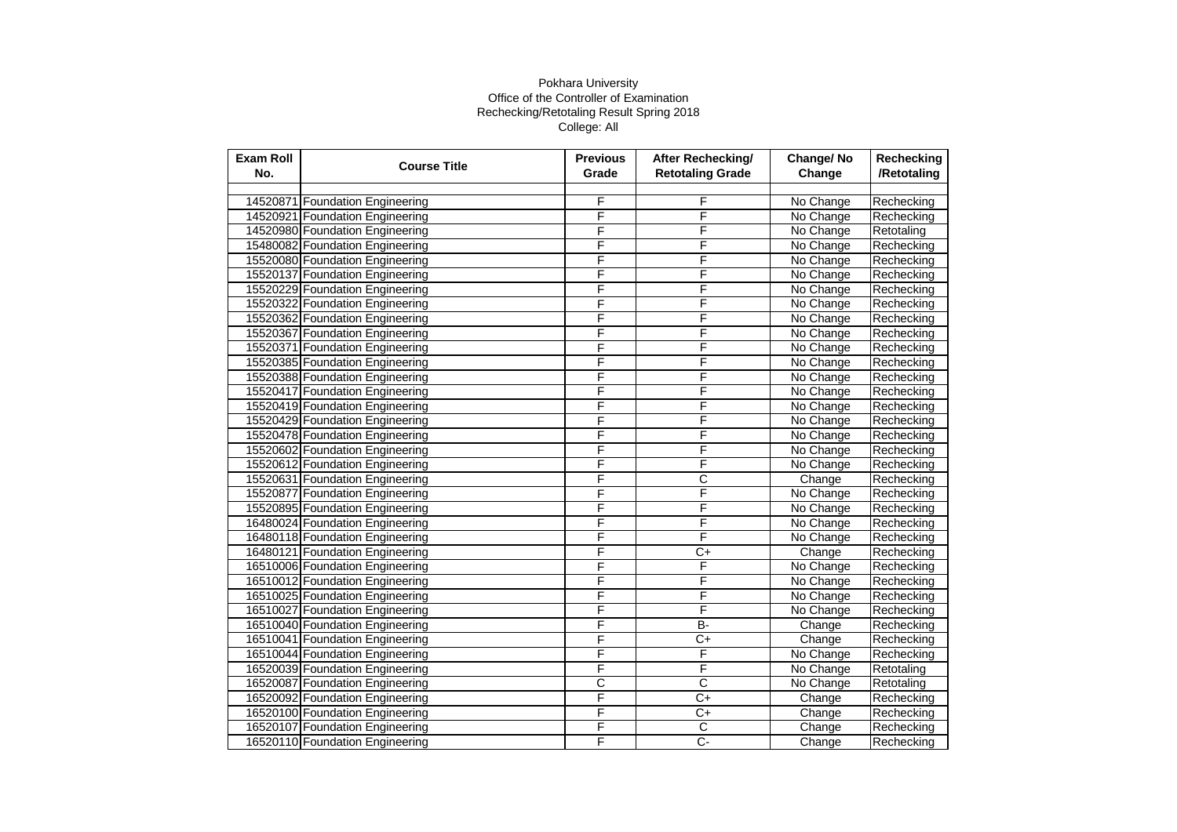Pokhara University

Office of the Controller of Examination

Rechecking/Retotaling Result Spring 2018

College: All

| Exam Roll No. | Course Title | Previous Grade | After Rechecking/ Retotaling Grade | Change/ No Change | Rechecking /Retotaling |
|---|---|---|---|---|---|
| | | | | | |
| 14520871 | Foundation Engineering | F | F | No Change | Rechecking |
| 14520921 | Foundation Engineering | F | F | No Change | Rechecking |
| 14520980 | Foundation Engineering | F | F | No Change | Retotaling |
| 15480082 | Foundation Engineering | F | F | No Change | Rechecking |
| 15520080 | Foundation Engineering | F | F | No Change | Rechecking |
| 15520137 | Foundation Engineering | F | F | No Change | Rechecking |
| 15520229 | Foundation Engineering | F | F | No Change | Rechecking |
| 15520322 | Foundation Engineering | F | F | No Change | Rechecking |
| 15520362 | Foundation Engineering | F | F | No Change | Rechecking |
| 15520367 | Foundation Engineering | F | F | No Change | Rechecking |
| 15520371 | Foundation Engineering | F | F | No Change | Rechecking |
| 15520385 | Foundation Engineering | F | F | No Change | Rechecking |
| 15520388 | Foundation Engineering | F | F | No Change | Rechecking |
| 15520417 | Foundation Engineering | F | F | No Change | Rechecking |
| 15520419 | Foundation Engineering | F | F | No Change | Rechecking |
| 15520429 | Foundation Engineering | F | F | No Change | Rechecking |
| 15520478 | Foundation Engineering | F | F | No Change | Rechecking |
| 15520602 | Foundation Engineering | F | F | No Change | Rechecking |
| 15520612 | Foundation Engineering | F | F | No Change | Rechecking |
| 15520631 | Foundation Engineering | F | C | Change | Rechecking |
| 15520877 | Foundation Engineering | F | F | No Change | Rechecking |
| 15520895 | Foundation Engineering | F | F | No Change | Rechecking |
| 16480024 | Foundation Engineering | F | F | No Change | Rechecking |
| 16480118 | Foundation Engineering | F | F | No Change | Rechecking |
| 16480121 | Foundation Engineering | F | C+ | Change | Rechecking |
| 16510006 | Foundation Engineering | F | F | No Change | Rechecking |
| 16510012 | Foundation Engineering | F | F | No Change | Rechecking |
| 16510025 | Foundation Engineering | F | F | No Change | Rechecking |
| 16510027 | Foundation Engineering | F | F | No Change | Rechecking |
| 16510040 | Foundation Engineering | F | B- | Change | Rechecking |
| 16510041 | Foundation Engineering | F | C+ | Change | Rechecking |
| 16510044 | Foundation Engineering | F | F | No Change | Rechecking |
| 16520039 | Foundation Engineering | F | F | No Change | Retotaling |
| 16520087 | Foundation Engineering | C | C | No Change | Retotaling |
| 16520092 | Foundation Engineering | F | C+ | Change | Rechecking |
| 16520100 | Foundation Engineering | F | C+ | Change | Rechecking |
| 16520107 | Foundation Engineering | F | C | Change | Rechecking |
| 16520110 | Foundation Engineering | F | C- | Change | Rechecking |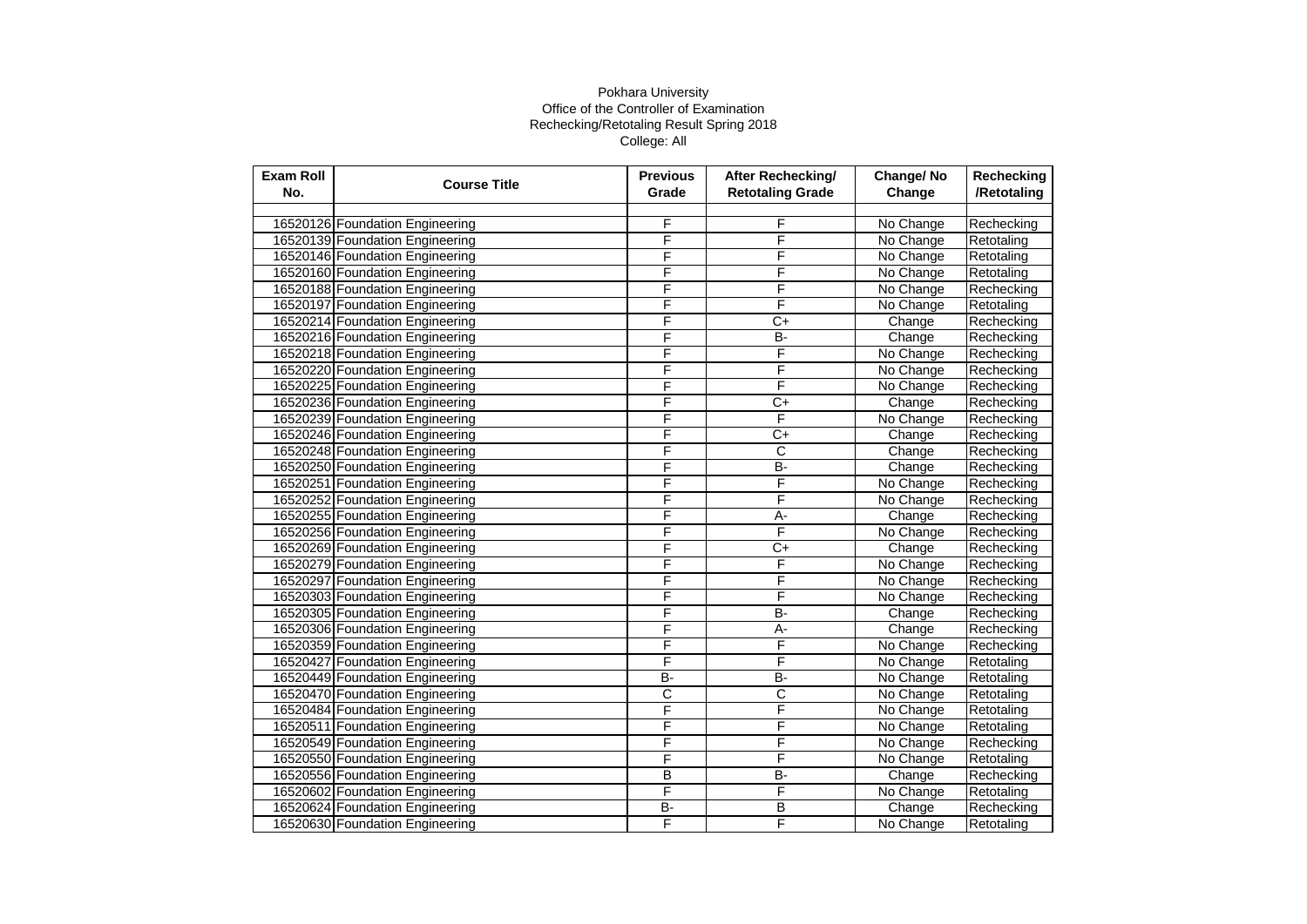Pokhara University
Office of the Controller of Examination
Rechecking/Retotaling Result Spring 2018
College: All

| Exam Roll No. | Course Title | Previous Grade | After Rechecking/ Retotaling Grade | Change/ No Change | Rechecking /Retotaling |
|---|---|---|---|---|---|
| 16520126 | Foundation Engineering | F | F | No Change | Rechecking |
| 16520139 | Foundation Engineering | F | F | No Change | Retotaling |
| 16520146 | Foundation Engineering | F | F | No Change | Retotaling |
| 16520160 | Foundation Engineering | F | F | No Change | Retotaling |
| 16520188 | Foundation Engineering | F | F | No Change | Rechecking |
| 16520197 | Foundation Engineering | F | F | No Change | Retotaling |
| 16520214 | Foundation Engineering | F | C+ | Change | Rechecking |
| 16520216 | Foundation Engineering | F | B- | Change | Rechecking |
| 16520218 | Foundation Engineering | F | F | No Change | Rechecking |
| 16520220 | Foundation Engineering | F | F | No Change | Rechecking |
| 16520225 | Foundation Engineering | F | F | No Change | Rechecking |
| 16520236 | Foundation Engineering | F | C+ | Change | Rechecking |
| 16520239 | Foundation Engineering | F | F | No Change | Rechecking |
| 16520246 | Foundation Engineering | F | C+ | Change | Rechecking |
| 16520248 | Foundation Engineering | F | C | Change | Rechecking |
| 16520250 | Foundation Engineering | F | B- | Change | Rechecking |
| 16520251 | Foundation Engineering | F | F | No Change | Rechecking |
| 16520252 | Foundation Engineering | F | F | No Change | Rechecking |
| 16520255 | Foundation Engineering | F | A- | Change | Rechecking |
| 16520256 | Foundation Engineering | F | F | No Change | Rechecking |
| 16520269 | Foundation Engineering | F | C+ | Change | Rechecking |
| 16520279 | Foundation Engineering | F | F | No Change | Rechecking |
| 16520297 | Foundation Engineering | F | F | No Change | Rechecking |
| 16520303 | Foundation Engineering | F | F | No Change | Rechecking |
| 16520305 | Foundation Engineering | F | B- | Change | Rechecking |
| 16520306 | Foundation Engineering | F | A- | Change | Rechecking |
| 16520359 | Foundation Engineering | F | F | No Change | Rechecking |
| 16520427 | Foundation Engineering | F | F | No Change | Retotaling |
| 16520449 | Foundation Engineering | B- | B- | No Change | Retotaling |
| 16520470 | Foundation Engineering | C | C | No Change | Retotaling |
| 16520484 | Foundation Engineering | F | F | No Change | Retotaling |
| 16520511 | Foundation Engineering | F | F | No Change | Retotaling |
| 16520549 | Foundation Engineering | F | F | No Change | Rechecking |
| 16520550 | Foundation Engineering | F | F | No Change | Retotaling |
| 16520556 | Foundation Engineering | B | B- | Change | Rechecking |
| 16520602 | Foundation Engineering | F | F | No Change | Retotaling |
| 16520624 | Foundation Engineering | B- | B | Change | Rechecking |
| 16520630 | Foundation Engineering | F | F | No Change | Retotaling |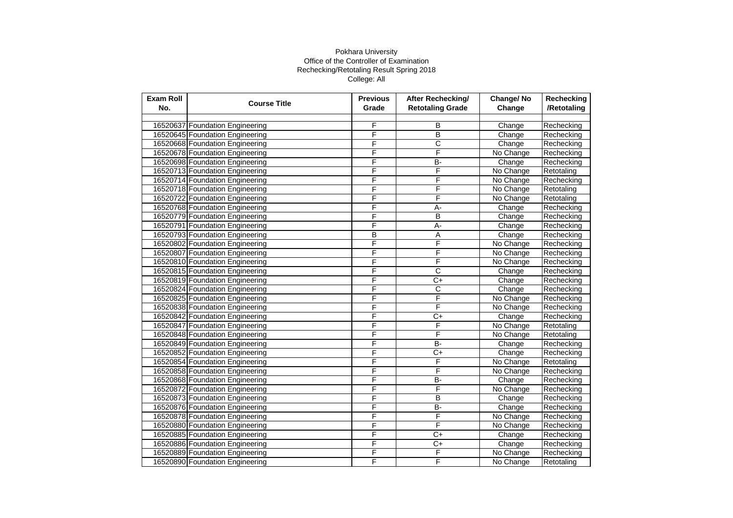Pokhara University
Office of the Controller of Examination
Rechecking/Retotaling Result Spring 2018
College: All

| Exam Roll No. | Course Title | Previous Grade | After Rechecking/ Retotaling Grade | Change/ No Change | Rechecking /Retotaling |
|---|---|---|---|---|---|
| | | | | | |
| 16520637 | Foundation Engineering | F | B | Change | Rechecking |
| 16520645 | Foundation Engineering | F | B | Change | Rechecking |
| 16520668 | Foundation Engineering | F | C | Change | Rechecking |
| 16520678 | Foundation Engineering | F | F | No Change | Rechecking |
| 16520698 | Foundation Engineering | F | B- | Change | Rechecking |
| 16520713 | Foundation Engineering | F | F | No Change | Retotaling |
| 16520714 | Foundation Engineering | F | F | No Change | Rechecking |
| 16520718 | Foundation Engineering | F | F | No Change | Retotaling |
| 16520722 | Foundation Engineering | F | F | No Change | Retotaling |
| 16520768 | Foundation Engineering | F | A- | Change | Rechecking |
| 16520779 | Foundation Engineering | F | B | Change | Rechecking |
| 16520791 | Foundation Engineering | F | A- | Change | Rechecking |
| 16520793 | Foundation Engineering | B | A | Change | Rechecking |
| 16520802 | Foundation Engineering | F | F | No Change | Rechecking |
| 16520807 | Foundation Engineering | F | F | No Change | Rechecking |
| 16520810 | Foundation Engineering | F | F | No Change | Rechecking |
| 16520815 | Foundation Engineering | F | C | Change | Rechecking |
| 16520819 | Foundation Engineering | F | C+ | Change | Rechecking |
| 16520824 | Foundation Engineering | F | C | Change | Rechecking |
| 16520825 | Foundation Engineering | F | F | No Change | Rechecking |
| 16520838 | Foundation Engineering | F | F | No Change | Rechecking |
| 16520842 | Foundation Engineering | F | C+ | Change | Rechecking |
| 16520847 | Foundation Engineering | F | F | No Change | Retotaling |
| 16520848 | Foundation Engineering | F | F | No Change | Retotaling |
| 16520849 | Foundation Engineering | F | B- | Change | Rechecking |
| 16520852 | Foundation Engineering | F | C+ | Change | Rechecking |
| 16520854 | Foundation Engineering | F | F | No Change | Retotaling |
| 16520858 | Foundation Engineering | F | F | No Change | Rechecking |
| 16520868 | Foundation Engineering | F | B- | Change | Rechecking |
| 16520872 | Foundation Engineering | F | F | No Change | Rechecking |
| 16520873 | Foundation Engineering | F | B | Change | Rechecking |
| 16520876 | Foundation Engineering | F | B- | Change | Rechecking |
| 16520878 | Foundation Engineering | F | F | No Change | Rechecking |
| 16520880 | Foundation Engineering | F | F | No Change | Rechecking |
| 16520885 | Foundation Engineering | F | C+ | Change | Rechecking |
| 16520886 | Foundation Engineering | F | C+ | Change | Rechecking |
| 16520889 | Foundation Engineering | F | F | No Change | Rechecking |
| 16520890 | Foundation Engineering | F | F | No Change | Retotaling |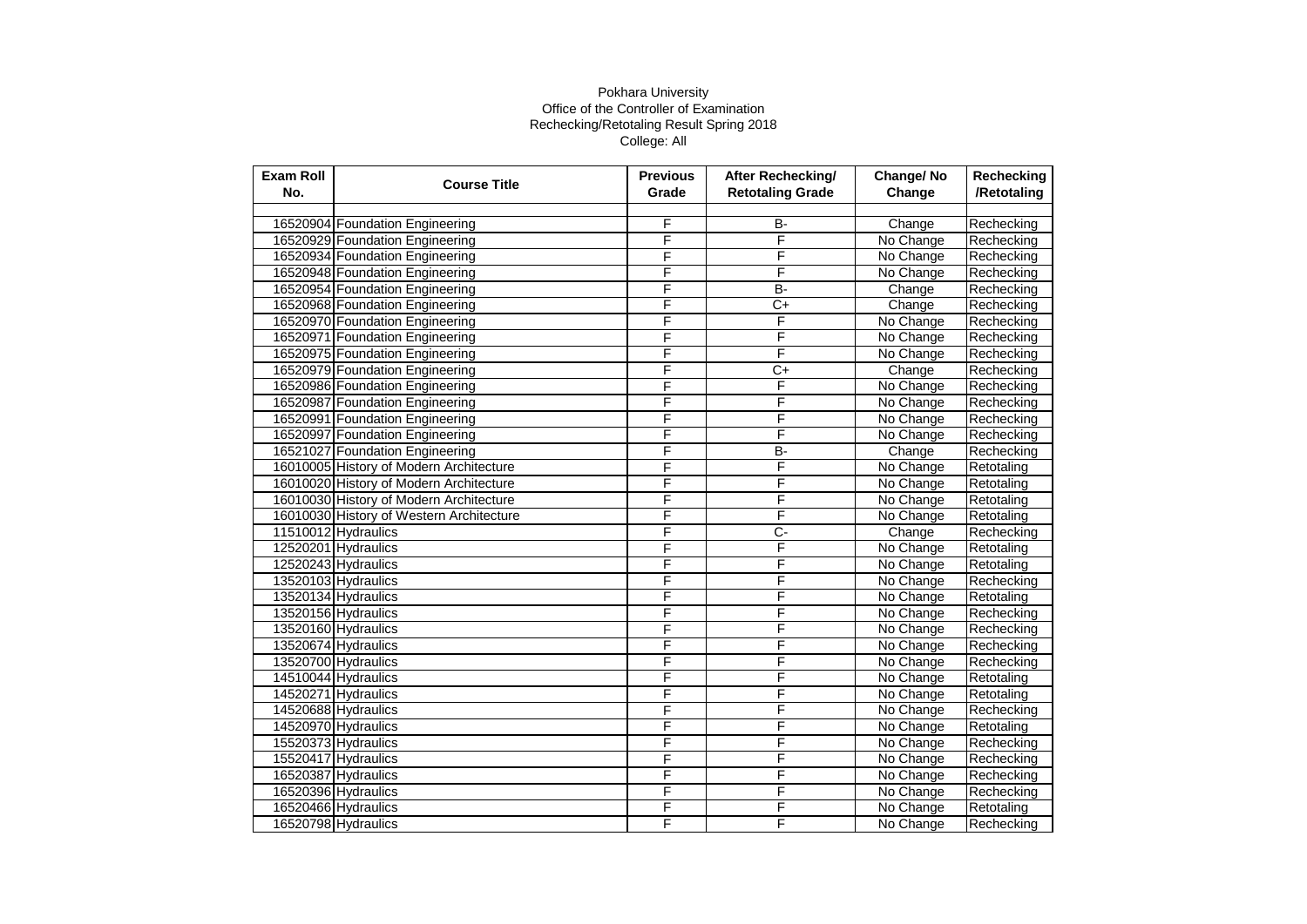Pokhara University
Office of the Controller of Examination
Rechecking/Retotaling Result Spring 2018
College: All

| Exam Roll No. | Course Title | Previous Grade | After Rechecking/ Retotaling Grade | Change/ No Change | Rechecking /Retotaling |
|---|---|---|---|---|---|
| | | | | | |
| 16520904 | Foundation Engineering | F | B- | Change | Rechecking |
| 16520929 | Foundation Engineering | F | F | No Change | Rechecking |
| 16520934 | Foundation Engineering | F | F | No Change | Rechecking |
| 16520948 | Foundation Engineering | F | F | No Change | Rechecking |
| 16520954 | Foundation Engineering | F | B- | Change | Rechecking |
| 16520968 | Foundation Engineering | F | C+ | Change | Rechecking |
| 16520970 | Foundation Engineering | F | F | No Change | Rechecking |
| 16520971 | Foundation Engineering | F | F | No Change | Rechecking |
| 16520975 | Foundation Engineering | F | F | No Change | Rechecking |
| 16520979 | Foundation Engineering | F | C+ | Change | Rechecking |
| 16520986 | Foundation Engineering | F | F | No Change | Rechecking |
| 16520987 | Foundation Engineering | F | F | No Change | Rechecking |
| 16520991 | Foundation Engineering | F | F | No Change | Rechecking |
| 16520997 | Foundation Engineering | F | F | No Change | Rechecking |
| 16521027 | Foundation Engineering | F | B- | Change | Rechecking |
| 16010005 | History of Modern Architecture | F | F | No Change | Retotaling |
| 16010020 | History of Modern Architecture | F | F | No Change | Retotaling |
| 16010030 | History of Modern Architecture | F | F | No Change | Retotaling |
| 16010030 | History of Western Architecture | F | F | No Change | Retotaling |
| 11510012 | Hydraulics | F | C- | Change | Rechecking |
| 12520201 | Hydraulics | F | F | No Change | Retotaling |
| 12520243 | Hydraulics | F | F | No Change | Retotaling |
| 13520103 | Hydraulics | F | F | No Change | Rechecking |
| 13520134 | Hydraulics | F | F | No Change | Retotaling |
| 13520156 | Hydraulics | F | F | No Change | Rechecking |
| 13520160 | Hydraulics | F | F | No Change | Rechecking |
| 13520674 | Hydraulics | F | F | No Change | Rechecking |
| 13520700 | Hydraulics | F | F | No Change | Rechecking |
| 14510044 | Hydraulics | F | F | No Change | Retotaling |
| 14520271 | Hydraulics | F | F | No Change | Retotaling |
| 14520688 | Hydraulics | F | F | No Change | Rechecking |
| 14520970 | Hydraulics | F | F | No Change | Retotaling |
| 15520373 | Hydraulics | F | F | No Change | Rechecking |
| 15520417 | Hydraulics | F | F | No Change | Rechecking |
| 16520387 | Hydraulics | F | F | No Change | Rechecking |
| 16520396 | Hydraulics | F | F | No Change | Rechecking |
| 16520466 | Hydraulics | F | F | No Change | Retotaling |
| 16520798 | Hydraulics | F | F | No Change | Rechecking |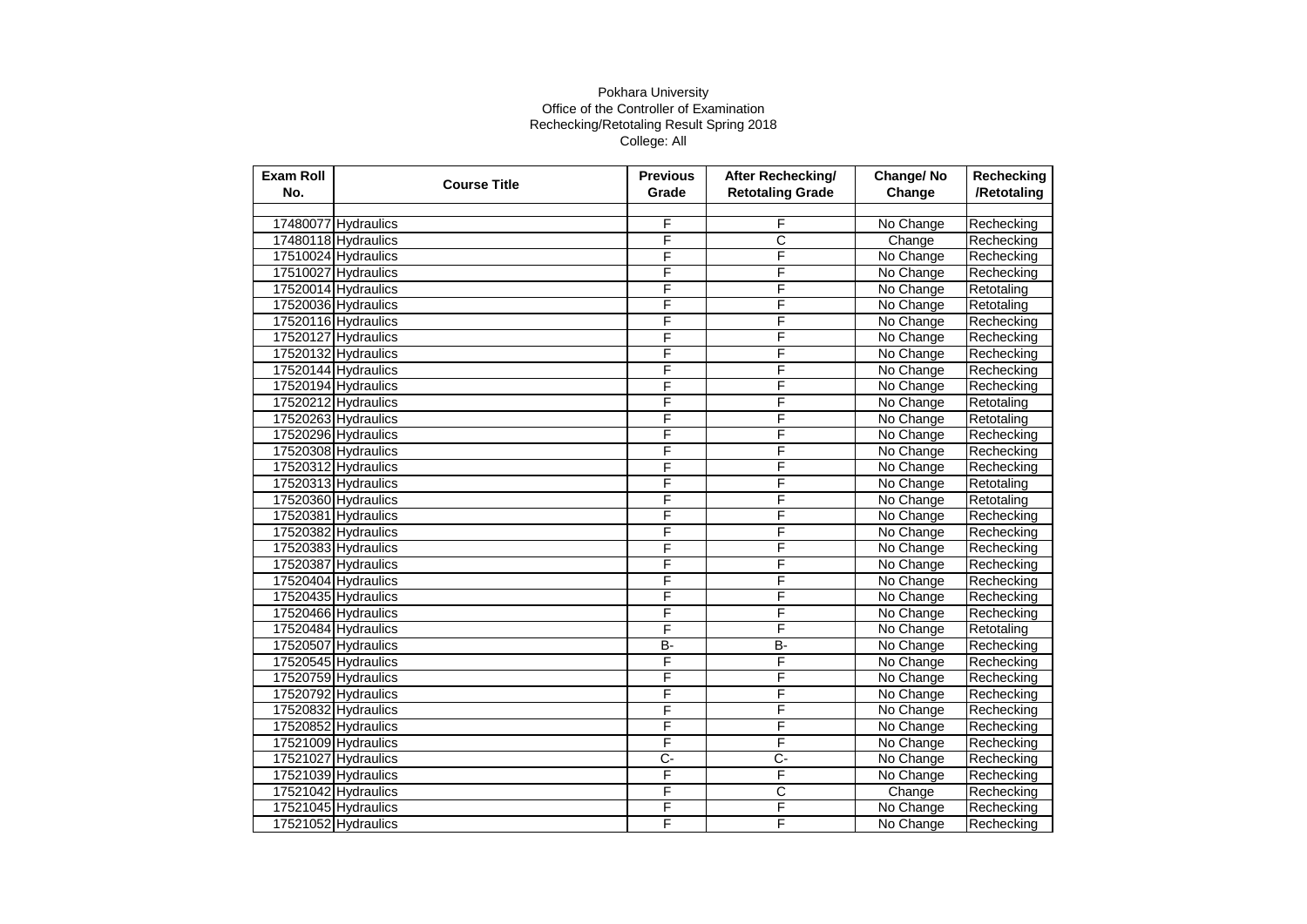Pokhara University
Office of the Controller of Examination
Rechecking/Retotaling Result Spring 2018
College: All

| Exam Roll No. | Course Title | Previous Grade | After Rechecking/ Retotaling Grade | Change/ No Change | Rechecking /Retotaling |
|---|---|---|---|---|---|
| | | | | | |
| 17480077 | Hydraulics | F | F | No Change | Rechecking |
| 17480118 | Hydraulics | F | C | Change | Rechecking |
| 17510024 | Hydraulics | F | F | No Change | Rechecking |
| 17510027 | Hydraulics | F | F | No Change | Rechecking |
| 17520014 | Hydraulics | F | F | No Change | Retotaling |
| 17520036 | Hydraulics | F | F | No Change | Retotaling |
| 17520116 | Hydraulics | F | F | No Change | Rechecking |
| 17520127 | Hydraulics | F | F | No Change | Rechecking |
| 17520132 | Hydraulics | F | F | No Change | Rechecking |
| 17520144 | Hydraulics | F | F | No Change | Rechecking |
| 17520194 | Hydraulics | F | F | No Change | Rechecking |
| 17520212 | Hydraulics | F | F | No Change | Retotaling |
| 17520263 | Hydraulics | F | F | No Change | Retotaling |
| 17520296 | Hydraulics | F | F | No Change | Rechecking |
| 17520308 | Hydraulics | F | F | No Change | Rechecking |
| 17520312 | Hydraulics | F | F | No Change | Rechecking |
| 17520313 | Hydraulics | F | F | No Change | Retotaling |
| 17520360 | Hydraulics | F | F | No Change | Retotaling |
| 17520381 | Hydraulics | F | F | No Change | Rechecking |
| 17520382 | Hydraulics | F | F | No Change | Rechecking |
| 17520383 | Hydraulics | F | F | No Change | Rechecking |
| 17520387 | Hydraulics | F | F | No Change | Rechecking |
| 17520404 | Hydraulics | F | F | No Change | Rechecking |
| 17520435 | Hydraulics | F | F | No Change | Rechecking |
| 17520466 | Hydraulics | F | F | No Change | Rechecking |
| 17520484 | Hydraulics | F | F | No Change | Retotaling |
| 17520507 | Hydraulics | B- | B- | No Change | Rechecking |
| 17520545 | Hydraulics | F | F | No Change | Rechecking |
| 17520759 | Hydraulics | F | F | No Change | Rechecking |
| 17520792 | Hydraulics | F | F | No Change | Rechecking |
| 17520832 | Hydraulics | F | F | No Change | Rechecking |
| 17520852 | Hydraulics | F | F | No Change | Rechecking |
| 17521009 | Hydraulics | F | F | No Change | Rechecking |
| 17521027 | Hydraulics | C- | C- | No Change | Rechecking |
| 17521039 | Hydraulics | F | F | No Change | Rechecking |
| 17521042 | Hydraulics | F | C | Change | Rechecking |
| 17521045 | Hydraulics | F | F | No Change | Rechecking |
| 17521052 | Hydraulics | F | F | No Change | Rechecking |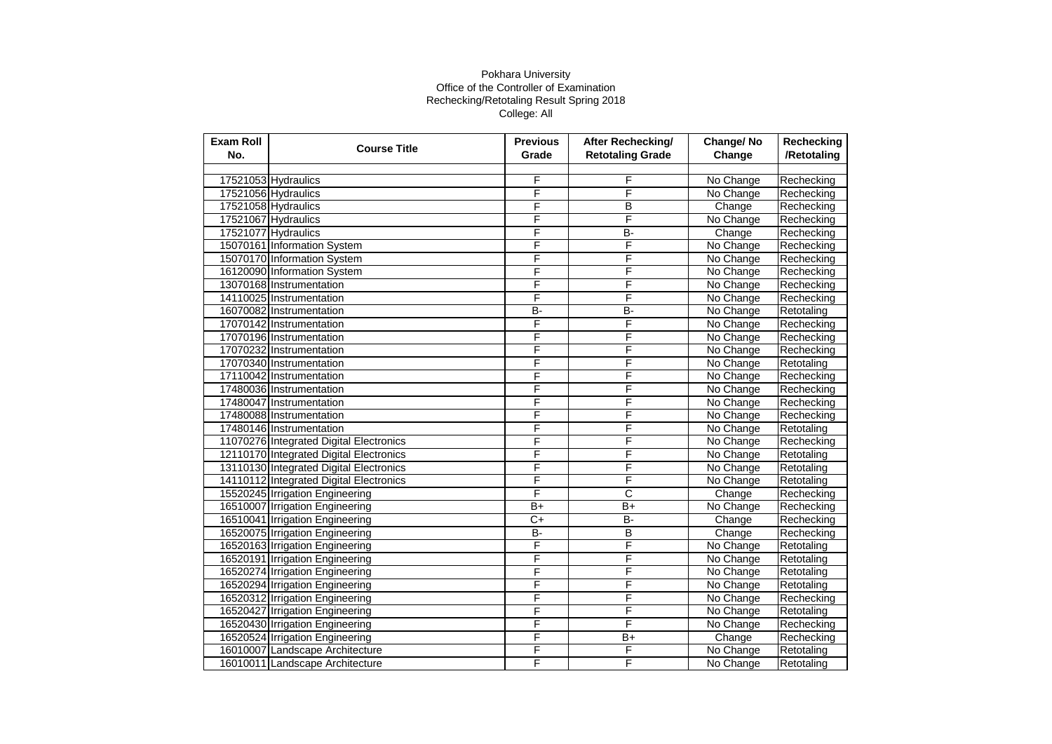Pokhara University
Office of the Controller of Examination
Rechecking/Retotaling Result Spring 2018
College: All

| Exam Roll No. | Course Title | Previous Grade | After Rechecking/ Retotaling Grade | Change/ No Change | Rechecking /Retotaling |
|---|---|---|---|---|---|
| | | | | | |
| 17521053 | Hydraulics | F | F | No Change | Rechecking |
| 17521056 | Hydraulics | F | F | No Change | Rechecking |
| 17521058 | Hydraulics | F | B | Change | Rechecking |
| 17521067 | Hydraulics | F | F | No Change | Rechecking |
| 17521077 | Hydraulics | F | B- | Change | Rechecking |
| 15070161 | Information System | F | F | No Change | Rechecking |
| 15070170 | Information System | F | F | No Change | Rechecking |
| 16120090 | Information System | F | F | No Change | Rechecking |
| 13070168 | Instrumentation | F | F | No Change | Rechecking |
| 14110025 | Instrumentation | F | F | No Change | Rechecking |
| 16070082 | Instrumentation | B- | B- | No Change | Retotaling |
| 17070142 | Instrumentation | F | F | No Change | Rechecking |
| 17070196 | Instrumentation | F | F | No Change | Rechecking |
| 17070232 | Instrumentation | F | F | No Change | Rechecking |
| 17070340 | Instrumentation | F | F | No Change | Retotaling |
| 17110042 | Instrumentation | F | F | No Change | Rechecking |
| 17480036 | Instrumentation | F | F | No Change | Rechecking |
| 17480047 | Instrumentation | F | F | No Change | Rechecking |
| 17480088 | Instrumentation | F | F | No Change | Rechecking |
| 17480146 | Instrumentation | F | F | No Change | Retotaling |
| 11070276 | Integrated Digital Electronics | F | F | No Change | Rechecking |
| 12110170 | Integrated Digital Electronics | F | F | No Change | Retotaling |
| 13110130 | Integrated Digital Electronics | F | F | No Change | Retotaling |
| 14110112 | Integrated Digital Electronics | F | F | No Change | Retotaling |
| 15520245 | Irrigation Engineering | F | C | Change | Rechecking |
| 16510007 | Irrigation Engineering | B+ | B+ | No Change | Rechecking |
| 16510041 | Irrigation Engineering | C+ | B- | Change | Rechecking |
| 16520075 | Irrigation Engineering | B- | B | Change | Rechecking |
| 16520163 | Irrigation Engineering | F | F | No Change | Retotaling |
| 16520191 | Irrigation Engineering | F | F | No Change | Retotaling |
| 16520274 | Irrigation Engineering | F | F | No Change | Retotaling |
| 16520294 | Irrigation Engineering | F | F | No Change | Retotaling |
| 16520312 | Irrigation Engineering | F | F | No Change | Rechecking |
| 16520427 | Irrigation Engineering | F | F | No Change | Retotaling |
| 16520430 | Irrigation Engineering | F | F | No Change | Rechecking |
| 16520524 | Irrigation Engineering | F | B+ | Change | Rechecking |
| 16010007 | Landscape Architecture | F | F | No Change | Retotaling |
| 16010011 | Landscape Architecture | F | F | No Change | Retotaling |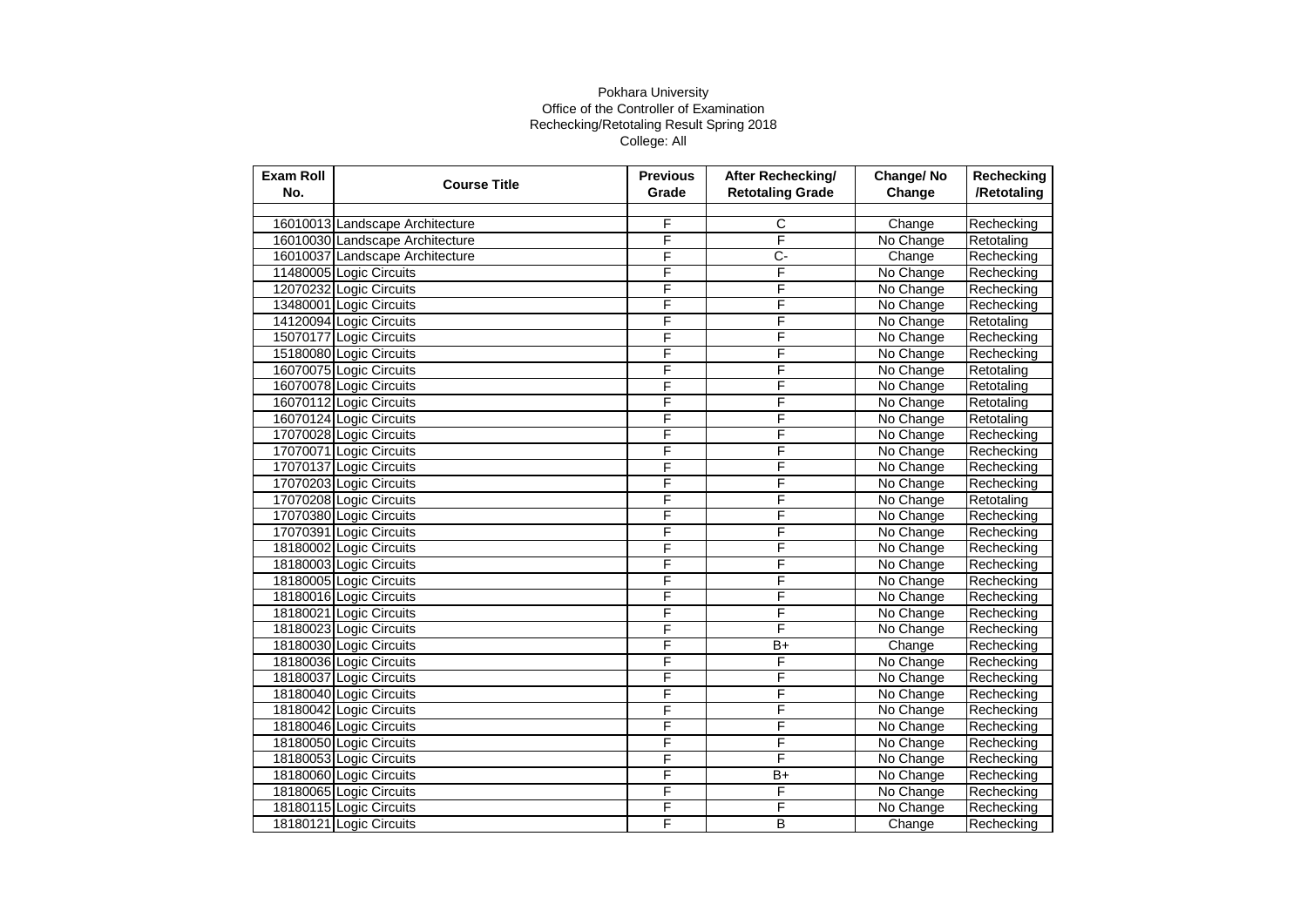Pokhara University
Office of the Controller of Examination
Rechecking/Retotaling Result Spring 2018
College: All

| Exam Roll No. | Course Title | Previous Grade | After Rechecking/ Retotaling Grade | Change/ No Change | Rechecking /Retotaling |
|---|---|---|---|---|---|
| | | | | | |
| 16010013 | Landscape Architecture | F | C | Change | Rechecking |
| 16010030 | Landscape Architecture | F | F | No Change | Retotaling |
| 16010037 | Landscape Architecture | F | C- | Change | Rechecking |
| 11480005 | Logic Circuits | F | F | No Change | Rechecking |
| 12070232 | Logic Circuits | F | F | No Change | Rechecking |
| 13480001 | Logic Circuits | F | F | No Change | Rechecking |
| 14120094 | Logic Circuits | F | F | No Change | Retotaling |
| 15070177 | Logic Circuits | F | F | No Change | Rechecking |
| 15180080 | Logic Circuits | F | F | No Change | Rechecking |
| 16070075 | Logic Circuits | F | F | No Change | Retotaling |
| 16070078 | Logic Circuits | F | F | No Change | Retotaling |
| 16070112 | Logic Circuits | F | F | No Change | Retotaling |
| 16070124 | Logic Circuits | F | F | No Change | Retotaling |
| 17070028 | Logic Circuits | F | F | No Change | Rechecking |
| 17070071 | Logic Circuits | F | F | No Change | Rechecking |
| 17070137 | Logic Circuits | F | F | No Change | Rechecking |
| 17070203 | Logic Circuits | F | F | No Change | Rechecking |
| 17070208 | Logic Circuits | F | F | No Change | Retotaling |
| 17070380 | Logic Circuits | F | F | No Change | Rechecking |
| 17070391 | Logic Circuits | F | F | No Change | Rechecking |
| 18180002 | Logic Circuits | F | F | No Change | Rechecking |
| 18180003 | Logic Circuits | F | F | No Change | Rechecking |
| 18180005 | Logic Circuits | F | F | No Change | Rechecking |
| 18180016 | Logic Circuits | F | F | No Change | Rechecking |
| 18180021 | Logic Circuits | F | F | No Change | Rechecking |
| 18180023 | Logic Circuits | F | F | No Change | Rechecking |
| 18180030 | Logic Circuits | F | B+ | Change | Rechecking |
| 18180036 | Logic Circuits | F | F | No Change | Rechecking |
| 18180037 | Logic Circuits | F | F | No Change | Rechecking |
| 18180040 | Logic Circuits | F | F | No Change | Rechecking |
| 18180042 | Logic Circuits | F | F | No Change | Rechecking |
| 18180046 | Logic Circuits | F | F | No Change | Rechecking |
| 18180050 | Logic Circuits | F | F | No Change | Rechecking |
| 18180053 | Logic Circuits | F | F | No Change | Rechecking |
| 18180060 | Logic Circuits | F | B+ | No Change | Rechecking |
| 18180065 | Logic Circuits | F | F | No Change | Rechecking |
| 18180115 | Logic Circuits | F | F | No Change | Rechecking |
| 18180121 | Logic Circuits | F | B | Change | Rechecking |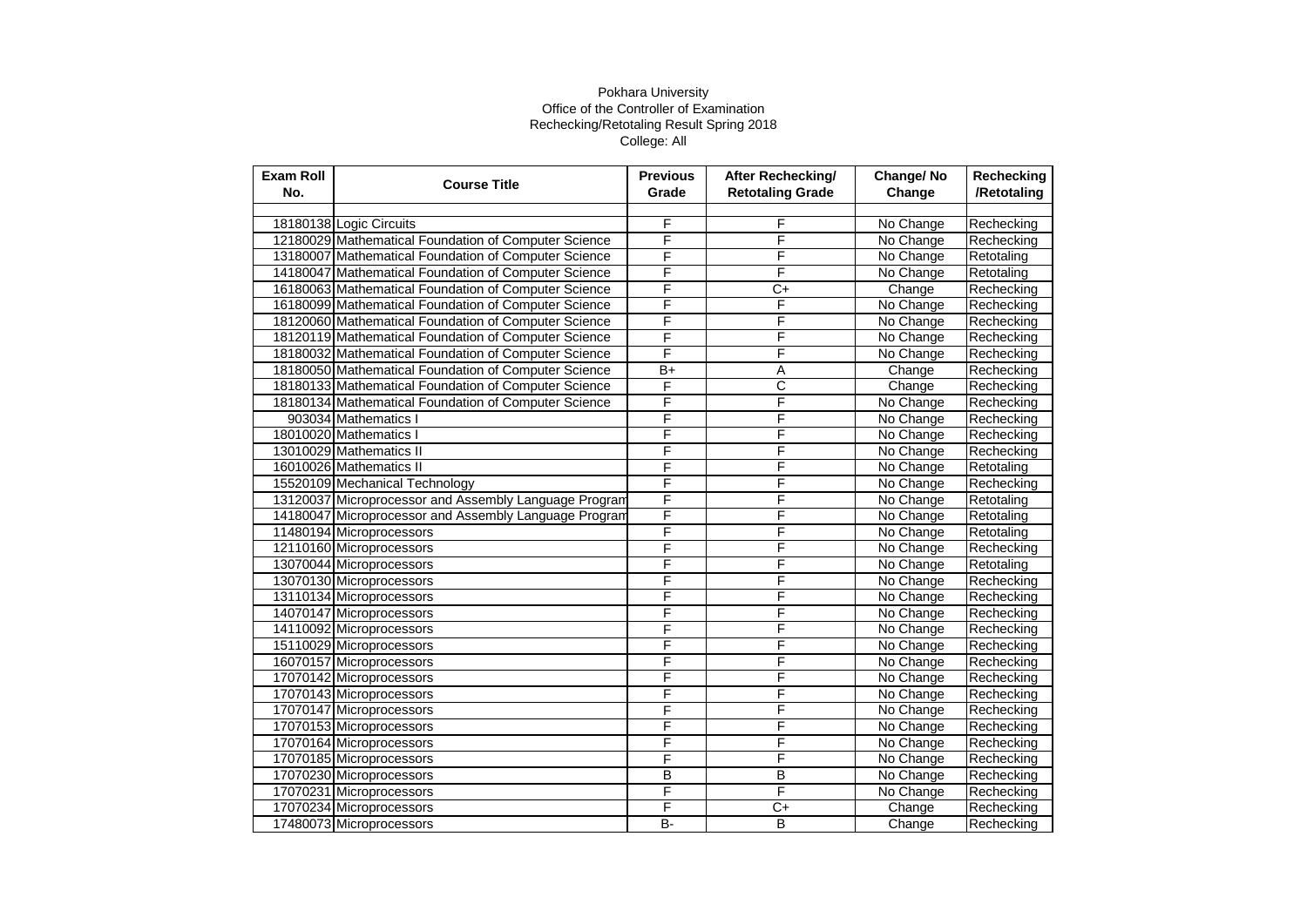Pokhara University
Office of the Controller of Examination
Rechecking/Retotaling Result Spring 2018
College: All

| Exam Roll No. | Course Title | Previous Grade | After Rechecking/ Retotaling Grade | Change/ No Change | Rechecking /Retotaling |
|---|---|---|---|---|---|
| | | | | | |
| 18180138 | Logic Circuits | F | F | No Change | Rechecking |
| 12180029 | Mathematical Foundation of Computer Science | F | F | No Change | Rechecking |
| 13180007 | Mathematical Foundation of Computer Science | F | F | No Change | Retotaling |
| 14180047 | Mathematical Foundation of Computer Science | F | F | No Change | Retotaling |
| 16180063 | Mathematical Foundation of Computer Science | F | C+ | Change | Rechecking |
| 16180099 | Mathematical Foundation of Computer Science | F | F | No Change | Rechecking |
| 18120060 | Mathematical Foundation of Computer Science | F | F | No Change | Rechecking |
| 18120119 | Mathematical Foundation of Computer Science | F | F | No Change | Rechecking |
| 18180032 | Mathematical Foundation of Computer Science | F | F | No Change | Rechecking |
| 18180050 | Mathematical Foundation of Computer Science | B+ | A | Change | Rechecking |
| 18180133 | Mathematical Foundation of Computer Science | F | C | Change | Rechecking |
| 18180134 | Mathematical Foundation of Computer Science | F | F | No Change | Rechecking |
| 903034 | Mathematics I | F | F | No Change | Rechecking |
| 18010020 | Mathematics I | F | F | No Change | Rechecking |
| 13010029 | Mathematics II | F | F | No Change | Rechecking |
| 16010026 | Mathematics II | F | F | No Change | Retotaling |
| 15520109 | Mechanical Technology | F | F | No Change | Rechecking |
| 13120037 | Microprocessor and Assembly Language Program | F | F | No Change | Retotaling |
| 14180047 | Microprocessor and Assembly Language Program | F | F | No Change | Retotaling |
| 11480194 | Microprocessors | F | F | No Change | Retotaling |
| 12110160 | Microprocessors | F | F | No Change | Rechecking |
| 13070044 | Microprocessors | F | F | No Change | Retotaling |
| 13070130 | Microprocessors | F | F | No Change | Rechecking |
| 13110134 | Microprocessors | F | F | No Change | Rechecking |
| 14070147 | Microprocessors | F | F | No Change | Rechecking |
| 14110092 | Microprocessors | F | F | No Change | Rechecking |
| 15110029 | Microprocessors | F | F | No Change | Rechecking |
| 16070157 | Microprocessors | F | F | No Change | Rechecking |
| 17070142 | Microprocessors | F | F | No Change | Rechecking |
| 17070143 | Microprocessors | F | F | No Change | Rechecking |
| 17070147 | Microprocessors | F | F | No Change | Rechecking |
| 17070153 | Microprocessors | F | F | No Change | Rechecking |
| 17070164 | Microprocessors | F | F | No Change | Rechecking |
| 17070185 | Microprocessors | F | F | No Change | Rechecking |
| 17070230 | Microprocessors | B | B | No Change | Rechecking |
| 17070231 | Microprocessors | F | F | No Change | Rechecking |
| 17070234 | Microprocessors | F | C+ | Change | Rechecking |
| 17480073 | Microprocessors | B- | B | Change | Rechecking |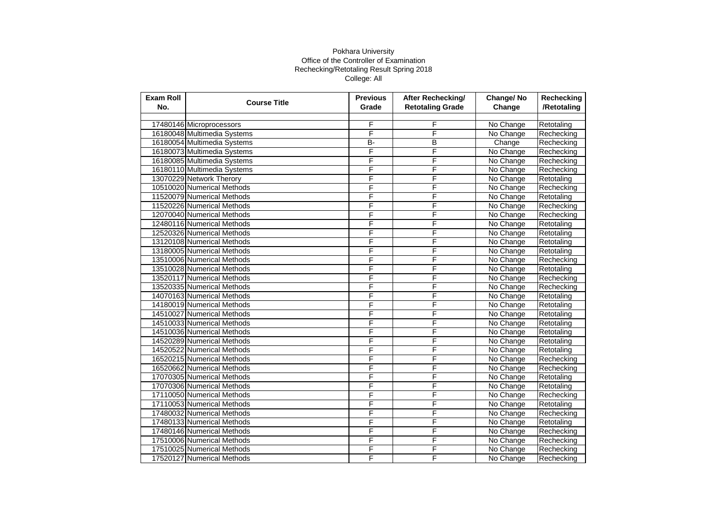Pokhara University
Office of the Controller of Examination
Rechecking/Retotaling Result Spring 2018
College: All

| Exam Roll No. | Course Title | Previous Grade | After Rechecking/ Retotaling Grade | Change/ No Change | Rechecking /Retotaling |
|---|---|---|---|---|---|
| | | | | | |
| 17480146 | Microprocessors | F | F | No Change | Retotaling |
| 16180048 | Multimedia Systems | F | F | No Change | Rechecking |
| 16180054 | Multimedia Systems | B- | B | Change | Rechecking |
| 16180073 | Multimedia Systems | F | F | No Change | Rechecking |
| 16180085 | Multimedia Systems | F | F | No Change | Rechecking |
| 16180110 | Multimedia Systems | F | F | No Change | Rechecking |
| 13070229 | Network Therory | F | F | No Change | Retotaling |
| 10510020 | Numerical Methods | F | F | No Change | Rechecking |
| 11520079 | Numerical Methods | F | F | No Change | Retotaling |
| 11520226 | Numerical Methods | F | F | No Change | Rechecking |
| 12070040 | Numerical Methods | F | F | No Change | Rechecking |
| 12480116 | Numerical Methods | F | F | No Change | Retotaling |
| 12520326 | Numerical Methods | F | F | No Change | Retotaling |
| 13120108 | Numerical Methods | F | F | No Change | Retotaling |
| 13180005 | Numerical Methods | F | F | No Change | Retotaling |
| 13510006 | Numerical Methods | F | F | No Change | Rechecking |
| 13510028 | Numerical Methods | F | F | No Change | Retotaling |
| 13520117 | Numerical Methods | F | F | No Change | Rechecking |
| 13520335 | Numerical Methods | F | F | No Change | Rechecking |
| 14070163 | Numerical Methods | F | F | No Change | Retotaling |
| 14180019 | Numerical Methods | F | F | No Change | Retotaling |
| 14510027 | Numerical Methods | F | F | No Change | Retotaling |
| 14510033 | Numerical Methods | F | F | No Change | Retotaling |
| 14510036 | Numerical Methods | F | F | No Change | Retotaling |
| 14520289 | Numerical Methods | F | F | No Change | Retotaling |
| 14520522 | Numerical Methods | F | F | No Change | Retotaling |
| 16520215 | Numerical Methods | F | F | No Change | Rechecking |
| 16520662 | Numerical Methods | F | F | No Change | Rechecking |
| 17070305 | Numerical Methods | F | F | No Change | Retotaling |
| 17070306 | Numerical Methods | F | F | No Change | Retotaling |
| 17110050 | Numerical Methods | F | F | No Change | Rechecking |
| 17110053 | Numerical Methods | F | F | No Change | Retotaling |
| 17480032 | Numerical Methods | F | F | No Change | Rechecking |
| 17480133 | Numerical Methods | F | F | No Change | Retotaling |
| 17480146 | Numerical Methods | F | F | No Change | Rechecking |
| 17510006 | Numerical Methods | F | F | No Change | Rechecking |
| 17510025 | Numerical Methods | F | F | No Change | Rechecking |
| 17520127 | Numerical Methods | F | F | No Change | Rechecking |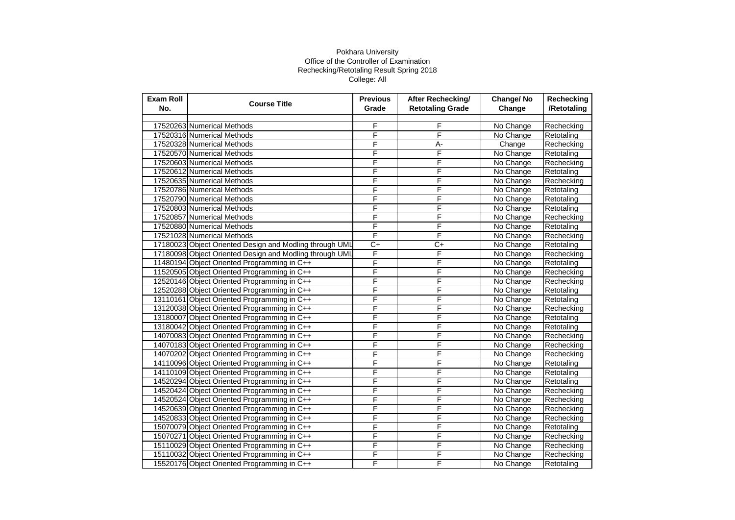Pokhara University

Office of the Controller of Examination

Rechecking/Retotaling Result Spring 2018

College: All

| Exam Roll No. | Course Title | Previous Grade | After Rechecking/ Retotaling Grade | Change/ No Change | Rechecking /Retotaling |
|---|---|---|---|---|---|
| | | | | | |
| 17520263 | Numerical Methods | F | F | No Change | Rechecking |
| 17520316 | Numerical Methods | F | F | No Change | Retotaling |
| 17520328 | Numerical Methods | F | A- | Change | Rechecking |
| 17520570 | Numerical Methods | F | F | No Change | Retotaling |
| 17520603 | Numerical Methods | F | F | No Change | Rechecking |
| 17520612 | Numerical Methods | F | F | No Change | Retotaling |
| 17520635 | Numerical Methods | F | F | No Change | Rechecking |
| 17520786 | Numerical Methods | F | F | No Change | Retotaling |
| 17520790 | Numerical Methods | F | F | No Change | Retotaling |
| 17520803 | Numerical Methods | F | F | No Change | Retotaling |
| 17520857 | Numerical Methods | F | F | No Change | Rechecking |
| 17520880 | Numerical Methods | F | F | No Change | Retotaling |
| 17521028 | Numerical Methods | F | F | No Change | Rechecking |
| 17180023 | Object Oriented Design and Modling through UML | C+ | C+ | No Change | Retotaling |
| 17180098 | Object Oriented Design and Modling through UML | F | F | No Change | Rechecking |
| 11480194 | Object Oriented Programming in C++ | F | F | No Change | Retotaling |
| 11520505 | Object Oriented Programming in C++ | F | F | No Change | Rechecking |
| 12520146 | Object Oriented Programming in C++ | F | F | No Change | Rechecking |
| 12520288 | Object Oriented Programming in C++ | F | F | No Change | Retotaling |
| 13110161 | Object Oriented Programming in C++ | F | F | No Change | Retotaling |
| 13120038 | Object Oriented Programming in C++ | F | F | No Change | Rechecking |
| 13180007 | Object Oriented Programming in C++ | F | F | No Change | Retotaling |
| 13180042 | Object Oriented Programming in C++ | F | F | No Change | Retotaling |
| 14070083 | Object Oriented Programming in C++ | F | F | No Change | Rechecking |
| 14070183 | Object Oriented Programming in C++ | F | F | No Change | Rechecking |
| 14070202 | Object Oriented Programming in C++ | F | F | No Change | Rechecking |
| 14110096 | Object Oriented Programming in C++ | F | F | No Change | Retotaling |
| 14110109 | Object Oriented Programming in C++ | F | F | No Change | Retotaling |
| 14520294 | Object Oriented Programming in C++ | F | F | No Change | Retotaling |
| 14520424 | Object Oriented Programming in C++ | F | F | No Change | Rechecking |
| 14520524 | Object Oriented Programming in C++ | F | F | No Change | Rechecking |
| 14520639 | Object Oriented Programming in C++ | F | F | No Change | Rechecking |
| 14520833 | Object Oriented Programming in C++ | F | F | No Change | Rechecking |
| 15070079 | Object Oriented Programming in C++ | F | F | No Change | Retotaling |
| 15070271 | Object Oriented Programming in C++ | F | F | No Change | Rechecking |
| 15110029 | Object Oriented Programming in C++ | F | F | No Change | Rechecking |
| 15110032 | Object Oriented Programming in C++ | F | F | No Change | Rechecking |
| 15520176 | Object Oriented Programming in C++ | F | F | No Change | Retotaling |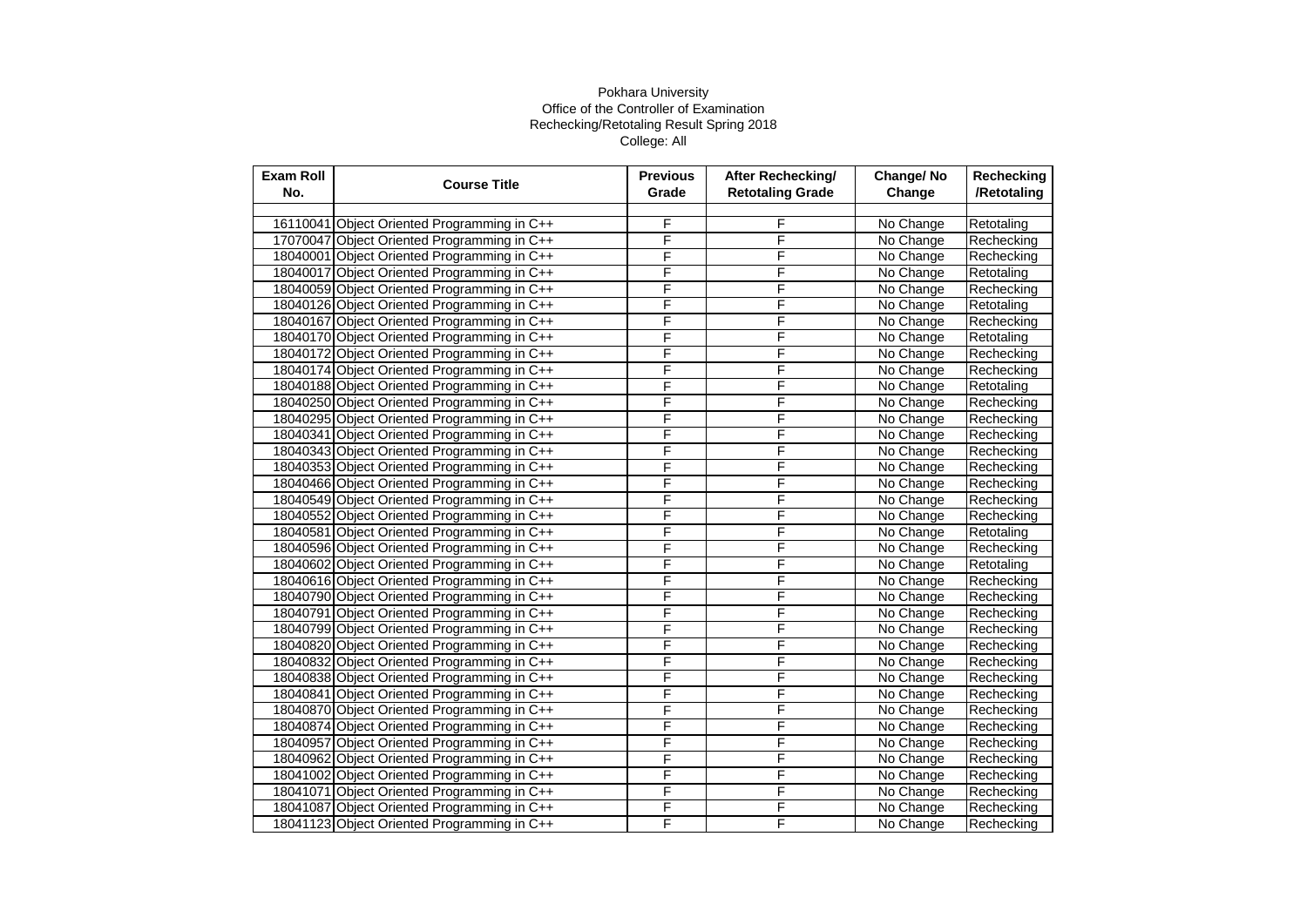Pokhara University
Office of the Controller of Examination
Rechecking/Retotaling Result Spring 2018
College: All

| Exam Roll No. | Course Title | Previous Grade | After Rechecking/ Retotaling Grade | Change/ No Change | Rechecking /Retotaling |
|---|---|---|---|---|---|
| 16110041 | Object Oriented Programming in C++ | F | F | No Change | Retotaling |
| 17070047 | Object Oriented Programming in C++ | F | F | No Change | Rechecking |
| 18040001 | Object Oriented Programming in C++ | F | F | No Change | Rechecking |
| 18040017 | Object Oriented Programming in C++ | F | F | No Change | Retotaling |
| 18040059 | Object Oriented Programming in C++ | F | F | No Change | Rechecking |
| 18040126 | Object Oriented Programming in C++ | F | F | No Change | Retotaling |
| 18040167 | Object Oriented Programming in C++ | F | F | No Change | Rechecking |
| 18040170 | Object Oriented Programming in C++ | F | F | No Change | Retotaling |
| 18040172 | Object Oriented Programming in C++ | F | F | No Change | Rechecking |
| 18040174 | Object Oriented Programming in C++ | F | F | No Change | Rechecking |
| 18040188 | Object Oriented Programming in C++ | F | F | No Change | Retotaling |
| 18040250 | Object Oriented Programming in C++ | F | F | No Change | Rechecking |
| 18040295 | Object Oriented Programming in C++ | F | F | No Change | Rechecking |
| 18040341 | Object Oriented Programming in C++ | F | F | No Change | Rechecking |
| 18040343 | Object Oriented Programming in C++ | F | F | No Change | Rechecking |
| 18040353 | Object Oriented Programming in C++ | F | F | No Change | Rechecking |
| 18040466 | Object Oriented Programming in C++ | F | F | No Change | Rechecking |
| 18040549 | Object Oriented Programming in C++ | F | F | No Change | Rechecking |
| 18040552 | Object Oriented Programming in C++ | F | F | No Change | Rechecking |
| 18040581 | Object Oriented Programming in C++ | F | F | No Change | Retotaling |
| 18040596 | Object Oriented Programming in C++ | F | F | No Change | Rechecking |
| 18040602 | Object Oriented Programming in C++ | F | F | No Change | Retotaling |
| 18040616 | Object Oriented Programming in C++ | F | F | No Change | Rechecking |
| 18040790 | Object Oriented Programming in C++ | F | F | No Change | Rechecking |
| 18040791 | Object Oriented Programming in C++ | F | F | No Change | Rechecking |
| 18040799 | Object Oriented Programming in C++ | F | F | No Change | Rechecking |
| 18040820 | Object Oriented Programming in C++ | F | F | No Change | Rechecking |
| 18040832 | Object Oriented Programming in C++ | F | F | No Change | Rechecking |
| 18040838 | Object Oriented Programming in C++ | F | F | No Change | Rechecking |
| 18040841 | Object Oriented Programming in C++ | F | F | No Change | Rechecking |
| 18040870 | Object Oriented Programming in C++ | F | F | No Change | Rechecking |
| 18040874 | Object Oriented Programming in C++ | F | F | No Change | Rechecking |
| 18040957 | Object Oriented Programming in C++ | F | F | No Change | Rechecking |
| 18040962 | Object Oriented Programming in C++ | F | F | No Change | Rechecking |
| 18041002 | Object Oriented Programming in C++ | F | F | No Change | Rechecking |
| 18041071 | Object Oriented Programming in C++ | F | F | No Change | Rechecking |
| 18041087 | Object Oriented Programming in C++ | F | F | No Change | Rechecking |
| 18041123 | Object Oriented Programming in C++ | F | F | No Change | Rechecking |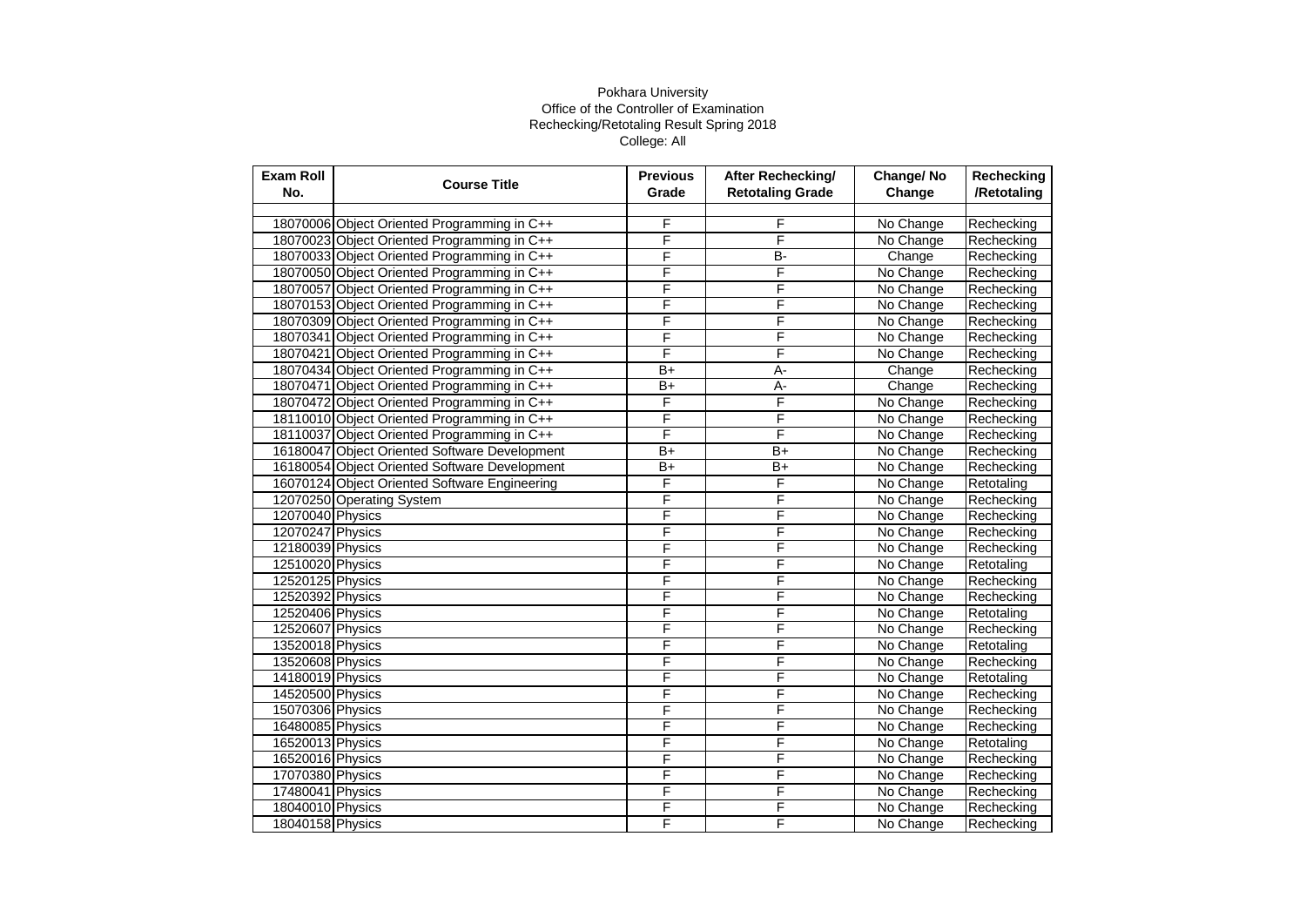Pokhara University
Office of the Controller of Examination
Rechecking/Retotaling Result Spring 2018
College: All

| Exam Roll No. | Course Title | Previous Grade | After Rechecking/ Retotaling Grade | Change/ No Change | Rechecking /Retotaling |
|---|---|---|---|---|---|
| 18070006 | Object Oriented Programming in C++ | F | F | No Change | Rechecking |
| 18070023 | Object Oriented Programming in C++ | F | F | No Change | Rechecking |
| 18070033 | Object Oriented Programming in C++ | F | B- | Change | Rechecking |
| 18070050 | Object Oriented Programming in C++ | F | F | No Change | Rechecking |
| 18070057 | Object Oriented Programming in C++ | F | F | No Change | Rechecking |
| 18070153 | Object Oriented Programming in C++ | F | F | No Change | Rechecking |
| 18070309 | Object Oriented Programming in C++ | F | F | No Change | Rechecking |
| 18070341 | Object Oriented Programming in C++ | F | F | No Change | Rechecking |
| 18070421 | Object Oriented Programming in C++ | F | F | No Change | Rechecking |
| 18070434 | Object Oriented Programming in C++ | B+ | A- | Change | Rechecking |
| 18070471 | Object Oriented Programming in C++ | B+ | A- | Change | Rechecking |
| 18070472 | Object Oriented Programming in C++ | F | F | No Change | Rechecking |
| 18110010 | Object Oriented Programming in C++ | F | F | No Change | Rechecking |
| 18110037 | Object Oriented Programming in C++ | F | F | No Change | Rechecking |
| 16180047 | Object Oriented Software Development | B+ | B+ | No Change | Rechecking |
| 16180054 | Object Oriented Software Development | B+ | B+ | No Change | Rechecking |
| 16070124 | Object Oriented Software Engineering | F | F | No Change | Retotaling |
| 12070250 | Operating System | F | F | No Change | Rechecking |
| 12070040 | Physics | F | F | No Change | Rechecking |
| 12070247 | Physics | F | F | No Change | Rechecking |
| 12180039 | Physics | F | F | No Change | Rechecking |
| 12510020 | Physics | F | F | No Change | Retotaling |
| 12520125 | Physics | F | F | No Change | Rechecking |
| 12520392 | Physics | F | F | No Change | Rechecking |
| 12520406 | Physics | F | F | No Change | Retotaling |
| 12520607 | Physics | F | F | No Change | Rechecking |
| 13520018 | Physics | F | F | No Change | Retotaling |
| 13520608 | Physics | F | F | No Change | Rechecking |
| 14180019 | Physics | F | F | No Change | Retotaling |
| 14520500 | Physics | F | F | No Change | Rechecking |
| 15070306 | Physics | F | F | No Change | Rechecking |
| 16480085 | Physics | F | F | No Change | Rechecking |
| 16520013 | Physics | F | F | No Change | Retotaling |
| 16520016 | Physics | F | F | No Change | Rechecking |
| 17070380 | Physics | F | F | No Change | Rechecking |
| 17480041 | Physics | F | F | No Change | Rechecking |
| 18040010 | Physics | F | F | No Change | Rechecking |
| 18040158 | Physics | F | F | No Change | Rechecking |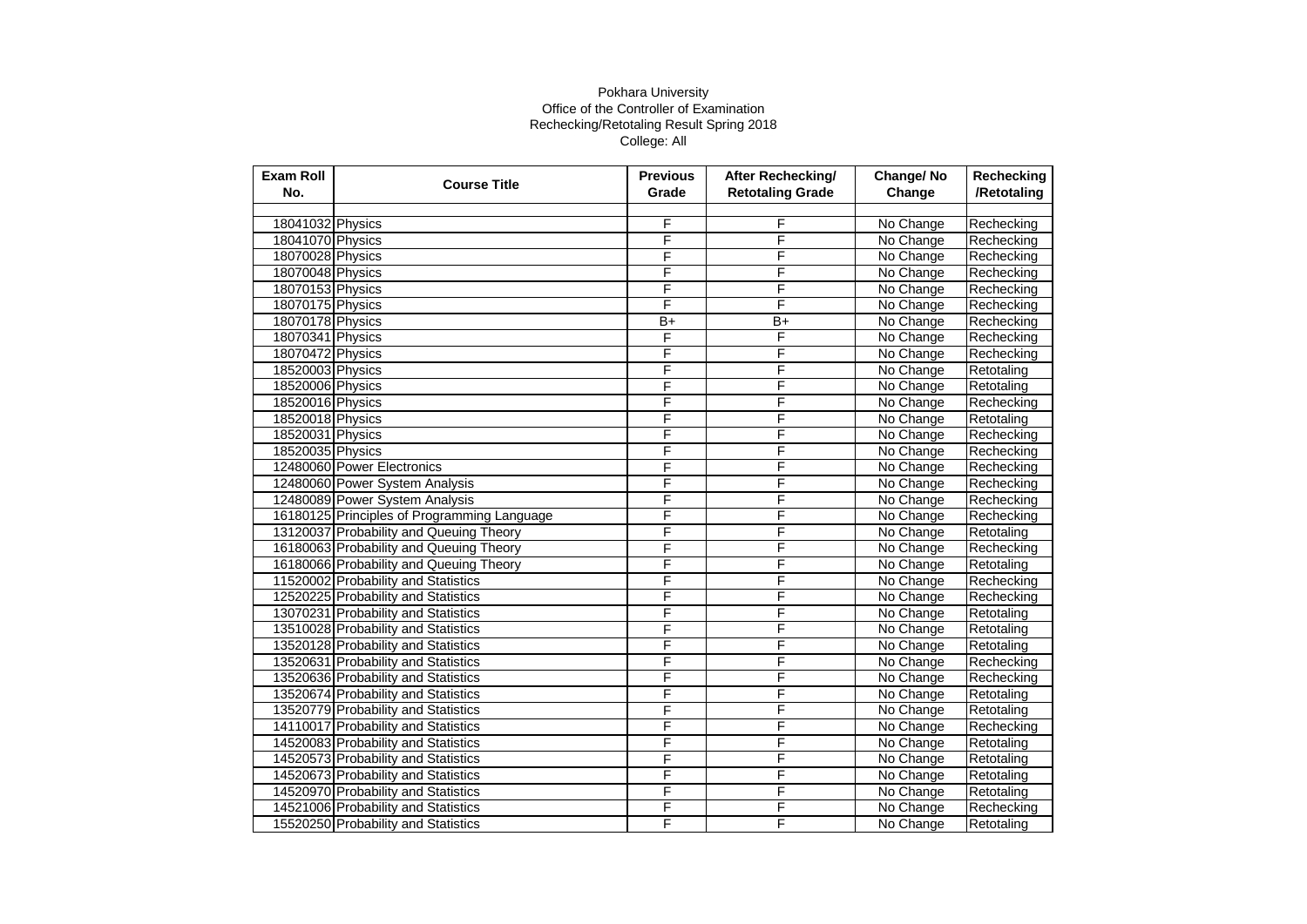Pokhara University
Office of the Controller of Examination
Rechecking/Retotaling Result Spring 2018
College: All

| Exam Roll No. | Course Title | Previous Grade | After Rechecking/ Retotaling Grade | Change/ No Change | Rechecking /Retotaling |
|---|---|---|---|---|---|
| | | | | | |
| 18041032 | Physics | F | F | No Change | Rechecking |
| 18041070 | Physics | F | F | No Change | Rechecking |
| 18070028 | Physics | F | F | No Change | Rechecking |
| 18070048 | Physics | F | F | No Change | Rechecking |
| 18070153 | Physics | F | F | No Change | Rechecking |
| 18070175 | Physics | F | F | No Change | Rechecking |
| 18070178 | Physics | B+ | B+ | No Change | Rechecking |
| 18070341 | Physics | F | F | No Change | Rechecking |
| 18070472 | Physics | F | F | No Change | Rechecking |
| 18520003 | Physics | F | F | No Change | Retotaling |
| 18520006 | Physics | F | F | No Change | Retotaling |
| 18520016 | Physics | F | F | No Change | Rechecking |
| 18520018 | Physics | F | F | No Change | Retotaling |
| 18520031 | Physics | F | F | No Change | Rechecking |
| 18520035 | Physics | F | F | No Change | Rechecking |
| 12480060 | Power Electronics | F | F | No Change | Rechecking |
| 12480060 | Power System Analysis | F | F | No Change | Rechecking |
| 12480089 | Power System Analysis | F | F | No Change | Rechecking |
| 16180125 | Principles of Programming Language | F | F | No Change | Rechecking |
| 13120037 | Probability and Queuing Theory | F | F | No Change | Retotaling |
| 16180063 | Probability and Queuing Theory | F | F | No Change | Rechecking |
| 16180066 | Probability and Queuing Theory | F | F | No Change | Retotaling |
| 11520002 | Probability and Statistics | F | F | No Change | Rechecking |
| 12520225 | Probability and Statistics | F | F | No Change | Rechecking |
| 13070231 | Probability and Statistics | F | F | No Change | Retotaling |
| 13510028 | Probability and Statistics | F | F | No Change | Retotaling |
| 13520128 | Probability and Statistics | F | F | No Change | Retotaling |
| 13520631 | Probability and Statistics | F | F | No Change | Rechecking |
| 13520636 | Probability and Statistics | F | F | No Change | Rechecking |
| 13520674 | Probability and Statistics | F | F | No Change | Retotaling |
| 13520779 | Probability and Statistics | F | F | No Change | Retotaling |
| 14110017 | Probability and Statistics | F | F | No Change | Rechecking |
| 14520083 | Probability and Statistics | F | F | No Change | Retotaling |
| 14520573 | Probability and Statistics | F | F | No Change | Retotaling |
| 14520673 | Probability and Statistics | F | F | No Change | Retotaling |
| 14520970 | Probability and Statistics | F | F | No Change | Retotaling |
| 14521006 | Probability and Statistics | F | F | No Change | Rechecking |
| 15520250 | Probability and Statistics | F | F | No Change | Retotaling |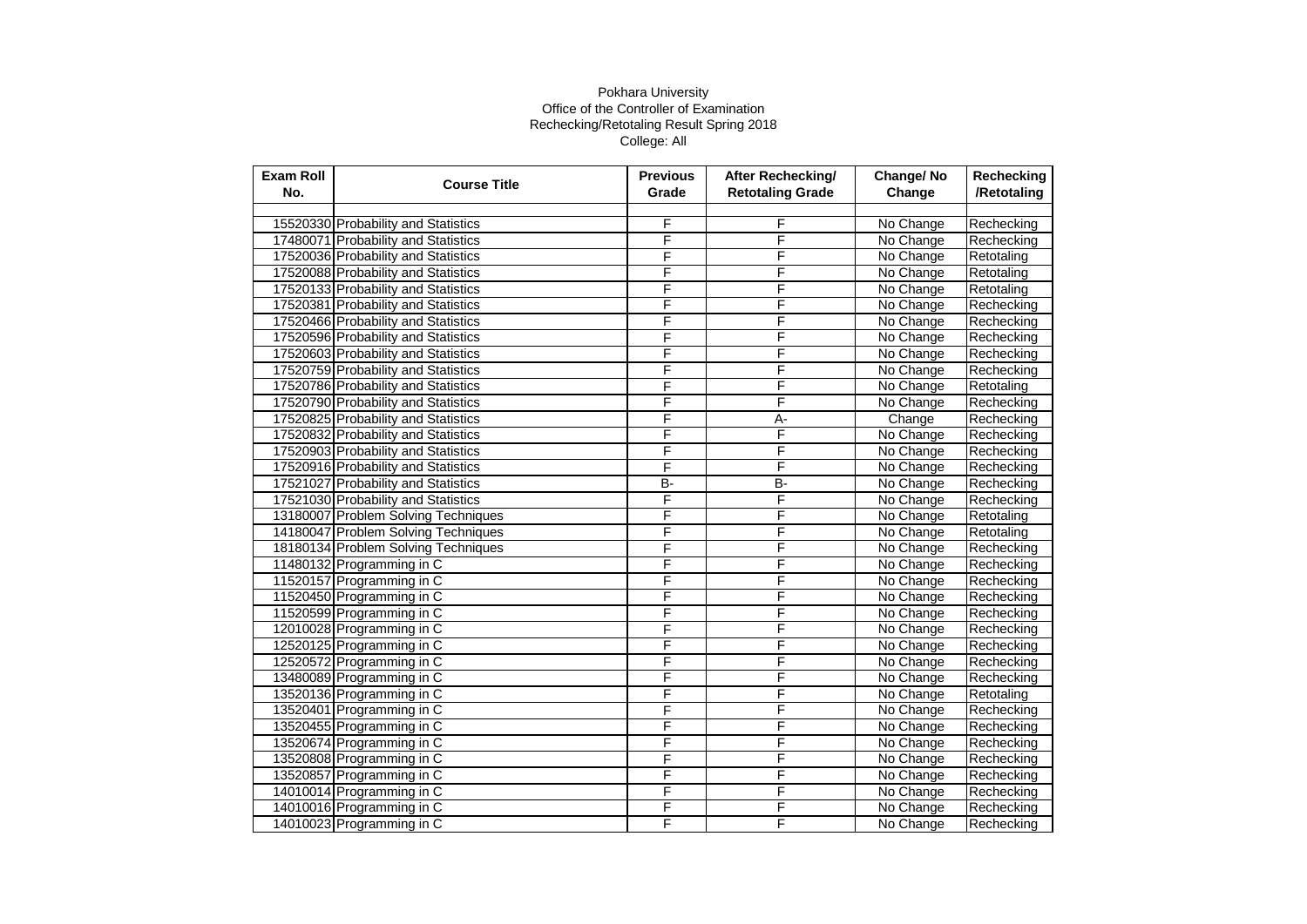Pokhara University
Office of the Controller of Examination
Rechecking/Retotaling Result Spring 2018
College: All

| Exam Roll No. | Course Title | Previous Grade | After Rechecking/ Retotaling Grade | Change/ No Change | Rechecking /Retotaling |
|---|---|---|---|---|---|
| | | | | | |
| 15520330 | Probability and Statistics | F | F | No Change | Rechecking |
| 17480071 | Probability and Statistics | F | F | No Change | Rechecking |
| 17520036 | Probability and Statistics | F | F | No Change | Retotaling |
| 17520088 | Probability and Statistics | F | F | No Change | Retotaling |
| 17520133 | Probability and Statistics | F | F | No Change | Retotaling |
| 17520381 | Probability and Statistics | F | F | No Change | Rechecking |
| 17520466 | Probability and Statistics | F | F | No Change | Rechecking |
| 17520596 | Probability and Statistics | F | F | No Change | Rechecking |
| 17520603 | Probability and Statistics | F | F | No Change | Rechecking |
| 17520759 | Probability and Statistics | F | F | No Change | Rechecking |
| 17520786 | Probability and Statistics | F | F | No Change | Retotaling |
| 17520790 | Probability and Statistics | F | F | No Change | Rechecking |
| 17520825 | Probability and Statistics | F | A- | Change | Rechecking |
| 17520832 | Probability and Statistics | F | F | No Change | Rechecking |
| 17520903 | Probability and Statistics | F | F | No Change | Rechecking |
| 17520916 | Probability and Statistics | F | F | No Change | Rechecking |
| 17521027 | Probability and Statistics | B- | B- | No Change | Rechecking |
| 17521030 | Probability and Statistics | F | F | No Change | Rechecking |
| 13180007 | Problem Solving Techniques | F | F | No Change | Retotaling |
| 14180047 | Problem Solving Techniques | F | F | No Change | Retotaling |
| 18180134 | Problem Solving Techniques | F | F | No Change | Rechecking |
| 11480132 | Programming in C | F | F | No Change | Rechecking |
| 11520157 | Programming in C | F | F | No Change | Rechecking |
| 11520450 | Programming in C | F | F | No Change | Rechecking |
| 11520599 | Programming in C | F | F | No Change | Rechecking |
| 12010028 | Programming in C | F | F | No Change | Rechecking |
| 12520125 | Programming in C | F | F | No Change | Rechecking |
| 12520572 | Programming in C | F | F | No Change | Rechecking |
| 13480089 | Programming in C | F | F | No Change | Rechecking |
| 13520136 | Programming in C | F | F | No Change | Retotaling |
| 13520401 | Programming in C | F | F | No Change | Rechecking |
| 13520455 | Programming in C | F | F | No Change | Rechecking |
| 13520674 | Programming in C | F | F | No Change | Rechecking |
| 13520808 | Programming in C | F | F | No Change | Rechecking |
| 13520857 | Programming in C | F | F | No Change | Rechecking |
| 14010014 | Programming in C | F | F | No Change | Rechecking |
| 14010016 | Programming in C | F | F | No Change | Rechecking |
| 14010023 | Programming in C | F | F | No Change | Rechecking |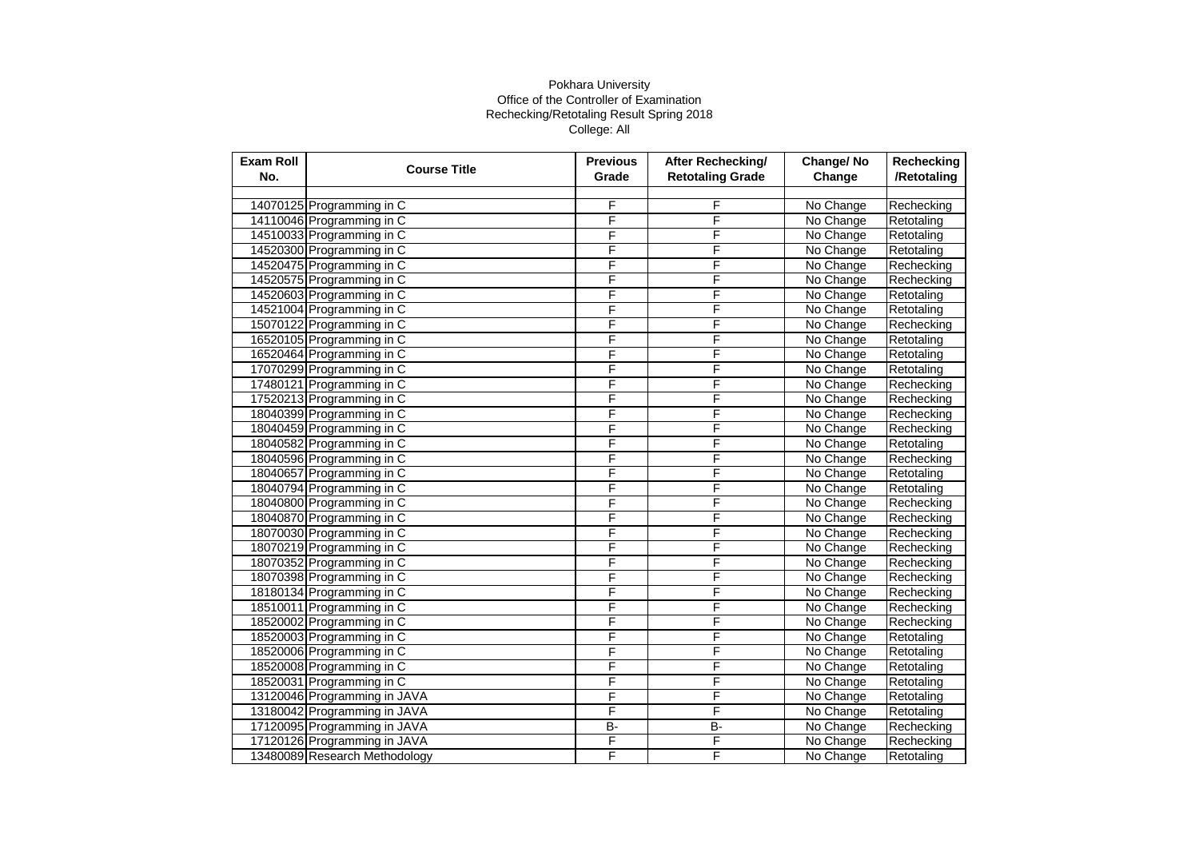Pokhara University
Office of the Controller of Examination
Rechecking/Retotaling Result Spring 2018
College: All

| Exam Roll No. | Course Title | Previous Grade | After Rechecking/ Retotaling Grade | Change/ No Change | Rechecking /Retotaling |
|---|---|---|---|---|---|
| | | | | | |
| 14070125 | Programming in C | F | F | No Change | Rechecking |
| 14110046 | Programming in C | F | F | No Change | Retotaling |
| 14510033 | Programming in C | F | F | No Change | Retotaling |
| 14520300 | Programming in C | F | F | No Change | Retotaling |
| 14520475 | Programming in C | F | F | No Change | Rechecking |
| 14520575 | Programming in C | F | F | No Change | Rechecking |
| 14520603 | Programming in C | F | F | No Change | Retotaling |
| 14521004 | Programming in C | F | F | No Change | Retotaling |
| 15070122 | Programming in C | F | F | No Change | Rechecking |
| 16520105 | Programming in C | F | F | No Change | Retotaling |
| 16520464 | Programming in C | F | F | No Change | Retotaling |
| 17070299 | Programming in C | F | F | No Change | Retotaling |
| 17480121 | Programming in C | F | F | No Change | Rechecking |
| 17520213 | Programming in C | F | F | No Change | Rechecking |
| 18040399 | Programming in C | F | F | No Change | Rechecking |
| 18040459 | Programming in C | F | F | No Change | Rechecking |
| 18040582 | Programming in C | F | F | No Change | Retotaling |
| 18040596 | Programming in C | F | F | No Change | Rechecking |
| 18040657 | Programming in C | F | F | No Change | Retotaling |
| 18040794 | Programming in C | F | F | No Change | Retotaling |
| 18040800 | Programming in C | F | F | No Change | Rechecking |
| 18040870 | Programming in C | F | F | No Change | Rechecking |
| 18070030 | Programming in C | F | F | No Change | Rechecking |
| 18070219 | Programming in C | F | F | No Change | Rechecking |
| 18070352 | Programming in C | F | F | No Change | Rechecking |
| 18070398 | Programming in C | F | F | No Change | Rechecking |
| 18180134 | Programming in C | F | F | No Change | Rechecking |
| 18510011 | Programming in C | F | F | No Change | Rechecking |
| 18520002 | Programming in C | F | F | No Change | Rechecking |
| 18520003 | Programming in C | F | F | No Change | Retotaling |
| 18520006 | Programming in C | F | F | No Change | Retotaling |
| 18520008 | Programming in C | F | F | No Change | Retotaling |
| 18520031 | Programming in C | F | F | No Change | Retotaling |
| 13120046 | Programming in JAVA | F | F | No Change | Retotaling |
| 13180042 | Programming in JAVA | F | F | No Change | Retotaling |
| 17120095 | Programming in JAVA | B- | B- | No Change | Rechecking |
| 17120126 | Programming in JAVA | F | F | No Change | Rechecking |
| 13480089 | Research Methodology | F | F | No Change | Retotaling |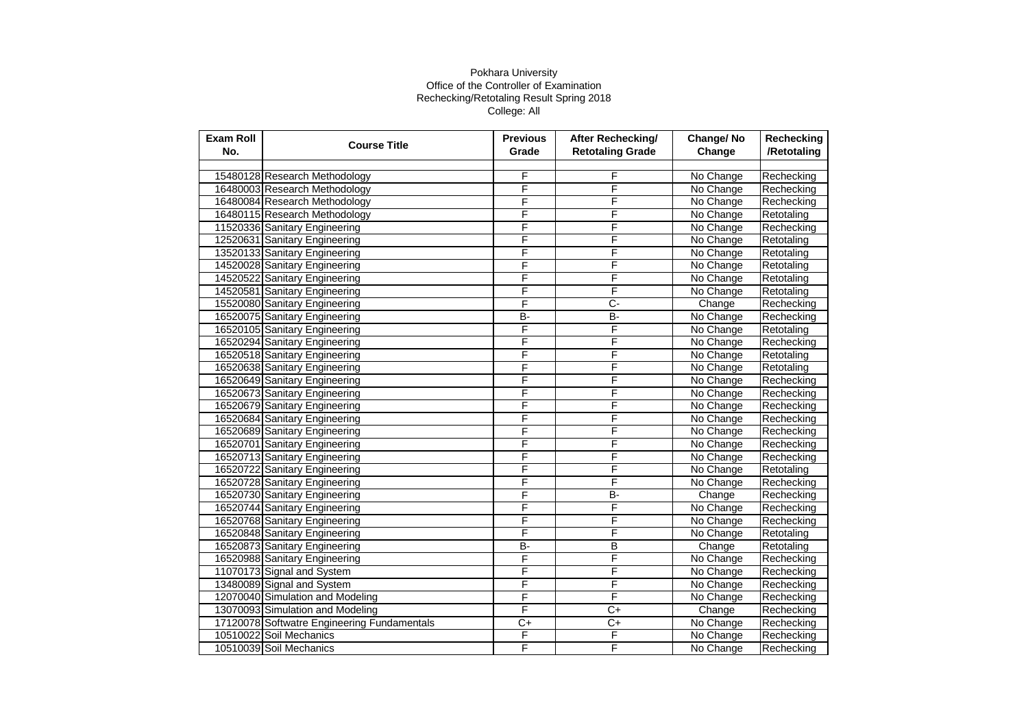Pokhara University
Office of the Controller of Examination
Rechecking/Retotaling Result Spring 2018
College: All

| Exam Roll No. | Course Title | Previous Grade | After Rechecking/ Retotaling Grade | Change/ No Change | Rechecking /Retotaling |
|---|---|---|---|---|---|
| | | | | | |
| 15480128 | Research Methodology | F | F | No Change | Rechecking |
| 16480003 | Research Methodology | F | F | No Change | Rechecking |
| 16480084 | Research Methodology | F | F | No Change | Rechecking |
| 16480115 | Research Methodology | F | F | No Change | Retotaling |
| 11520336 | Sanitary Engineering | F | F | No Change | Rechecking |
| 12520631 | Sanitary Engineering | F | F | No Change | Retotaling |
| 13520133 | Sanitary Engineering | F | F | No Change | Retotaling |
| 14520028 | Sanitary Engineering | F | F | No Change | Retotaling |
| 14520522 | Sanitary Engineering | F | F | No Change | Retotaling |
| 14520581 | Sanitary Engineering | F | F | No Change | Retotaling |
| 15520080 | Sanitary Engineering | F | C- | Change | Rechecking |
| 16520075 | Sanitary Engineering | B- | B- | No Change | Rechecking |
| 16520105 | Sanitary Engineering | F | F | No Change | Retotaling |
| 16520294 | Sanitary Engineering | F | F | No Change | Rechecking |
| 16520518 | Sanitary Engineering | F | F | No Change | Retotaling |
| 16520638 | Sanitary Engineering | F | F | No Change | Retotaling |
| 16520649 | Sanitary Engineering | F | F | No Change | Rechecking |
| 16520673 | Sanitary Engineering | F | F | No Change | Rechecking |
| 16520679 | Sanitary Engineering | F | F | No Change | Rechecking |
| 16520684 | Sanitary Engineering | F | F | No Change | Rechecking |
| 16520689 | Sanitary Engineering | F | F | No Change | Rechecking |
| 16520701 | Sanitary Engineering | F | F | No Change | Rechecking |
| 16520713 | Sanitary Engineering | F | F | No Change | Rechecking |
| 16520722 | Sanitary Engineering | F | F | No Change | Retotaling |
| 16520728 | Sanitary Engineering | F | F | No Change | Rechecking |
| 16520730 | Sanitary Engineering | F | B- | Change | Rechecking |
| 16520744 | Sanitary Engineering | F | F | No Change | Rechecking |
| 16520768 | Sanitary Engineering | F | F | No Change | Rechecking |
| 16520848 | Sanitary Engineering | F | F | No Change | Retotaling |
| 16520873 | Sanitary Engineering | B- | B | Change | Retotaling |
| 16520988 | Sanitary Engineering | F | F | No Change | Rechecking |
| 11070173 | Signal and System | F | F | No Change | Rechecking |
| 13480089 | Signal and System | F | F | No Change | Rechecking |
| 12070040 | Simulation and Modeling | F | F | No Change | Rechecking |
| 13070093 | Simulation and Modeling | F | C+ | Change | Rechecking |
| 17120078 | Softwatre Engineering Fundamentals | C+ | C+ | No Change | Rechecking |
| 10510022 | Soil Mechanics | F | F | No Change | Rechecking |
| 10510039 | Soil Mechanics | F | F | No Change | Rechecking |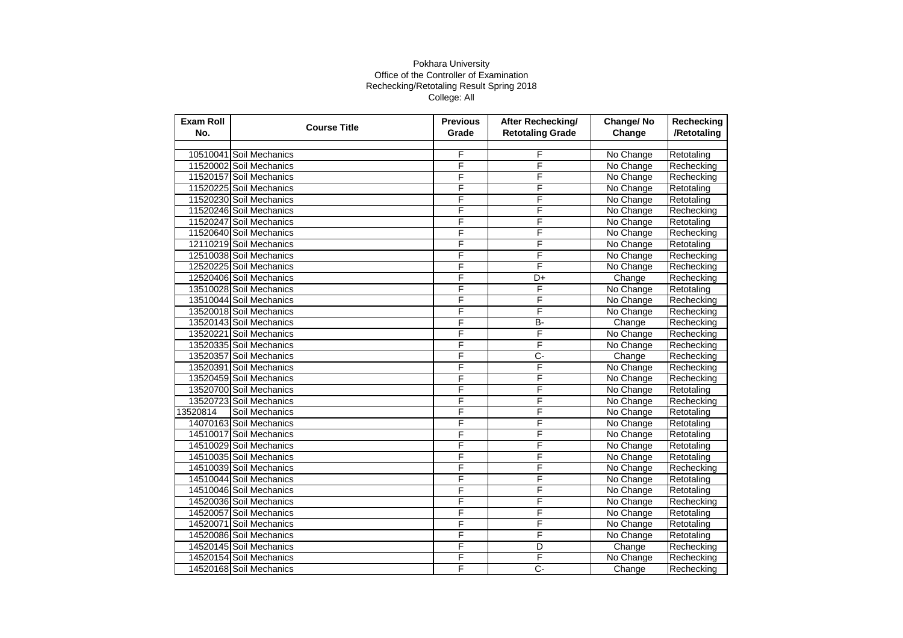Pokhara University
Office of the Controller of Examination
Rechecking/Retotaling Result Spring 2018
College: All

| Exam Roll No. | Course Title | Previous Grade | After Rechecking/ Retotaling Grade | Change/ No Change | Rechecking /Retotaling |
|---|---|---|---|---|---|
| | | | | | |
| 10510041 | Soil Mechanics | F | F | No Change | Retotaling |
| 11520002 | Soil Mechanics | F | F | No Change | Rechecking |
| 11520157 | Soil Mechanics | F | F | No Change | Rechecking |
| 11520225 | Soil Mechanics | F | F | No Change | Retotaling |
| 11520230 | Soil Mechanics | F | F | No Change | Retotaling |
| 11520246 | Soil Mechanics | F | F | No Change | Rechecking |
| 11520247 | Soil Mechanics | F | F | No Change | Retotaling |
| 11520640 | Soil Mechanics | F | F | No Change | Rechecking |
| 12110219 | Soil Mechanics | F | F | No Change | Retotaling |
| 12510038 | Soil Mechanics | F | F | No Change | Rechecking |
| 12520225 | Soil Mechanics | F | F | No Change | Rechecking |
| 12520406 | Soil Mechanics | F | D+ | Change | Rechecking |
| 13510028 | Soil Mechanics | F | F | No Change | Retotaling |
| 13510044 | Soil Mechanics | F | F | No Change | Rechecking |
| 13520018 | Soil Mechanics | F | F | No Change | Rechecking |
| 13520143 | Soil Mechanics | F | B- | Change | Rechecking |
| 13520221 | Soil Mechanics | F | F | No Change | Rechecking |
| 13520335 | Soil Mechanics | F | F | No Change | Rechecking |
| 13520357 | Soil Mechanics | F | C- | Change | Rechecking |
| 13520391 | Soil Mechanics | F | F | No Change | Rechecking |
| 13520459 | Soil Mechanics | F | F | No Change | Rechecking |
| 13520700 | Soil Mechanics | F | F | No Change | Retotaling |
| 13520723 | Soil Mechanics | F | F | No Change | Rechecking |
| 13520814 | Soil Mechanics | F | F | No Change | Retotaling |
| 14070163 | Soil Mechanics | F | F | No Change | Retotaling |
| 14510017 | Soil Mechanics | F | F | No Change | Retotaling |
| 14510029 | Soil Mechanics | F | F | No Change | Retotaling |
| 14510035 | Soil Mechanics | F | F | No Change | Retotaling |
| 14510039 | Soil Mechanics | F | F | No Change | Rechecking |
| 14510044 | Soil Mechanics | F | F | No Change | Retotaling |
| 14510046 | Soil Mechanics | F | F | No Change | Retotaling |
| 14520036 | Soil Mechanics | F | F | No Change | Rechecking |
| 14520057 | Soil Mechanics | F | F | No Change | Retotaling |
| 14520071 | Soil Mechanics | F | F | No Change | Retotaling |
| 14520086 | Soil Mechanics | F | F | No Change | Retotaling |
| 14520145 | Soil Mechanics | F | D | Change | Rechecking |
| 14520154 | Soil Mechanics | F | F | No Change | Rechecking |
| 14520168 | Soil Mechanics | F | C- | Change | Rechecking |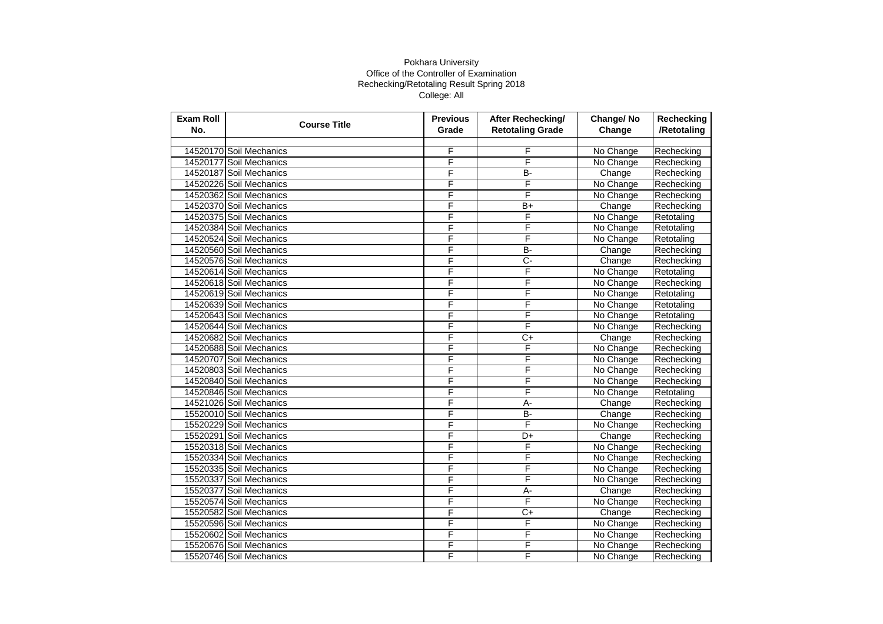Pokhara University
Office of the Controller of Examination
Rechecking/Retotaling Result Spring 2018
College: All

| Exam Roll No. | Course Title | Previous Grade | After Rechecking/ Retotaling Grade | Change/ No Change | Rechecking /Retotaling |
|---|---|---|---|---|---|
| | | | | | |
| 14520170 | Soil Mechanics | F | F | No Change | Rechecking |
| 14520177 | Soil Mechanics | F | F | No Change | Rechecking |
| 14520187 | Soil Mechanics | F | B- | Change | Rechecking |
| 14520226 | Soil Mechanics | F | F | No Change | Rechecking |
| 14520362 | Soil Mechanics | F | F | No Change | Rechecking |
| 14520370 | Soil Mechanics | F | B+ | Change | Rechecking |
| 14520375 | Soil Mechanics | F | F | No Change | Retotaling |
| 14520384 | Soil Mechanics | F | F | No Change | Retotaling |
| 14520524 | Soil Mechanics | F | F | No Change | Retotaling |
| 14520560 | Soil Mechanics | F | B- | Change | Rechecking |
| 14520576 | Soil Mechanics | F | C- | Change | Rechecking |
| 14520614 | Soil Mechanics | F | F | No Change | Retotaling |
| 14520618 | Soil Mechanics | F | F | No Change | Rechecking |
| 14520619 | Soil Mechanics | F | F | No Change | Retotaling |
| 14520639 | Soil Mechanics | F | F | No Change | Retotaling |
| 14520643 | Soil Mechanics | F | F | No Change | Retotaling |
| 14520644 | Soil Mechanics | F | F | No Change | Rechecking |
| 14520682 | Soil Mechanics | F | C+ | Change | Rechecking |
| 14520688 | Soil Mechanics | F | F | No Change | Rechecking |
| 14520707 | Soil Mechanics | F | F | No Change | Rechecking |
| 14520803 | Soil Mechanics | F | F | No Change | Rechecking |
| 14520840 | Soil Mechanics | F | F | No Change | Rechecking |
| 14520846 | Soil Mechanics | F | F | No Change | Retotaling |
| 14521026 | Soil Mechanics | F | A- | Change | Rechecking |
| 15520010 | Soil Mechanics | F | B- | Change | Rechecking |
| 15520229 | Soil Mechanics | F | F | No Change | Rechecking |
| 15520291 | Soil Mechanics | F | D+ | Change | Rechecking |
| 15520318 | Soil Mechanics | F | F | No Change | Rechecking |
| 15520334 | Soil Mechanics | F | F | No Change | Rechecking |
| 15520335 | Soil Mechanics | F | F | No Change | Rechecking |
| 15520337 | Soil Mechanics | F | F | No Change | Rechecking |
| 15520377 | Soil Mechanics | F | A- | Change | Rechecking |
| 15520574 | Soil Mechanics | F | F | No Change | Rechecking |
| 15520582 | Soil Mechanics | F | C+ | Change | Rechecking |
| 15520596 | Soil Mechanics | F | F | No Change | Rechecking |
| 15520602 | Soil Mechanics | F | F | No Change | Rechecking |
| 15520676 | Soil Mechanics | F | F | No Change | Rechecking |
| 15520746 | Soil Mechanics | F | F | No Change | Rechecking |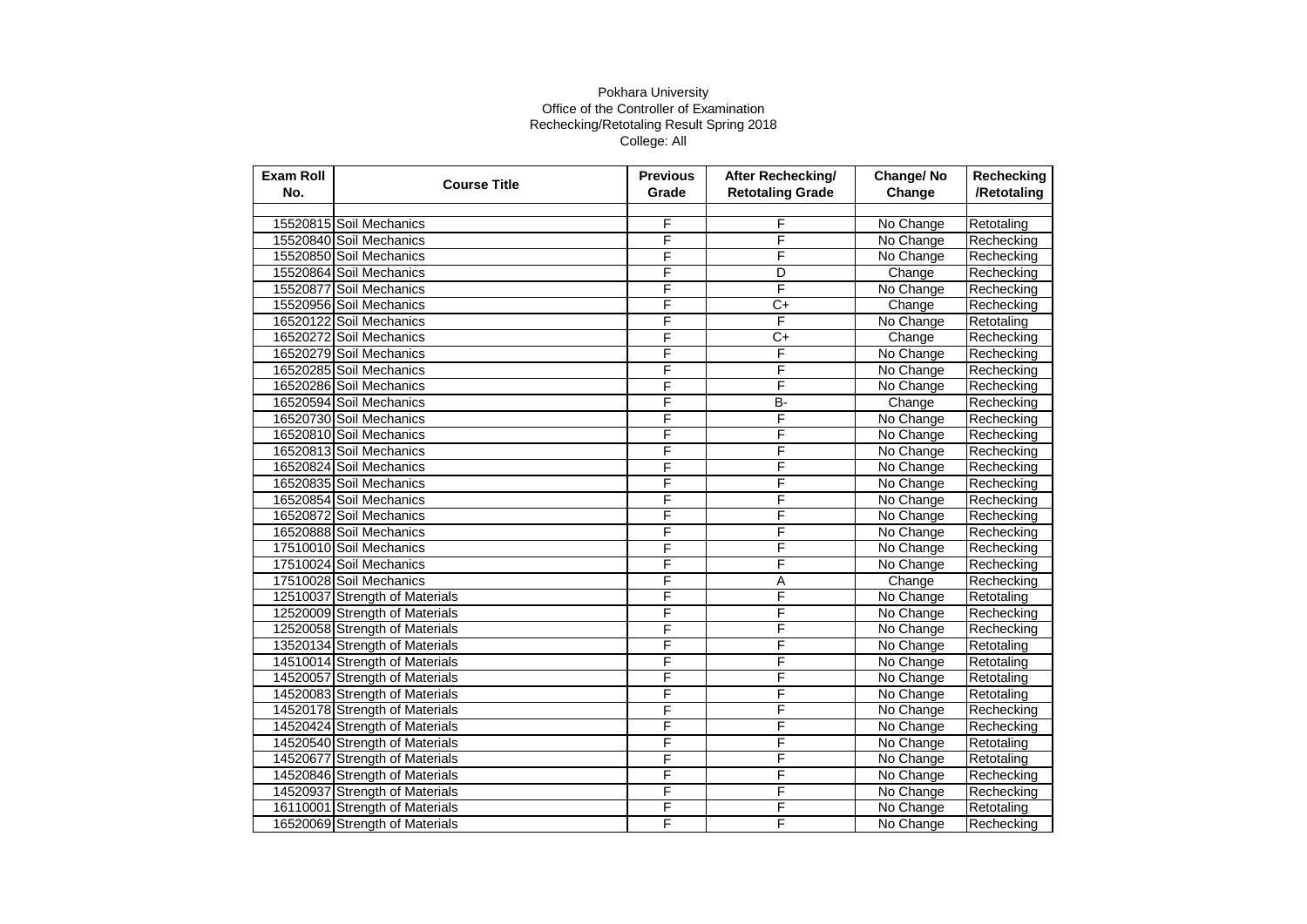Pokhara University
Office of the Controller of Examination
Rechecking/Retotaling Result Spring 2018
College: All

| Exam Roll No. | Course Title | Previous Grade | After Rechecking/ Retotaling Grade | Change/ No Change | Rechecking /Retotaling |
|---|---|---|---|---|---|
| 15520815 | Soil Mechanics | F | F | No Change | Retotaling |
| 15520840 | Soil Mechanics | F | F | No Change | Rechecking |
| 15520850 | Soil Mechanics | F | F | No Change | Rechecking |
| 15520864 | Soil Mechanics | F | D | Change | Rechecking |
| 15520877 | Soil Mechanics | F | F | No Change | Rechecking |
| 15520956 | Soil Mechanics | F | C+ | Change | Rechecking |
| 16520122 | Soil Mechanics | F | F | No Change | Retotaling |
| 16520272 | Soil Mechanics | F | C+ | Change | Rechecking |
| 16520279 | Soil Mechanics | F | F | No Change | Rechecking |
| 16520285 | Soil Mechanics | F | F | No Change | Rechecking |
| 16520286 | Soil Mechanics | F | F | No Change | Rechecking |
| 16520594 | Soil Mechanics | F | B- | Change | Rechecking |
| 16520730 | Soil Mechanics | F | F | No Change | Rechecking |
| 16520810 | Soil Mechanics | F | F | No Change | Rechecking |
| 16520813 | Soil Mechanics | F | F | No Change | Rechecking |
| 16520824 | Soil Mechanics | F | F | No Change | Rechecking |
| 16520835 | Soil Mechanics | F | F | No Change | Rechecking |
| 16520854 | Soil Mechanics | F | F | No Change | Rechecking |
| 16520872 | Soil Mechanics | F | F | No Change | Rechecking |
| 16520888 | Soil Mechanics | F | F | No Change | Rechecking |
| 17510010 | Soil Mechanics | F | F | No Change | Rechecking |
| 17510024 | Soil Mechanics | F | F | No Change | Rechecking |
| 17510028 | Soil Mechanics | F | A | Change | Rechecking |
| 12510037 | Strength of Materials | F | F | No Change | Retotaling |
| 12520009 | Strength of Materials | F | F | No Change | Rechecking |
| 12520058 | Strength of Materials | F | F | No Change | Rechecking |
| 13520134 | Strength of Materials | F | F | No Change | Retotaling |
| 14510014 | Strength of Materials | F | F | No Change | Retotaling |
| 14520057 | Strength of Materials | F | F | No Change | Retotaling |
| 14520083 | Strength of Materials | F | F | No Change | Retotaling |
| 14520178 | Strength of Materials | F | F | No Change | Rechecking |
| 14520424 | Strength of Materials | F | F | No Change | Rechecking |
| 14520540 | Strength of Materials | F | F | No Change | Retotaling |
| 14520677 | Strength of Materials | F | F | No Change | Retotaling |
| 14520846 | Strength of Materials | F | F | No Change | Rechecking |
| 14520937 | Strength of Materials | F | F | No Change | Rechecking |
| 16110001 | Strength of Materials | F | F | No Change | Retotaling |
| 16520069 | Strength of Materials | F | F | No Change | Rechecking |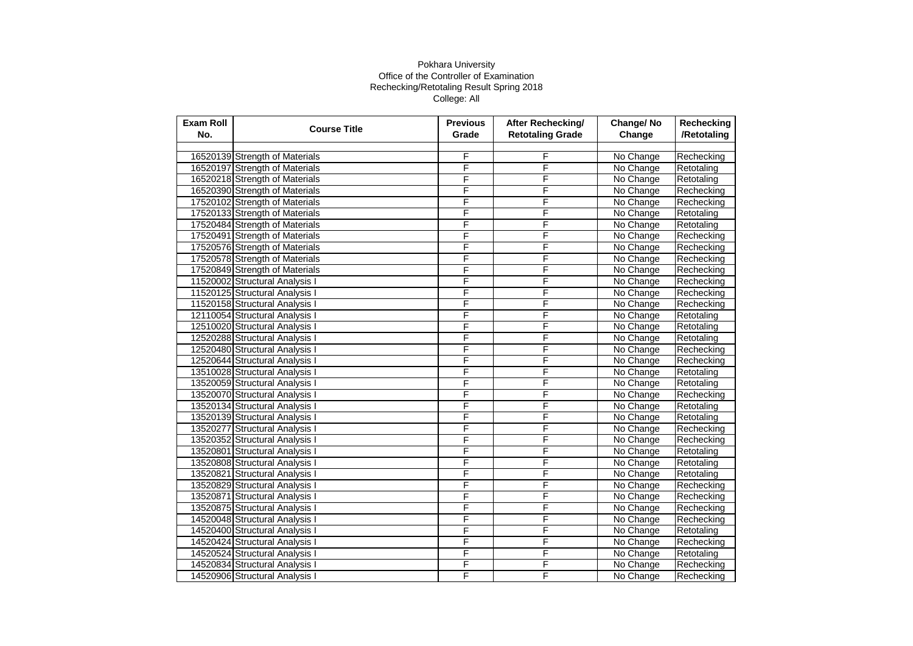Pokhara University

Office of the Controller of Examination

Rechecking/Retotaling Result Spring 2018

College: All

| Exam Roll No. | Course Title | Previous Grade | After Rechecking/ Retotaling Grade | Change/ No Change | Rechecking /Retotaling |
|---|---|---|---|---|---|
| | | | | | |
| 16520139 | Strength of Materials | F | F | No Change | Rechecking |
| 16520197 | Strength of Materials | F | F | No Change | Retotaling |
| 16520218 | Strength of Materials | F | F | No Change | Retotaling |
| 16520390 | Strength of Materials | F | F | No Change | Rechecking |
| 17520102 | Strength of Materials | F | F | No Change | Rechecking |
| 17520133 | Strength of Materials | F | F | No Change | Retotaling |
| 17520484 | Strength of Materials | F | F | No Change | Retotaling |
| 17520491 | Strength of Materials | F | F | No Change | Rechecking |
| 17520576 | Strength of Materials | F | F | No Change | Rechecking |
| 17520578 | Strength of Materials | F | F | No Change | Rechecking |
| 17520849 | Strength of Materials | F | F | No Change | Rechecking |
| 11520002 | Structural Analysis I | F | F | No Change | Rechecking |
| 11520125 | Structural Analysis I | F | F | No Change | Rechecking |
| 11520158 | Structural Analysis I | F | F | No Change | Rechecking |
| 12110054 | Structural Analysis I | F | F | No Change | Retotaling |
| 12510020 | Structural Analysis I | F | F | No Change | Retotaling |
| 12520288 | Structural Analysis I | F | F | No Change | Retotaling |
| 12520480 | Structural Analysis I | F | F | No Change | Rechecking |
| 12520644 | Structural Analysis I | F | F | No Change | Rechecking |
| 13510028 | Structural Analysis I | F | F | No Change | Retotaling |
| 13520059 | Structural Analysis I | F | F | No Change | Retotaling |
| 13520070 | Structural Analysis I | F | F | No Change | Rechecking |
| 13520134 | Structural Analysis I | F | F | No Change | Retotaling |
| 13520139 | Structural Analysis I | F | F | No Change | Retotaling |
| 13520277 | Structural Analysis I | F | F | No Change | Rechecking |
| 13520352 | Structural Analysis I | F | F | No Change | Rechecking |
| 13520801 | Structural Analysis I | F | F | No Change | Retotaling |
| 13520808 | Structural Analysis I | F | F | No Change | Retotaling |
| 13520821 | Structural Analysis I | F | F | No Change | Retotaling |
| 13520829 | Structural Analysis I | F | F | No Change | Rechecking |
| 13520871 | Structural Analysis I | F | F | No Change | Rechecking |
| 13520875 | Structural Analysis I | F | F | No Change | Rechecking |
| 14520048 | Structural Analysis I | F | F | No Change | Rechecking |
| 14520400 | Structural Analysis I | F | F | No Change | Retotaling |
| 14520424 | Structural Analysis I | F | F | No Change | Rechecking |
| 14520524 | Structural Analysis I | F | F | No Change | Retotaling |
| 14520834 | Structural Analysis I | F | F | No Change | Rechecking |
| 14520906 | Structural Analysis I | F | F | No Change | Rechecking |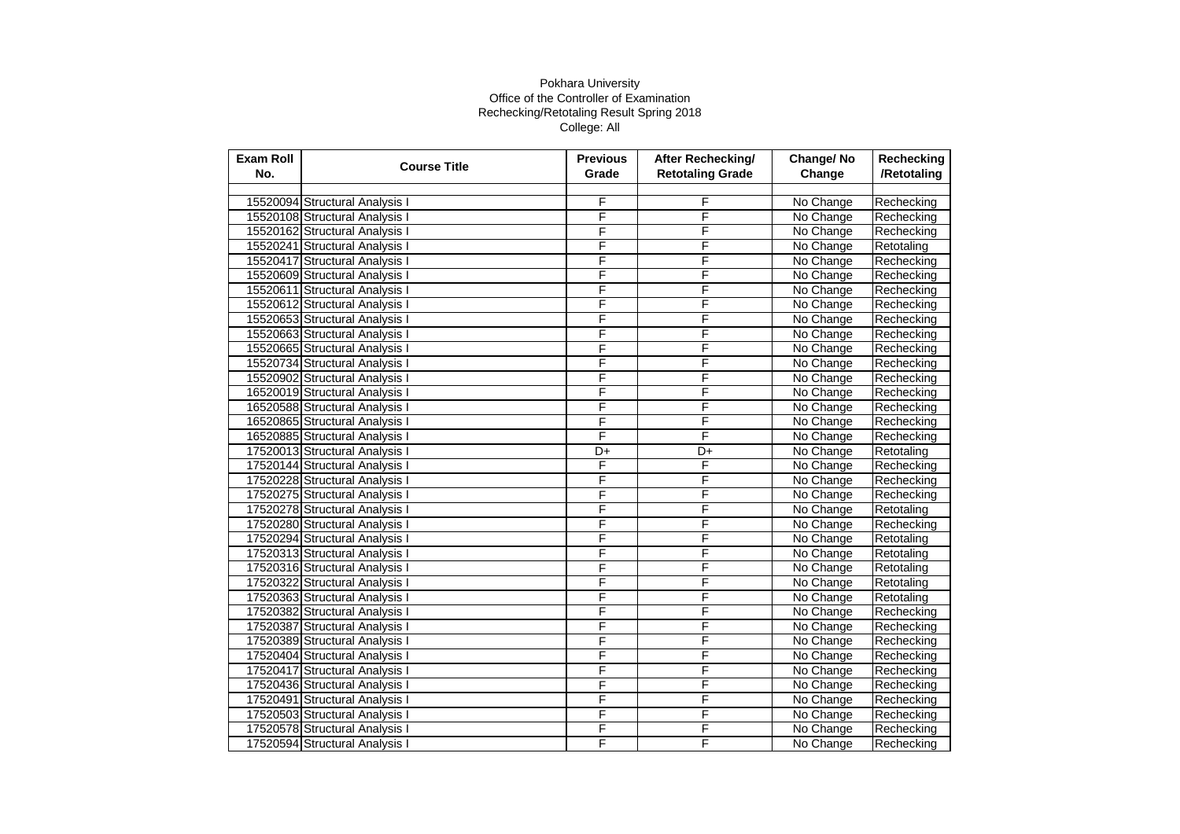Pokhara University
Office of the Controller of Examination
Rechecking/Retotaling Result Spring 2018
College: All

| Exam Roll No. | Course Title | Previous Grade | After Rechecking/ Retotaling Grade | Change/ No Change | Rechecking /Retotaling |
|---|---|---|---|---|---|
| | | | | | |
| 15520094 | Structural Analysis I | F | F | No Change | Rechecking |
| 15520108 | Structural Analysis I | F | F | No Change | Rechecking |
| 15520162 | Structural Analysis I | F | F | No Change | Rechecking |
| 15520241 | Structural Analysis I | F | F | No Change | Retotaling |
| 15520417 | Structural Analysis I | F | F | No Change | Rechecking |
| 15520609 | Structural Analysis I | F | F | No Change | Rechecking |
| 15520611 | Structural Analysis I | F | F | No Change | Rechecking |
| 15520612 | Structural Analysis I | F | F | No Change | Rechecking |
| 15520653 | Structural Analysis I | F | F | No Change | Rechecking |
| 15520663 | Structural Analysis I | F | F | No Change | Rechecking |
| 15520665 | Structural Analysis I | F | F | No Change | Rechecking |
| 15520734 | Structural Analysis I | F | F | No Change | Rechecking |
| 15520902 | Structural Analysis I | F | F | No Change | Rechecking |
| 16520019 | Structural Analysis I | F | F | No Change | Rechecking |
| 16520588 | Structural Analysis I | F | F | No Change | Rechecking |
| 16520865 | Structural Analysis I | F | F | No Change | Rechecking |
| 16520885 | Structural Analysis I | F | F | No Change | Rechecking |
| 17520013 | Structural Analysis I | D+ | D+ | No Change | Retotaling |
| 17520144 | Structural Analysis I | F | F | No Change | Rechecking |
| 17520228 | Structural Analysis I | F | F | No Change | Rechecking |
| 17520275 | Structural Analysis I | F | F | No Change | Rechecking |
| 17520278 | Structural Analysis I | F | F | No Change | Retotaling |
| 17520280 | Structural Analysis I | F | F | No Change | Rechecking |
| 17520294 | Structural Analysis I | F | F | No Change | Retotaling |
| 17520313 | Structural Analysis I | F | F | No Change | Retotaling |
| 17520316 | Structural Analysis I | F | F | No Change | Retotaling |
| 17520322 | Structural Analysis I | F | F | No Change | Retotaling |
| 17520363 | Structural Analysis I | F | F | No Change | Retotaling |
| 17520382 | Structural Analysis I | F | F | No Change | Rechecking |
| 17520387 | Structural Analysis I | F | F | No Change | Rechecking |
| 17520389 | Structural Analysis I | F | F | No Change | Rechecking |
| 17520404 | Structural Analysis I | F | F | No Change | Rechecking |
| 17520417 | Structural Analysis I | F | F | No Change | Rechecking |
| 17520436 | Structural Analysis I | F | F | No Change | Rechecking |
| 17520491 | Structural Analysis I | F | F | No Change | Rechecking |
| 17520503 | Structural Analysis I | F | F | No Change | Rechecking |
| 17520578 | Structural Analysis I | F | F | No Change | Rechecking |
| 17520594 | Structural Analysis I | F | F | No Change | Rechecking |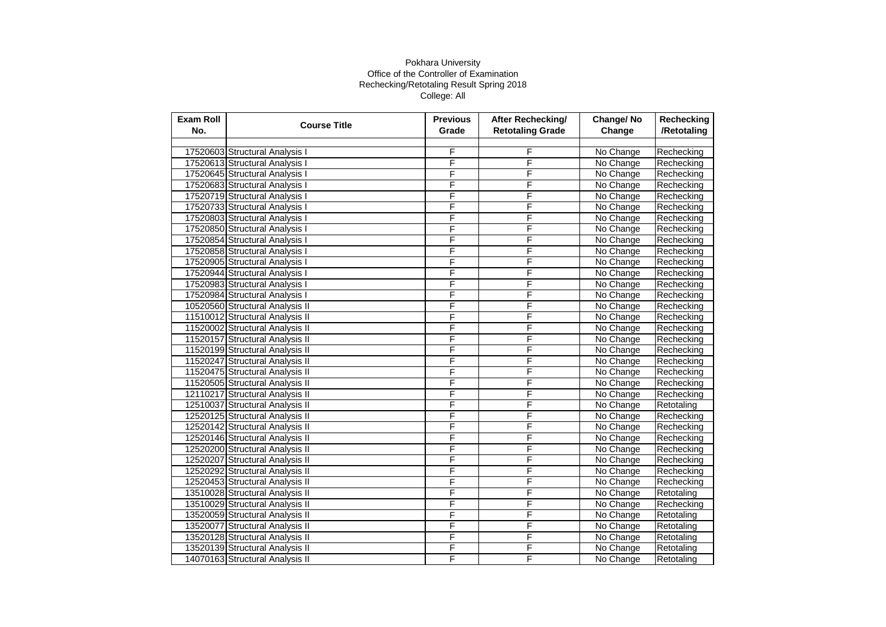Pokhara University
Office of the Controller of Examination
Rechecking/Retotaling Result Spring 2018
College: All

| Exam Roll No. | Course Title | Previous Grade | After Rechecking/ Retotaling Grade | Change/ No Change | Rechecking /Retotaling |
|---|---|---|---|---|---|
| | | | | | |
| 17520603 | Structural Analysis I | F | F | No Change | Rechecking |
| 17520613 | Structural Analysis I | F | F | No Change | Rechecking |
| 17520645 | Structural Analysis I | F | F | No Change | Rechecking |
| 17520683 | Structural Analysis I | F | F | No Change | Rechecking |
| 17520719 | Structural Analysis I | F | F | No Change | Rechecking |
| 17520733 | Structural Analysis I | F | F | No Change | Rechecking |
| 17520803 | Structural Analysis I | F | F | No Change | Rechecking |
| 17520850 | Structural Analysis I | F | F | No Change | Rechecking |
| 17520854 | Structural Analysis I | F | F | No Change | Rechecking |
| 17520858 | Structural Analysis I | F | F | No Change | Rechecking |
| 17520905 | Structural Analysis I | F | F | No Change | Rechecking |
| 17520944 | Structural Analysis I | F | F | No Change | Rechecking |
| 17520983 | Structural Analysis I | F | F | No Change | Rechecking |
| 17520984 | Structural Analysis I | F | F | No Change | Rechecking |
| 10520560 | Structural Analysis II | F | F | No Change | Rechecking |
| 11510012 | Structural Analysis II | F | F | No Change | Rechecking |
| 11520002 | Structural Analysis II | F | F | No Change | Rechecking |
| 11520157 | Structural Analysis II | F | F | No Change | Rechecking |
| 11520199 | Structural Analysis II | F | F | No Change | Rechecking |
| 11520247 | Structural Analysis II | F | F | No Change | Rechecking |
| 11520475 | Structural Analysis II | F | F | No Change | Rechecking |
| 11520505 | Structural Analysis II | F | F | No Change | Rechecking |
| 12110217 | Structural Analysis II | F | F | No Change | Rechecking |
| 12510037 | Structural Analysis II | F | F | No Change | Retotaling |
| 12520125 | Structural Analysis II | F | F | No Change | Rechecking |
| 12520142 | Structural Analysis II | F | F | No Change | Rechecking |
| 12520146 | Structural Analysis II | F | F | No Change | Rechecking |
| 12520200 | Structural Analysis II | F | F | No Change | Rechecking |
| 12520207 | Structural Analysis II | F | F | No Change | Rechecking |
| 12520292 | Structural Analysis II | F | F | No Change | Rechecking |
| 12520453 | Structural Analysis II | F | F | No Change | Rechecking |
| 13510028 | Structural Analysis II | F | F | No Change | Retotaling |
| 13510029 | Structural Analysis II | F | F | No Change | Rechecking |
| 13520059 | Structural Analysis II | F | F | No Change | Retotaling |
| 13520077 | Structural Analysis II | F | F | No Change | Retotaling |
| 13520128 | Structural Analysis II | F | F | No Change | Retotaling |
| 13520139 | Structural Analysis II | F | F | No Change | Retotaling |
| 14070163 | Structural Analysis II | F | F | No Change | Retotaling |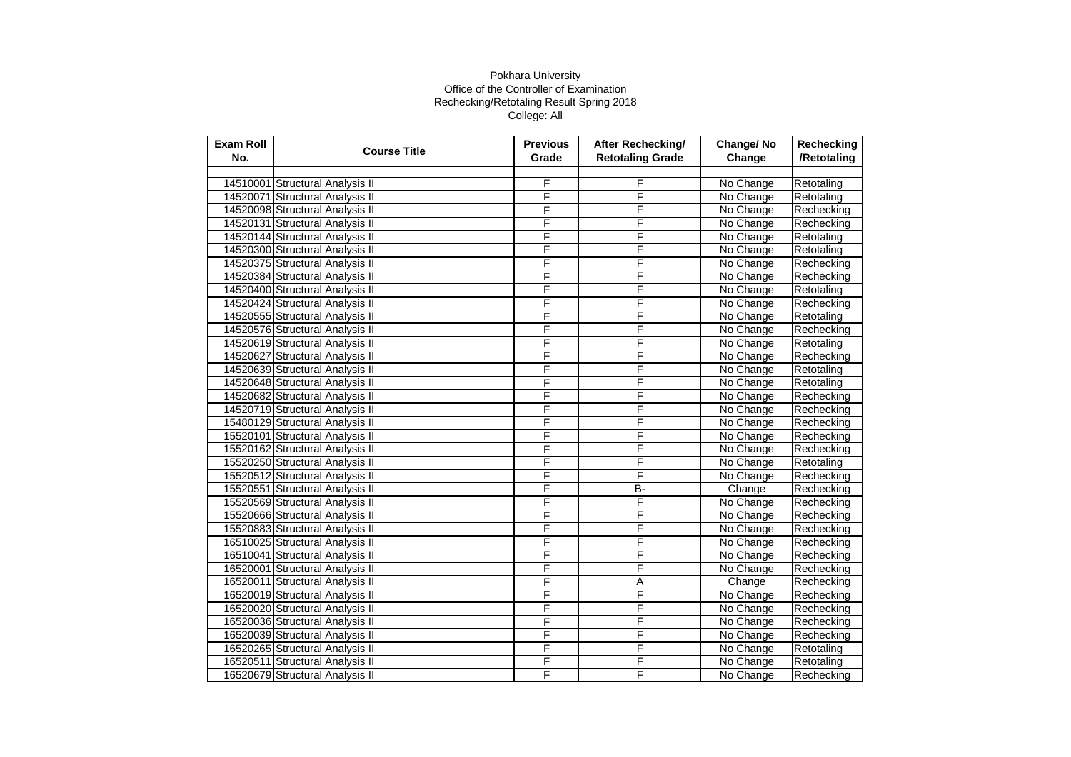Pokhara University

Office of the Controller of Examination

Rechecking/Retotaling Result Spring 2018

College: All

| Exam Roll No. | Course Title | Previous Grade | After Rechecking/ Retotaling Grade | Change/ No Change | Rechecking /Retotaling |
|---|---|---|---|---|---|
| | | | | | |
| 14510001 | Structural Analysis II | F | F | No Change | Retotaling |
| 14520071 | Structural Analysis II | F | F | No Change | Retotaling |
| 14520098 | Structural Analysis II | F | F | No Change | Rechecking |
| 14520131 | Structural Analysis II | F | F | No Change | Rechecking |
| 14520144 | Structural Analysis II | F | F | No Change | Retotaling |
| 14520300 | Structural Analysis II | F | F | No Change | Retotaling |
| 14520375 | Structural Analysis II | F | F | No Change | Rechecking |
| 14520384 | Structural Analysis II | F | F | No Change | Rechecking |
| 14520400 | Structural Analysis II | F | F | No Change | Retotaling |
| 14520424 | Structural Analysis II | F | F | No Change | Rechecking |
| 14520555 | Structural Analysis II | F | F | No Change | Retotaling |
| 14520576 | Structural Analysis II | F | F | No Change | Rechecking |
| 14520619 | Structural Analysis II | F | F | No Change | Retotaling |
| 14520627 | Structural Analysis II | F | F | No Change | Rechecking |
| 14520639 | Structural Analysis II | F | F | No Change | Retotaling |
| 14520648 | Structural Analysis II | F | F | No Change | Retotaling |
| 14520682 | Structural Analysis II | F | F | No Change | Rechecking |
| 14520719 | Structural Analysis II | F | F | No Change | Rechecking |
| 15480129 | Structural Analysis II | F | F | No Change | Rechecking |
| 15520101 | Structural Analysis II | F | F | No Change | Rechecking |
| 15520162 | Structural Analysis II | F | F | No Change | Rechecking |
| 15520250 | Structural Analysis II | F | F | No Change | Retotaling |
| 15520512 | Structural Analysis II | F | F | No Change | Rechecking |
| 15520551 | Structural Analysis II | F | B- | Change | Rechecking |
| 15520569 | Structural Analysis II | F | F | No Change | Rechecking |
| 15520666 | Structural Analysis II | F | F | No Change | Rechecking |
| 15520883 | Structural Analysis II | F | F | No Change | Rechecking |
| 16510025 | Structural Analysis II | F | F | No Change | Rechecking |
| 16510041 | Structural Analysis II | F | F | No Change | Rechecking |
| 16520001 | Structural Analysis II | F | F | No Change | Rechecking |
| 16520011 | Structural Analysis II | F | A | Change | Rechecking |
| 16520019 | Structural Analysis II | F | F | No Change | Rechecking |
| 16520020 | Structural Analysis II | F | F | No Change | Rechecking |
| 16520036 | Structural Analysis II | F | F | No Change | Rechecking |
| 16520039 | Structural Analysis II | F | F | No Change | Rechecking |
| 16520265 | Structural Analysis II | F | F | No Change | Retotaling |
| 16520511 | Structural Analysis II | F | F | No Change | Retotaling |
| 16520679 | Structural Analysis II | F | F | No Change | Rechecking |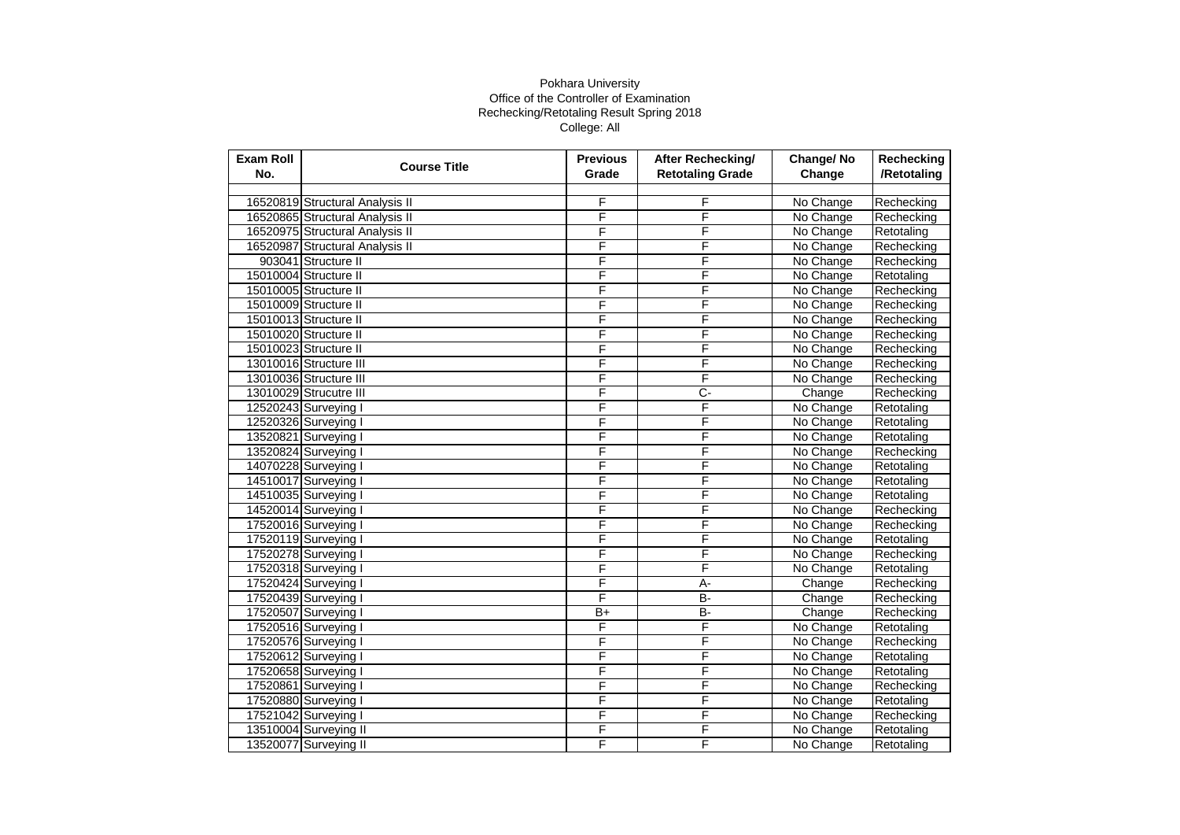Pokhara University
Office of the Controller of Examination
Rechecking/Retotaling Result Spring 2018
College: All

| Exam Roll No. | Course Title | Previous Grade | After Rechecking/ Retotaling Grade | Change/ No Change | Rechecking /Retotaling |
|---|---|---|---|---|---|
| | | | | | |
| 16520819 | Structural Analysis II | F | F | No Change | Rechecking |
| 16520865 | Structural Analysis II | F | F | No Change | Rechecking |
| 16520975 | Structural Analysis II | F | F | No Change | Retotaling |
| 16520987 | Structural Analysis II | F | F | No Change | Rechecking |
| 903041 | Structure II | F | F | No Change | Rechecking |
| 15010004 | Structure II | F | F | No Change | Retotaling |
| 15010005 | Structure II | F | F | No Change | Rechecking |
| 15010009 | Structure II | F | F | No Change | Rechecking |
| 15010013 | Structure II | F | F | No Change | Rechecking |
| 15010020 | Structure II | F | F | No Change | Rechecking |
| 15010023 | Structure II | F | F | No Change | Rechecking |
| 13010016 | Structure III | F | F | No Change | Rechecking |
| 13010036 | Structure III | F | F | No Change | Rechecking |
| 13010029 | Strucutre III | F | C- | Change | Rechecking |
| 12520243 | Surveying I | F | F | No Change | Retotaling |
| 12520326 | Surveying I | F | F | No Change | Retotaling |
| 13520821 | Surveying I | F | F | No Change | Retotaling |
| 13520824 | Surveying I | F | F | No Change | Rechecking |
| 14070228 | Surveying I | F | F | No Change | Retotaling |
| 14510017 | Surveying I | F | F | No Change | Retotaling |
| 14510035 | Surveying I | F | F | No Change | Retotaling |
| 14520014 | Surveying I | F | F | No Change | Rechecking |
| 17520016 | Surveying I | F | F | No Change | Rechecking |
| 17520119 | Surveying I | F | F | No Change | Retotaling |
| 17520278 | Surveying I | F | F | No Change | Rechecking |
| 17520318 | Surveying I | F | F | No Change | Retotaling |
| 17520424 | Surveying I | F | A- | Change | Rechecking |
| 17520439 | Surveying I | F | B- | Change | Rechecking |
| 17520507 | Surveying I | B+ | B- | Change | Rechecking |
| 17520516 | Surveying I | F | F | No Change | Retotaling |
| 17520576 | Surveying I | F | F | No Change | Rechecking |
| 17520612 | Surveying I | F | F | No Change | Retotaling |
| 17520658 | Surveying I | F | F | No Change | Retotaling |
| 17520861 | Surveying I | F | F | No Change | Rechecking |
| 17520880 | Surveying I | F | F | No Change | Retotaling |
| 17521042 | Surveying I | F | F | No Change | Rechecking |
| 13510004 | Surveying II | F | F | No Change | Retotaling |
| 13520077 | Surveying II | F | F | No Change | Retotaling |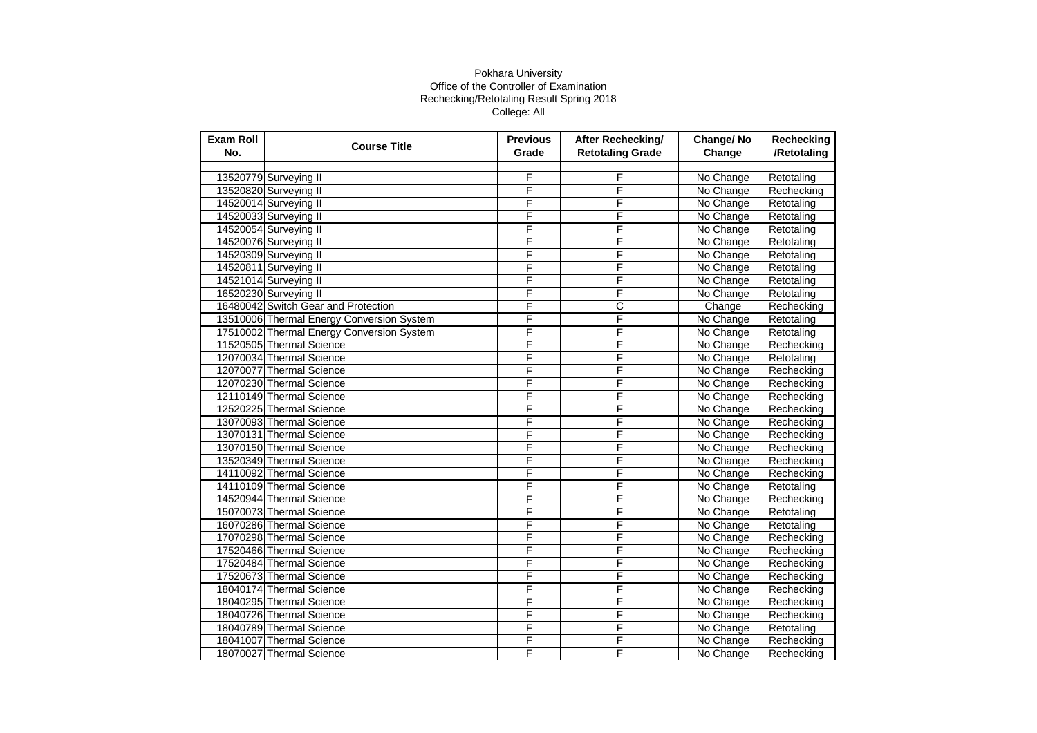Pokhara University
Office of the Controller of Examination
Rechecking/Retotaling Result Spring 2018
College: All

| Exam Roll No. | Course Title | Previous Grade | After Rechecking/ Retotaling Grade | Change/ No Change | Rechecking /Retotaling |
|---|---|---|---|---|---|
| | | | | | |
| 13520779 | Surveying II | F | F | No Change | Retotaling |
| 13520820 | Surveying II | F | F | No Change | Rechecking |
| 14520014 | Surveying II | F | F | No Change | Retotaling |
| 14520033 | Surveying II | F | F | No Change | Retotaling |
| 14520054 | Surveying II | F | F | No Change | Retotaling |
| 14520076 | Surveying II | F | F | No Change | Retotaling |
| 14520309 | Surveying II | F | F | No Change | Retotaling |
| 14520811 | Surveying II | F | F | No Change | Retotaling |
| 14521014 | Surveying II | F | F | No Change | Retotaling |
| 16520230 | Surveying II | F | F | No Change | Retotaling |
| 16480042 | Switch Gear and Protection | F | C | Change | Rechecking |
| 13510006 | Thermal Energy Conversion System | F | F | No Change | Retotaling |
| 17510002 | Thermal Energy Conversion System | F | F | No Change | Retotaling |
| 11520505 | Thermal Science | F | F | No Change | Rechecking |
| 12070034 | Thermal Science | F | F | No Change | Retotaling |
| 12070077 | Thermal Science | F | F | No Change | Rechecking |
| 12070230 | Thermal Science | F | F | No Change | Rechecking |
| 12110149 | Thermal Science | F | F | No Change | Rechecking |
| 12520225 | Thermal Science | F | F | No Change | Rechecking |
| 13070093 | Thermal Science | F | F | No Change | Rechecking |
| 13070131 | Thermal Science | F | F | No Change | Rechecking |
| 13070150 | Thermal Science | F | F | No Change | Rechecking |
| 13520349 | Thermal Science | F | F | No Change | Rechecking |
| 14110092 | Thermal Science | F | F | No Change | Rechecking |
| 14110109 | Thermal Science | F | F | No Change | Retotaling |
| 14520944 | Thermal Science | F | F | No Change | Rechecking |
| 15070073 | Thermal Science | F | F | No Change | Retotaling |
| 16070286 | Thermal Science | F | F | No Change | Retotaling |
| 17070298 | Thermal Science | F | F | No Change | Rechecking |
| 17520466 | Thermal Science | F | F | No Change | Rechecking |
| 17520484 | Thermal Science | F | F | No Change | Rechecking |
| 17520673 | Thermal Science | F | F | No Change | Rechecking |
| 18040174 | Thermal Science | F | F | No Change | Rechecking |
| 18040295 | Thermal Science | F | F | No Change | Rechecking |
| 18040726 | Thermal Science | F | F | No Change | Rechecking |
| 18040789 | Thermal Science | F | F | No Change | Retotaling |
| 18041007 | Thermal Science | F | F | No Change | Rechecking |
| 18070027 | Thermal Science | F | F | No Change | Rechecking |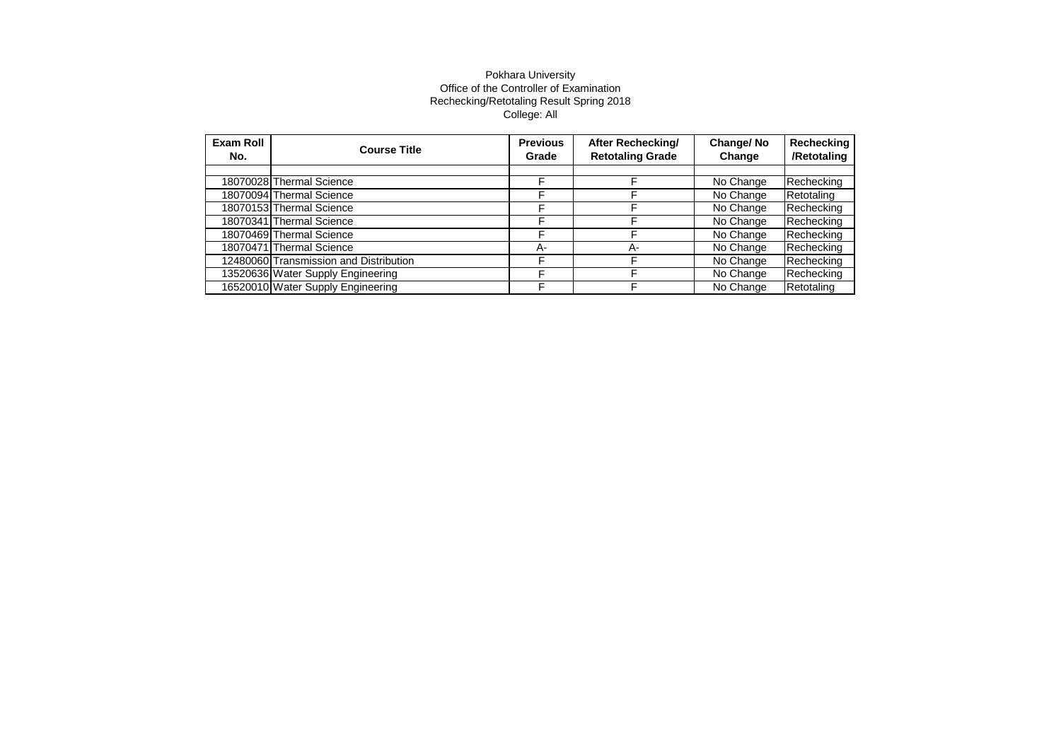Pokhara University
Office of the Controller of Examination
Rechecking/Retotaling Result Spring 2018
College: All

| Exam Roll No. | Course Title | Previous Grade | After Rechecking/ Retotaling Grade | Change/ No Change | Rechecking /Retotaling |
|---|---|---|---|---|---|
| | | | | | |
| 18070028 | Thermal Science | F | F | No Change | Rechecking |
| 18070094 | Thermal Science | F | F | No Change | Retotaling |
| 18070153 | Thermal Science | F | F | No Change | Rechecking |
| 18070341 | Thermal Science | F | F | No Change | Rechecking |
| 18070469 | Thermal Science | F | F | No Change | Rechecking |
| 18070471 | Thermal Science | A- | A- | No Change | Rechecking |
| 12480060 | Transmission and Distribution | F | F | No Change | Rechecking |
| 13520636 | Water Supply Engineering | F | F | No Change | Rechecking |
| 16520010 | Water Supply Engineering | F | F | No Change | Retotaling |